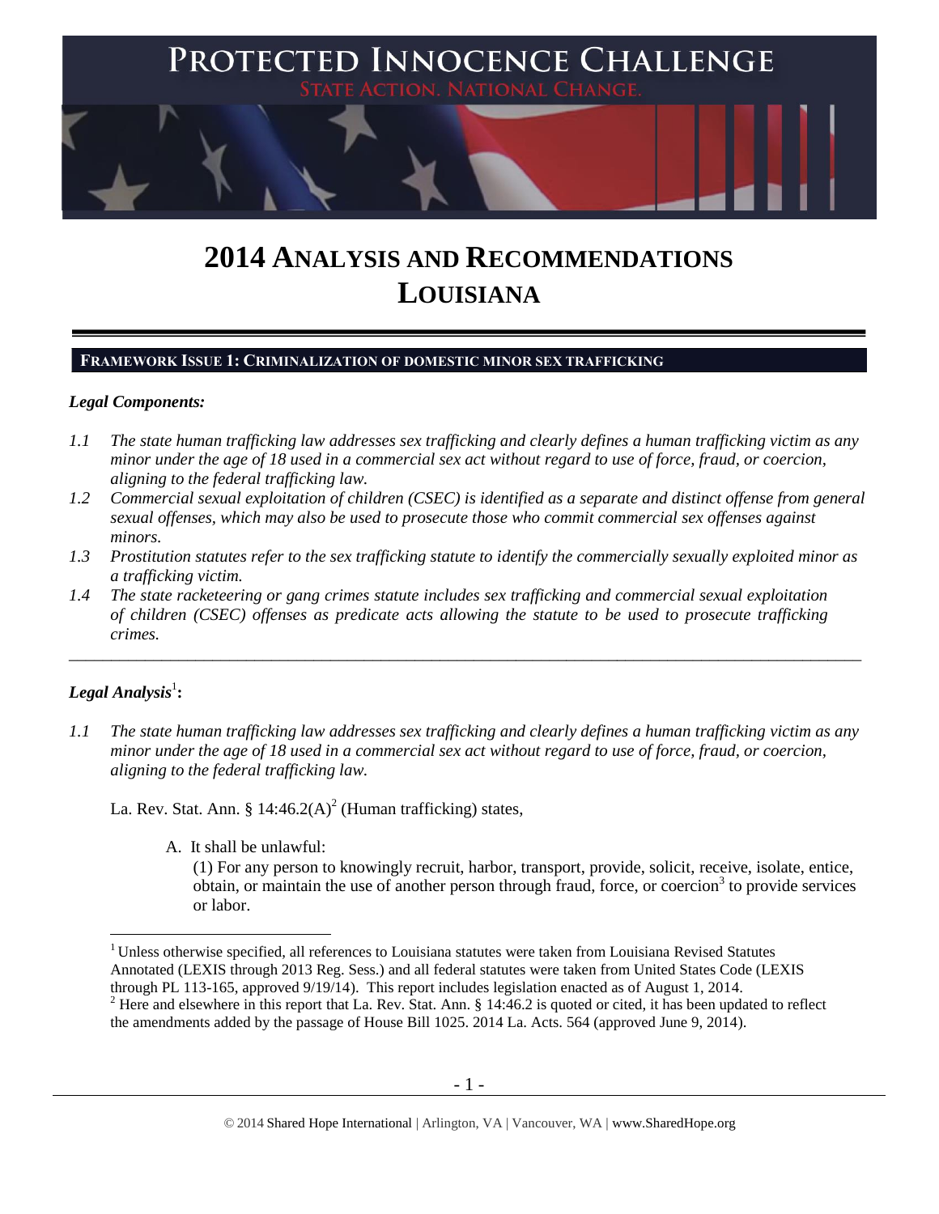# PROTECTED INNOCENCE CHALLENGE

STATE ACTION. NATIONAL CHANGE.

# 2014 ANALYSIS AND RECOMMENDATIONS LOUISIANA

## FRAMEWORK ISSUE 1: CRIMINALIZATION OF DOMESTIC MINOR SEX TRAFFICKING

### *Legal Components:*

*1.1 The state human trafficking law addresses sex trafficking and clearly defines a human trafficking victim as any minor under the age of 18 used in a commercial sex act without regard to use of force, fraud, or coercion, aligning to the federal trafficking law.*

*1.2 Commercial sexual exploitation of children (CSEC) is identified as a separate and distinct offense from general sexual offenses, which may also be used to prosecute those who commit commercial sex offenses against minors.*

*1.3 Prostitution statutes refer to the sex trafficking statute to identify the commercially sexually exploited minor as a trafficking victim.*

*1.4 The state racketeering or gang crimes statute includes sex trafficking and commercial sexual exploitation of children (CSEC) offenses as predicate acts allowing the statute to be used to prosecute trafficking crimes.*

---

### *Legal Analysis*[1]**:**

*1.1 The state human trafficking law addresses sex trafficking and clearly defines a human trafficking victim as any minor under the age of 18 used in a commercial sex act without regard to use of force, fraud, or coercion, aligning to the federal trafficking law.*

La. Rev. Stat. Ann. § 14:46.2(A)[2] (Human trafficking) states,

A. It shall be unlawful:

(1) For any person to knowingly recruit, harbor, transport, provide, solicit, receive, isolate, entice, obtain, or maintain the use of another person through fraud, force, or coercion[3] to provide services or labor.

---

[1] Unless otherwise specified, all references to Louisiana statutes were taken from Louisiana Revised Statutes Annotated (LEXIS through 2013 Reg. Sess.) and all federal statutes were taken from United States Code (LEXIS through PL 113-165, approved 9/19/14). This report includes legislation enacted as of August 1, 2014.

[2] Here and elsewhere in this report that La. Rev. Stat. Ann. § 14:46.2 is quoted or cited, it has been updated to reflect the amendments added by the passage of House Bill 1025. 2014 La. Acts. 564 (approved June 9, 2014).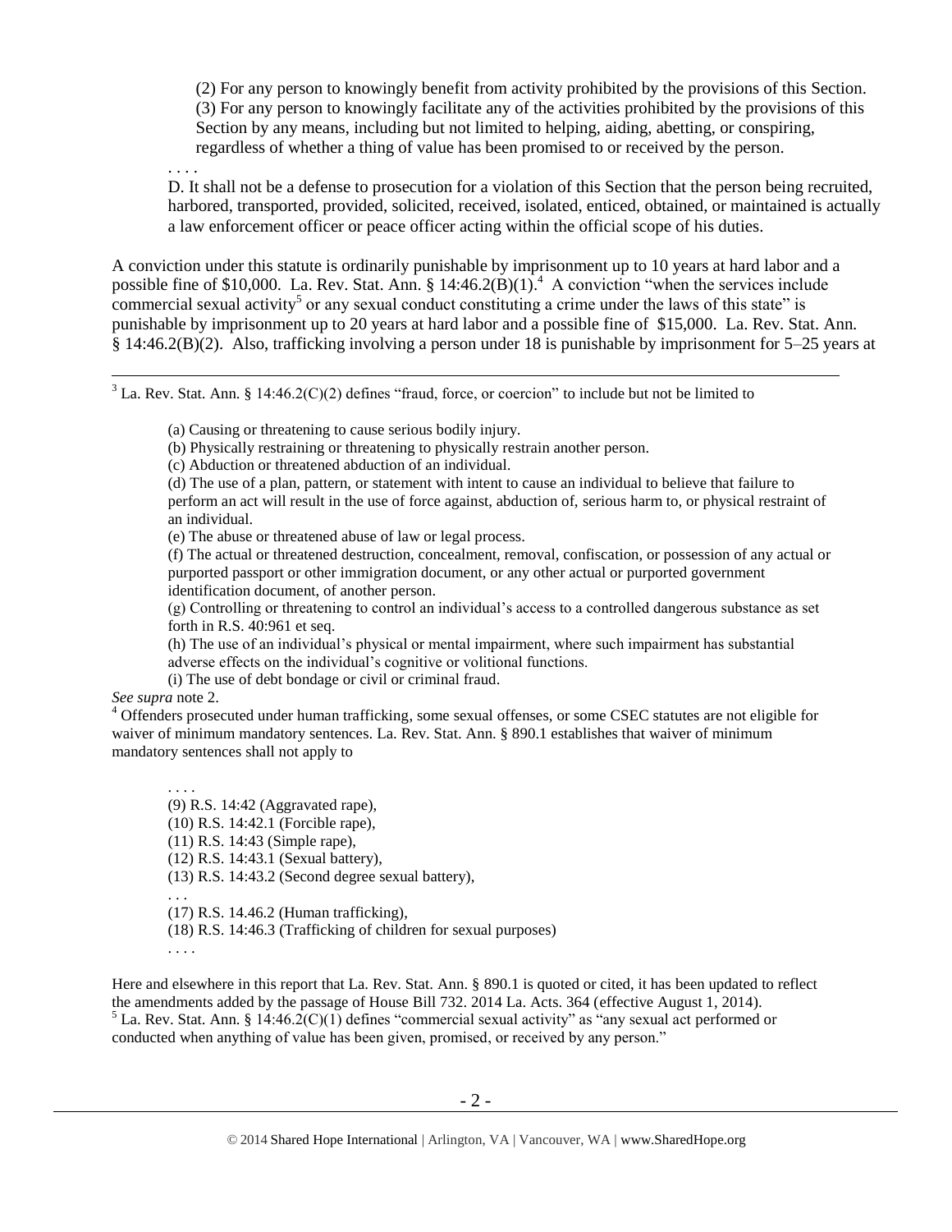> (2) For any person to knowingly benefit from activity prohibited by the provisions of this Section.
> (3) For any person to knowingly facilitate any of the activities prohibited by the provisions of this Section by any means, including but not limited to helping, aiding, abetting, or conspiring, regardless of whether a thing of value has been promised to or received by the person.
>
> . . . .
>
> D. It shall not be a defense to prosecution for a violation of this Section that the person being recruited, harbored, transported, provided, solicited, received, isolated, enticed, obtained, or maintained is actually a law enforcement officer or peace officer acting within the official scope of his duties.

A conviction under this statute is ordinarily punishable by imprisonment up to 10 years at hard labor and a possible fine of $10,000. La. Rev. Stat. Ann. § 14:46.2(B)(1).[4] A conviction "when the services include commercial sexual activity[5] or any sexual conduct constituting a crime under the laws of this state" is punishable by imprisonment up to 20 years at hard labor and a possible fine of $15,000. La. Rev. Stat. Ann. § 14:46.2(B)(2). Also, trafficking involving a person under 18 is punishable by imprisonment for 5–25 years at

---

[3] La. Rev. Stat. Ann. § 14:46.2(C)(2) defines "fraud, force, or coercion" to include but not be limited to

> (a) Causing or threatening to cause serious bodily injury.
> (b) Physically restraining or threatening to physically restrain another person.
> (c) Abduction or threatened abduction of an individual.
> (d) The use of a plan, pattern, or statement with intent to cause an individual to believe that failure to perform an act will result in the use of force against, abduction of, serious harm to, or physical restraint of an individual.
> (e) The abuse or threatened abuse of law or legal process.
> (f) The actual or threatened destruction, concealment, removal, confiscation, or possession of any actual or purported passport or other immigration document, or any other actual or purported government identification document, of another person.
> (g) Controlling or threatening to control an individual's access to a controlled dangerous substance as set forth in R.S. 40:961 et seq.
> (h) The use of an individual's physical or mental impairment, where such impairment has substantial adverse effects on the individual's cognitive or volitional functions.
> (i) The use of debt bondage or civil or criminal fraud.

*See supra* note 2.

[4] Offenders prosecuted under human trafficking, some sexual offenses, or some CSEC statutes are not eligible for waiver of minimum mandatory sentences. La. Rev. Stat. Ann. § 890.1 establishes that waiver of minimum mandatory sentences shall not apply to

> . . . .
> (9) R.S. 14:42 (Aggravated rape),
> (10) R.S. 14:42.1 (Forcible rape),
> (11) R.S. 14:43 (Simple rape),
> (12) R.S. 14:43.1 (Sexual battery),
> (13) R.S. 14:43.2 (Second degree sexual battery),
> . . .
> (17) R.S. 14.46.2 (Human trafficking),
> (18) R.S. 14:46.3 (Trafficking of children for sexual purposes)
> . . . .

Here and elsewhere in this report that La. Rev. Stat. Ann. § 890.1 is quoted or cited, it has been updated to reflect the amendments added by the passage of House Bill 732. 2014 La. Acts. 364 (effective August 1, 2014).

[5] La. Rev. Stat. Ann. § 14:46.2(C)(1) defines "commercial sexual activity" as "any sexual act performed or conducted when anything of value has been given, promised, or received by any person."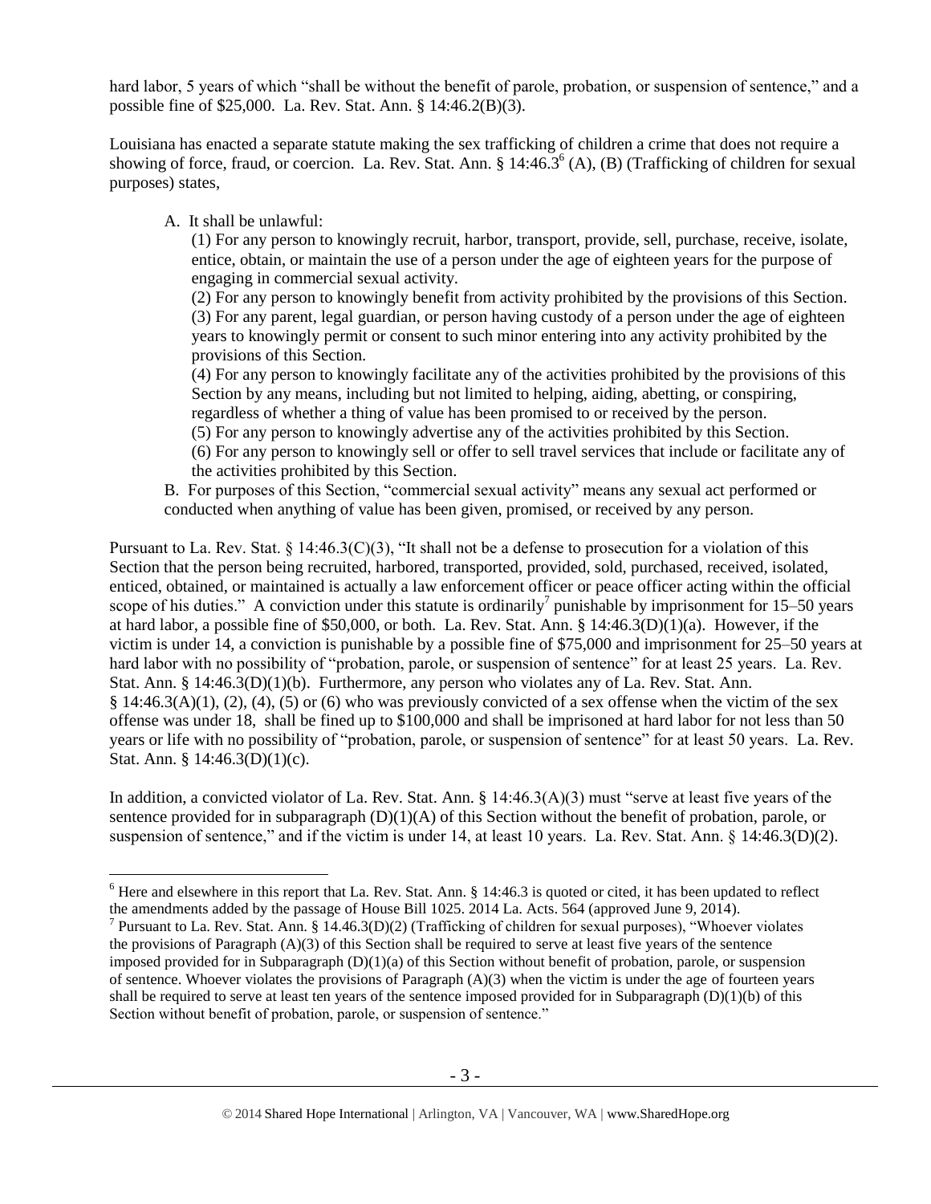hard labor, 5 years of which "shall be without the benefit of parole, probation, or suspension of sentence," and a possible fine of $25,000. La. Rev. Stat. Ann. § 14:46.2(B)(3).

Louisiana has enacted a separate statute making the sex trafficking of children a crime that does not require a showing of force, fraud, or coercion. La. Rev. Stat. Ann. § 14:46.3[6] (A), (B) (Trafficking of children for sexual purposes) states,

> A. It shall be unlawful:
>
> (1) For any person to knowingly recruit, harbor, transport, provide, sell, purchase, receive, isolate, entice, obtain, or maintain the use of a person under the age of eighteen years for the purpose of engaging in commercial sexual activity.
>
> (2) For any person to knowingly benefit from activity prohibited by the provisions of this Section.
>
> (3) For any parent, legal guardian, or person having custody of a person under the age of eighteen years to knowingly permit or consent to such minor entering into any activity prohibited by the provisions of this Section.
>
> (4) For any person to knowingly facilitate any of the activities prohibited by the provisions of this Section by any means, including but not limited to helping, aiding, abetting, or conspiring, regardless of whether a thing of value has been promised to or received by the person.
>
> (5) For any person to knowingly advertise any of the activities prohibited by this Section.
>
> (6) For any person to knowingly sell or offer to sell travel services that include or facilitate any of the activities prohibited by this Section.
>
> B. For purposes of this Section, "commercial sexual activity" means any sexual act performed or conducted when anything of value has been given, promised, or received by any person.

Pursuant to La. Rev. Stat. § 14:46.3(C)(3), "It shall not be a defense to prosecution for a violation of this Section that the person being recruited, harbored, transported, provided, sold, purchased, received, isolated, enticed, obtained, or maintained is actually a law enforcement officer or peace officer acting within the official scope of his duties." A conviction under this statute is ordinarily[7] punishable by imprisonment for 15–50 years at hard labor, a possible fine of $50,000, or both. La. Rev. Stat. Ann. § 14:46.3(D)(1)(a). However, if the victim is under 14, a conviction is punishable by a possible fine of $75,000 and imprisonment for 25–50 years at hard labor with no possibility of "probation, parole, or suspension of sentence" for at least 25 years. La. Rev. Stat. Ann. § 14:46.3(D)(1)(b). Furthermore, any person who violates any of La. Rev. Stat. Ann. § 14:46.3(A)(1), (2), (4), (5) or (6) who was previously convicted of a sex offense when the victim of the sex offense was under 18, shall be fined up to $100,000 and shall be imprisoned at hard labor for not less than 50 years or life with no possibility of "probation, parole, or suspension of sentence" for at least 50 years. La. Rev. Stat. Ann. § 14:46.3(D)(1)(c).

In addition, a convicted violator of La. Rev. Stat. Ann. § 14:46.3(A)(3) must "serve at least five years of the sentence provided for in subparagraph (D)(1)(A) of this Section without the benefit of probation, parole, or suspension of sentence," and if the victim is under 14, at least 10 years. La. Rev. Stat. Ann. § 14:46.3(D)(2).

---

[6] Here and elsewhere in this report that La. Rev. Stat. Ann. § 14:46.3 is quoted or cited, it has been updated to reflect the amendments added by the passage of House Bill 1025. 2014 La. Acts. 564 (approved June 9, 2014).

[7] Pursuant to La. Rev. Stat. Ann. § 14.46.3(D)(2) (Trafficking of children for sexual purposes), "Whoever violates the provisions of Paragraph (A)(3) of this Section shall be required to serve at least five years of the sentence imposed provided for in Subparagraph (D)(1)(a) of this Section without benefit of probation, parole, or suspension of sentence. Whoever violates the provisions of Paragraph (A)(3) when the victim is under the age of fourteen years shall be required to serve at least ten years of the sentence imposed provided for in Subparagraph (D)(1)(b) of this Section without benefit of probation, parole, or suspension of sentence."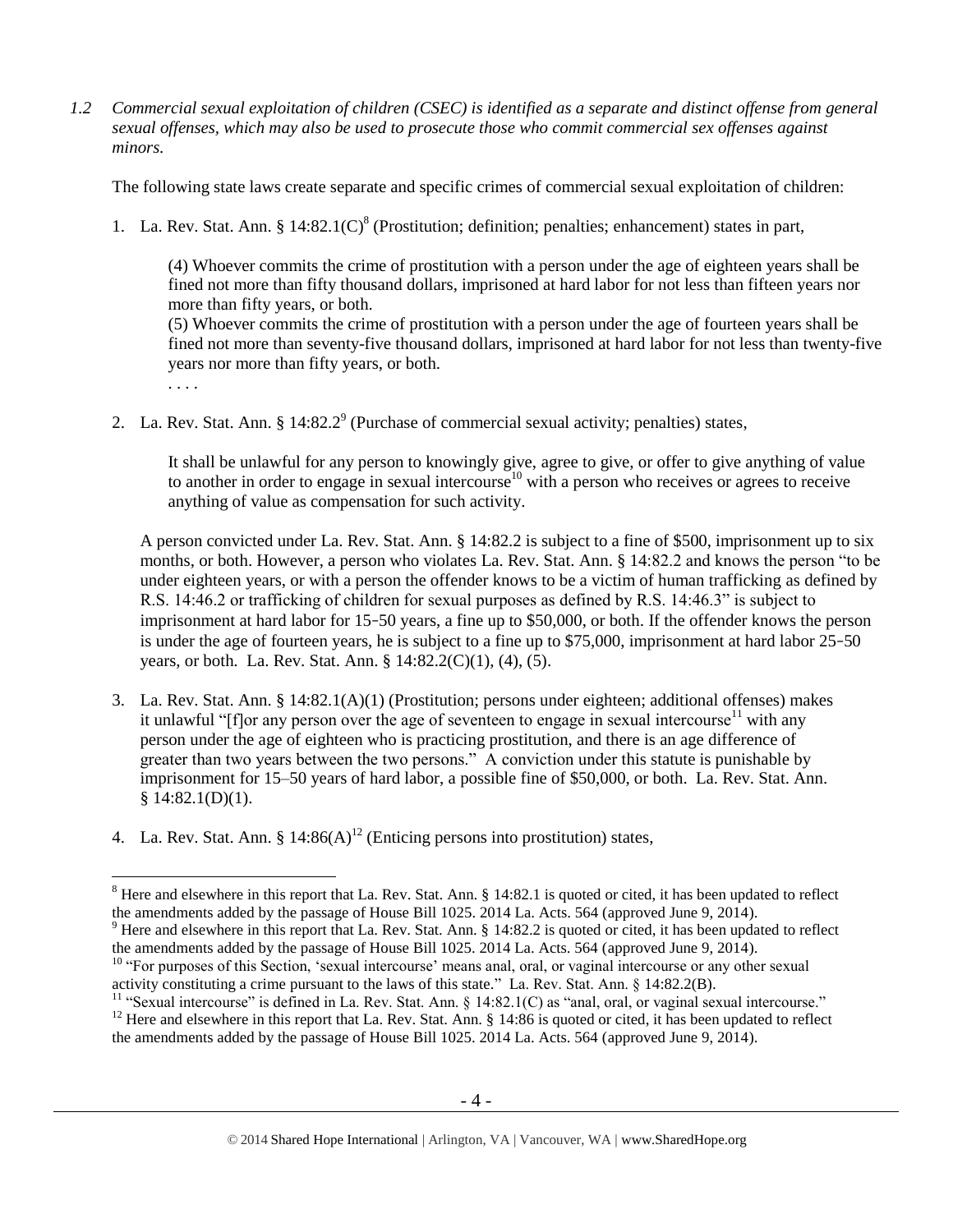*1.2 Commercial sexual exploitation of children (CSEC) is identified as a separate and distinct offense from general sexual offenses, which may also be used to prosecute those who commit commercial sex offenses against minors.*

The following state laws create separate and specific crimes of commercial sexual exploitation of children:

1. La. Rev. Stat. Ann. § 14:82.1(C)[8] (Prostitution; definition; penalties; enhancement) states in part,

   (4) Whoever commits the crime of prostitution with a person under the age of eighteen years shall be fined not more than fifty thousand dollars, imprisoned at hard labor for not less than fifteen years nor more than fifty years, or both.
   (5) Whoever commits the crime of prostitution with a person under the age of fourteen years shall be fined not more than seventy-five thousand dollars, imprisoned at hard labor for not less than twenty-five years nor more than fifty years, or both.
   . . . .

2. La. Rev. Stat. Ann. § 14:82.2[9] (Purchase of commercial sexual activity; penalties) states,

   It shall be unlawful for any person to knowingly give, agree to give, or offer to give anything of value to another in order to engage in sexual intercourse[10] with a person who receives or agrees to receive anything of value as compensation for such activity.

   A person convicted under La. Rev. Stat. Ann. § 14:82.2 is subject to a fine of $500, imprisonment up to six months, or both. However, a person who violates La. Rev. Stat. Ann. § 14:82.2 and knows the person "to be under eighteen years, or with a person the offender knows to be a victim of human trafficking as defined by R.S. 14:46.2 or trafficking of children for sexual purposes as defined by R.S. 14:46.3" is subject to imprisonment at hard labor for 15‑50 years, a fine up to $50,000, or both. If the offender knows the person is under the age of fourteen years, he is subject to a fine up to $75,000, imprisonment at hard labor 25‑50 years, or both. La. Rev. Stat. Ann. § 14:82.2(C)(1), (4), (5).

3. La. Rev. Stat. Ann. § 14:82.1(A)(1) (Prostitution; persons under eighteen; additional offenses) makes it unlawful "[f]or any person over the age of seventeen to engage in sexual intercourse[11] with any person under the age of eighteen who is practicing prostitution, and there is an age difference of greater than two years between the two persons." A conviction under this statute is punishable by imprisonment for 15–50 years of hard labor, a possible fine of $50,000, or both. La. Rev. Stat. Ann. § 14:82.1(D)(1).

4. La. Rev. Stat. Ann. § 14:86(A)[12] (Enticing persons into prostitution) states,

---

[8] Here and elsewhere in this report that La. Rev. Stat. Ann. § 14:82.1 is quoted or cited, it has been updated to reflect the amendments added by the passage of House Bill 1025. 2014 La. Acts. 564 (approved June 9, 2014).

[9] Here and elsewhere in this report that La. Rev. Stat. Ann. § 14:82.2 is quoted or cited, it has been updated to reflect the amendments added by the passage of House Bill 1025. 2014 La. Acts. 564 (approved June 9, 2014).

[10] "For purposes of this Section, 'sexual intercourse' means anal, oral, or vaginal intercourse or any other sexual activity constituting a crime pursuant to the laws of this state." La. Rev. Stat. Ann. § 14:82.2(B).

[11] "Sexual intercourse" is defined in La. Rev. Stat. Ann. § 14:82.1(C) as "anal, oral, or vaginal sexual intercourse."

[12] Here and elsewhere in this report that La. Rev. Stat. Ann. § 14:86 is quoted or cited, it has been updated to reflect the amendments added by the passage of House Bill 1025. 2014 La. Acts. 564 (approved June 9, 2014).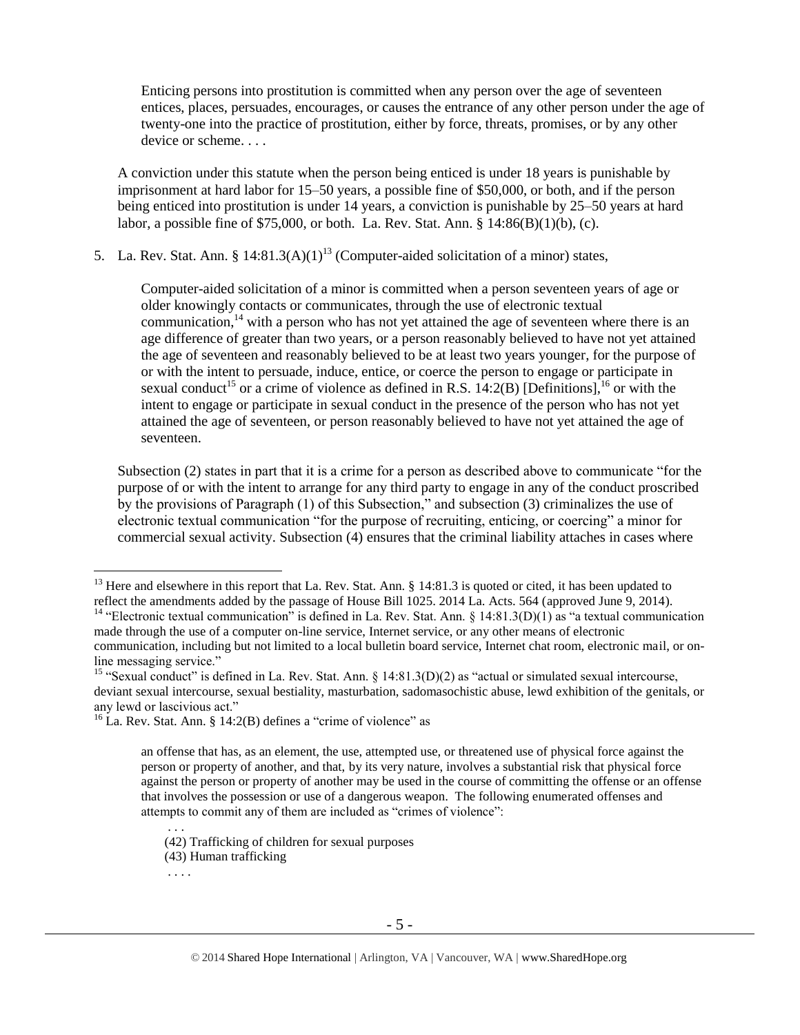> Enticing persons into prostitution is committed when any person over the age of seventeen entices, places, persuades, encourages, or causes the entrance of any other person under the age of twenty-one into the practice of prostitution, either by force, threats, promises, or by any other device or scheme. . . .

A conviction under this statute when the person being enticed is under 18 years is punishable by imprisonment at hard labor for 15–50 years, a possible fine of $50,000, or both, and if the person being enticed into prostitution is under 14 years, a conviction is punishable by 25–50 years at hard labor, a possible fine of $75,000, or both. La. Rev. Stat. Ann. § 14:86(B)(1)(b), (c).

5. La. Rev. Stat. Ann. § 14:81.3(A)(1)[13] (Computer-aided solicitation of a minor) states,

> Computer-aided solicitation of a minor is committed when a person seventeen years of age or older knowingly contacts or communicates, through the use of electronic textual communication,[14] with a person who has not yet attained the age of seventeen where there is an age difference of greater than two years, or a person reasonably believed to have not yet attained the age of seventeen and reasonably believed to be at least two years younger, for the purpose of or with the intent to persuade, induce, entice, or coerce the person to engage or participate in sexual conduct[15] or a crime of violence as defined in R.S. 14:2(B) [Definitions],[16] or with the intent to engage or participate in sexual conduct in the presence of the person who has not yet attained the age of seventeen, or person reasonably believed to have not yet attained the age of seventeen.

Subsection (2) states in part that it is a crime for a person as described above to communicate "for the purpose of or with the intent to arrange for any third party to engage in any of the conduct proscribed by the provisions of Paragraph (1) of this Subsection," and subsection (3) criminalizes the use of electronic textual communication "for the purpose of recruiting, enticing, or coercing" a minor for commercial sexual activity. Subsection (4) ensures that the criminal liability attaches in cases where

---

[13] Here and elsewhere in this report that La. Rev. Stat. Ann. § 14:81.3 is quoted or cited, it has been updated to reflect the amendments added by the passage of House Bill 1025. 2014 La. Acts. 564 (approved June 9, 2014).

[14] "Electronic textual communication" is defined in La. Rev. Stat. Ann. § 14:81.3(D)(1) as "a textual communication made through the use of a computer on-line service, Internet service, or any other means of electronic communication, including but not limited to a local bulletin board service, Internet chat room, electronic mail, or on-line messaging service."

[15] "Sexual conduct" is defined in La. Rev. Stat. Ann. § 14:81.3(D)(2) as "actual or simulated sexual intercourse, deviant sexual intercourse, sexual bestiality, masturbation, sadomasochistic abuse, lewd exhibition of the genitals, or any lewd or lascivious act."

[16] La. Rev. Stat. Ann. § 14:2(B) defines a "crime of violence" as

> an offense that has, as an element, the use, attempted use, or threatened use of physical force against the person or property of another, and that, by its very nature, involves a substantial risk that physical force against the person or property of another may be used in the course of committing the offense or an offense that involves the possession or use of a dangerous weapon. The following enumerated offenses and attempts to commit any of them are included as "crimes of violence":
>
> . . .
>
> (42) Trafficking of children for sexual purposes
>
> (43) Human trafficking
>
> . . . .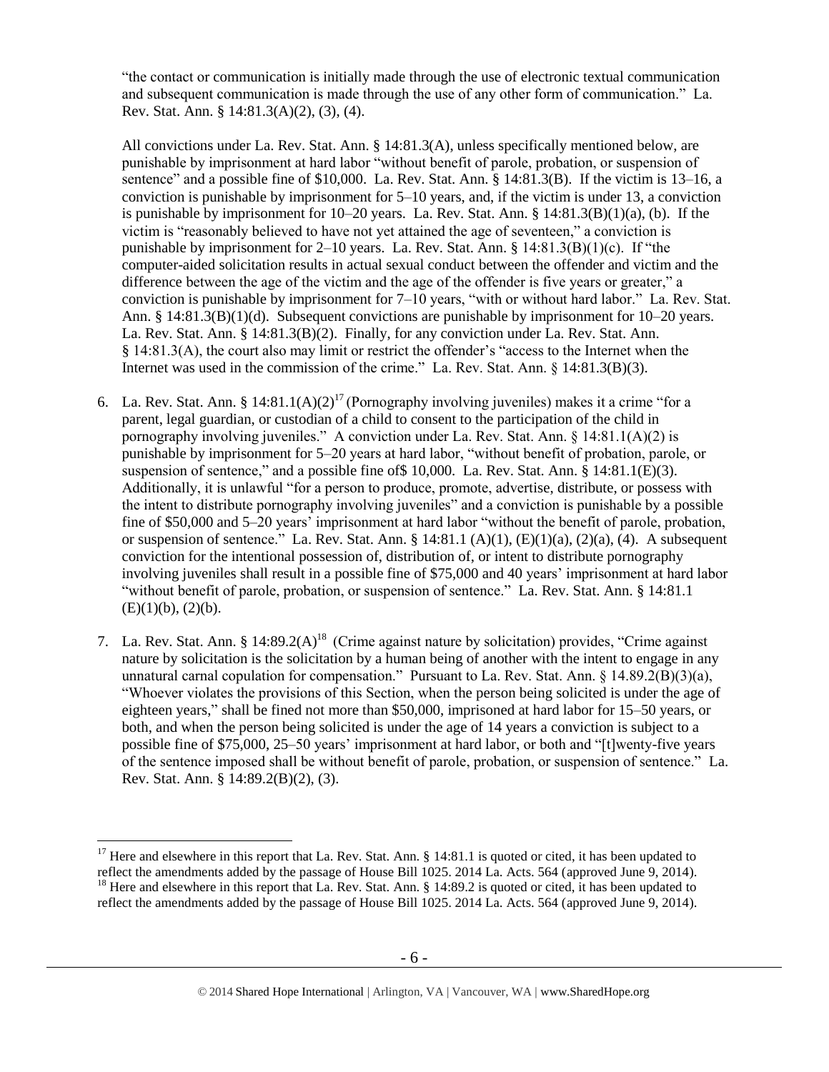"the contact or communication is initially made through the use of electronic textual communication and subsequent communication is made through the use of any other form of communication." La. Rev. Stat. Ann. § 14:81.3(A)(2), (3), (4).

All convictions under La. Rev. Stat. Ann. § 14:81.3(A), unless specifically mentioned below, are punishable by imprisonment at hard labor "without benefit of parole, probation, or suspension of sentence" and a possible fine of $10,000. La. Rev. Stat. Ann. § 14:81.3(B). If the victim is 13–16, a conviction is punishable by imprisonment for 5–10 years, and, if the victim is under 13, a conviction is punishable by imprisonment for 10–20 years. La. Rev. Stat. Ann. § 14:81.3(B)(1)(a), (b). If the victim is "reasonably believed to have not yet attained the age of seventeen," a conviction is punishable by imprisonment for 2–10 years. La. Rev. Stat. Ann. § 14:81.3(B)(1)(c). If "the computer-aided solicitation results in actual sexual conduct between the offender and victim and the difference between the age of the victim and the age of the offender is five years or greater," a conviction is punishable by imprisonment for 7–10 years, "with or without hard labor." La. Rev. Stat. Ann. § 14:81.3(B)(1)(d). Subsequent convictions are punishable by imprisonment for 10–20 years. La. Rev. Stat. Ann. § 14:81.3(B)(2). Finally, for any conviction under La. Rev. Stat. Ann. § 14:81.3(A), the court also may limit or restrict the offender's "access to the Internet when the Internet was used in the commission of the crime." La. Rev. Stat. Ann. § 14:81.3(B)(3).

6. La. Rev. Stat. Ann. § 14:81.1(A)(2)[17] (Pornography involving juveniles) makes it a crime "for a parent, legal guardian, or custodian of a child to consent to the participation of the child in pornography involving juveniles." A conviction under La. Rev. Stat. Ann. § 14:81.1(A)(2) is punishable by imprisonment for 5–20 years at hard labor, "without benefit of probation, parole, or suspension of sentence," and a possible fine of$ 10,000. La. Rev. Stat. Ann. § 14:81.1(E)(3). Additionally, it is unlawful "for a person to produce, promote, advertise, distribute, or possess with the intent to distribute pornography involving juveniles" and a conviction is punishable by a possible fine of $50,000 and 5–20 years' imprisonment at hard labor "without the benefit of parole, probation, or suspension of sentence." La. Rev. Stat. Ann. § 14:81.1 (A)(1), (E)(1)(a), (2)(a), (4). A subsequent conviction for the intentional possession of, distribution of, or intent to distribute pornography involving juveniles shall result in a possible fine of $75,000 and 40 years' imprisonment at hard labor "without benefit of parole, probation, or suspension of sentence." La. Rev. Stat. Ann. § 14:81.1 (E)(1)(b), (2)(b).

7. La. Rev. Stat. Ann. § 14:89.2(A)[18] (Crime against nature by solicitation) provides, "Crime against nature by solicitation is the solicitation by a human being of another with the intent to engage in any unnatural carnal copulation for compensation." Pursuant to La. Rev. Stat. Ann. § 14.89.2(B)(3)(a), "Whoever violates the provisions of this Section, when the person being solicited is under the age of eighteen years," shall be fined not more than $50,000, imprisoned at hard labor for 15–50 years, or both, and when the person being solicited is under the age of 14 years a conviction is subject to a possible fine of $75,000, 25–50 years' imprisonment at hard labor, or both and "[t]wenty-five years of the sentence imposed shall be without benefit of parole, probation, or suspension of sentence." La. Rev. Stat. Ann. § 14:89.2(B)(2), (3).

---

[17] Here and elsewhere in this report that La. Rev. Stat. Ann. § 14:81.1 is quoted or cited, it has been updated to reflect the amendments added by the passage of House Bill 1025. 2014 La. Acts. 564 (approved June 9, 2014).

[18] Here and elsewhere in this report that La. Rev. Stat. Ann. § 14:89.2 is quoted or cited, it has been updated to reflect the amendments added by the passage of House Bill 1025. 2014 La. Acts. 564 (approved June 9, 2014).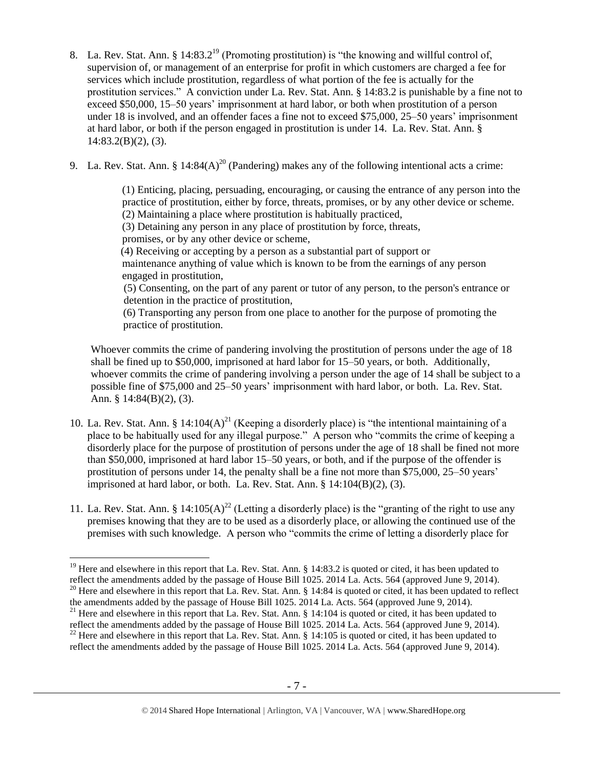8. La. Rev. Stat. Ann. § 14:83.2[19] (Promoting prostitution) is "the knowing and willful control of, supervision of, or management of an enterprise for profit in which customers are charged a fee for services which include prostitution, regardless of what portion of the fee is actually for the prostitution services." A conviction under La. Rev. Stat. Ann. § 14:83.2 is punishable by a fine not to exceed $50,000, 15–50 years' imprisonment at hard labor, or both when prostitution of a person under 18 is involved, and an offender faces a fine not to exceed $75,000, 25–50 years' imprisonment at hard labor, or both if the person engaged in prostitution is under 14. La. Rev. Stat. Ann. § 14:83.2(B)(2), (3).

9. La. Rev. Stat. Ann. § 14:84(A)[20] (Pandering) makes any of the following intentional acts a crime:

   > (1) Enticing, placing, persuading, encouraging, or causing the entrance of any person into the practice of prostitution, either by force, threats, promises, or by any other device or scheme.
   > (2) Maintaining a place where prostitution is habitually practiced,
   > (3) Detaining any person in any place of prostitution by force, threats, promises, or by any other device or scheme,
   > (4) Receiving or accepting by a person as a substantial part of support or maintenance anything of value which is known to be from the earnings of any person engaged in prostitution,
   > (5) Consenting, on the part of any parent or tutor of any person, to the person's entrance or detention in the practice of prostitution,
   > (6) Transporting any person from one place to another for the purpose of promoting the practice of prostitution.

   Whoever commits the crime of pandering involving the prostitution of persons under the age of 18 shall be fined up to $50,000, imprisoned at hard labor for 15–50 years, or both. Additionally, whoever commits the crime of pandering involving a person under the age of 14 shall be subject to a possible fine of $75,000 and 25–50 years' imprisonment with hard labor, or both. La. Rev. Stat. Ann. § 14:84(B)(2), (3).

10. La. Rev. Stat. Ann. § 14:104(A)[21] (Keeping a disorderly place) is "the intentional maintaining of a place to be habitually used for any illegal purpose." A person who "commits the crime of keeping a disorderly place for the purpose of prostitution of persons under the age of 18 shall be fined not more than $50,000, imprisoned at hard labor 15–50 years, or both, and if the purpose of the offender is prostitution of persons under 14, the penalty shall be a fine not more than $75,000, 25–50 years' imprisoned at hard labor, or both. La. Rev. Stat. Ann. § 14:104(B)(2), (3).

11. La. Rev. Stat. Ann. § 14:105(A)[22] (Letting a disorderly place) is the "granting of the right to use any premises knowing that they are to be used as a disorderly place, or allowing the continued use of the premises with such knowledge. A person who "commits the crime of letting a disorderly place for

---

[19] Here and elsewhere in this report that La. Rev. Stat. Ann. § 14:83.2 is quoted or cited, it has been updated to reflect the amendments added by the passage of House Bill 1025. 2014 La. Acts. 564 (approved June 9, 2014).

[20] Here and elsewhere in this report that La. Rev. Stat. Ann. § 14:84 is quoted or cited, it has been updated to reflect the amendments added by the passage of House Bill 1025. 2014 La. Acts. 564 (approved June 9, 2014).

[21] Here and elsewhere in this report that La. Rev. Stat. Ann. § 14:104 is quoted or cited, it has been updated to reflect the amendments added by the passage of House Bill 1025. 2014 La. Acts. 564 (approved June 9, 2014).

[22] Here and elsewhere in this report that La. Rev. Stat. Ann. § 14:105 is quoted or cited, it has been updated to reflect the amendments added by the passage of House Bill 1025. 2014 La. Acts. 564 (approved June 9, 2014).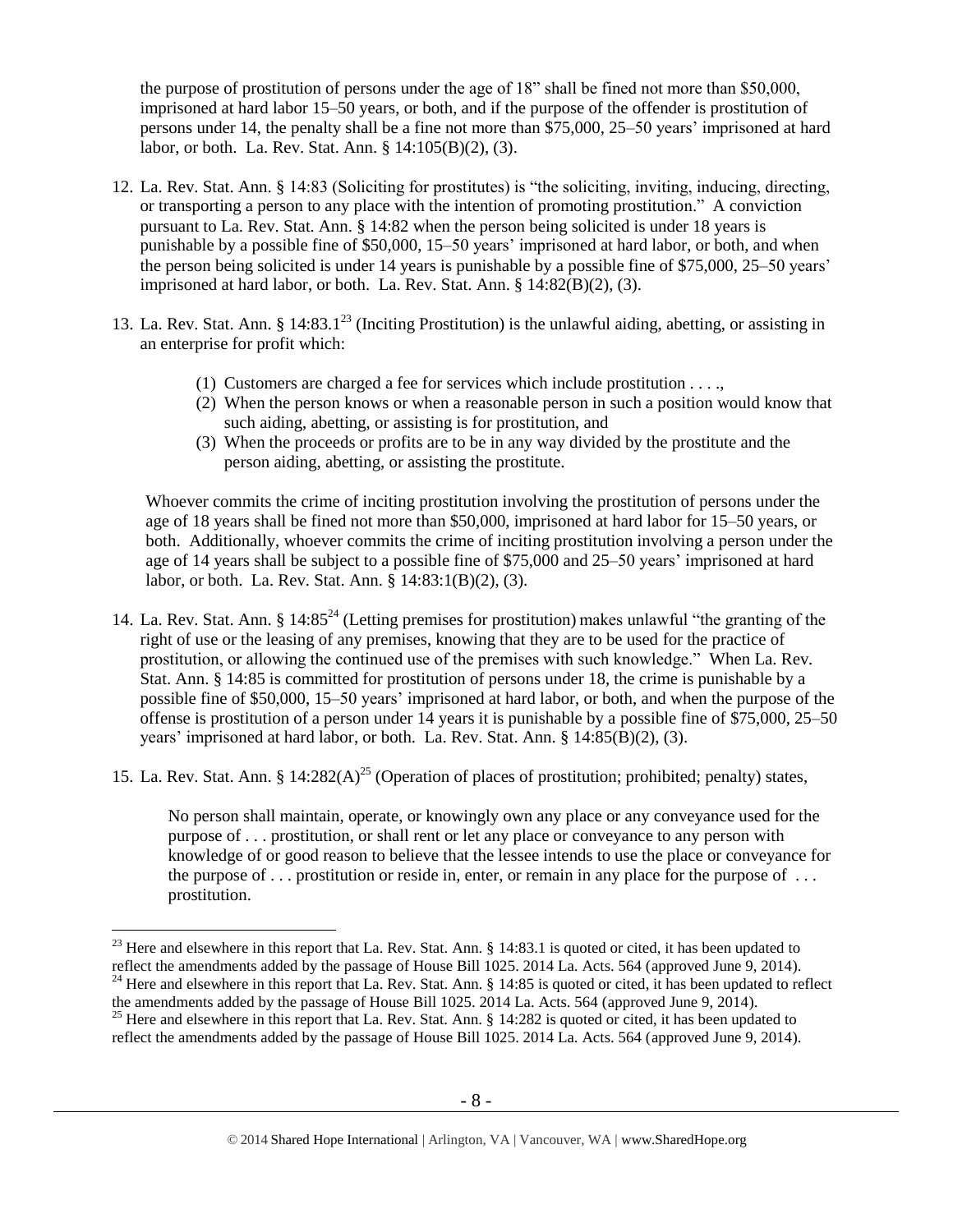the purpose of prostitution of persons under the age of 18" shall be fined not more than \$50,000, imprisoned at hard labor 15–50 years, or both, and if the purpose of the offender is prostitution of persons under 14, the penalty shall be a fine not more than \$75,000, 25–50 years' imprisoned at hard labor, or both. La. Rev. Stat. Ann. § 14:105(B)(2), (3).

12. La. Rev. Stat. Ann. § 14:83 (Soliciting for prostitutes) is "the soliciting, inviting, inducing, directing, or transporting a person to any place with the intention of promoting prostitution." A conviction pursuant to La. Rev. Stat. Ann. § 14:82 when the person being solicited is under 18 years is punishable by a possible fine of \$50,000, 15–50 years' imprisoned at hard labor, or both, and when the person being solicited is under 14 years is punishable by a possible fine of \$75,000, 25–50 years' imprisoned at hard labor, or both. La. Rev. Stat. Ann. § 14:82(B)(2), (3).

13. La. Rev. Stat. Ann. § 14:83.1[23] (Inciting Prostitution) is the unlawful aiding, abetting, or assisting in an enterprise for profit which:

    (1) Customers are charged a fee for services which include prostitution . . . .,
    (2) When the person knows or when a reasonable person in such a position would know that such aiding, abetting, or assisting is for prostitution, and
    (3) When the proceeds or profits are to be in any way divided by the prostitute and the person aiding, abetting, or assisting the prostitute.

    Whoever commits the crime of inciting prostitution involving the prostitution of persons under the age of 18 years shall be fined not more than \$50,000, imprisoned at hard labor for 15–50 years, or both. Additionally, whoever commits the crime of inciting prostitution involving a person under the age of 14 years shall be subject to a possible fine of \$75,000 and 25–50 years' imprisoned at hard labor, or both. La. Rev. Stat. Ann. § 14:83:1(B)(2), (3).

14. La. Rev. Stat. Ann. § 14:85[24] (Letting premises for prostitution) makes unlawful "the granting of the right of use or the leasing of any premises, knowing that they are to be used for the practice of prostitution, or allowing the continued use of the premises with such knowledge." When La. Rev. Stat. Ann. § 14:85 is committed for prostitution of persons under 18, the crime is punishable by a possible fine of \$50,000, 15–50 years' imprisoned at hard labor, or both, and when the purpose of the offense is prostitution of a person under 14 years it is punishable by a possible fine of \$75,000, 25–50 years' imprisoned at hard labor, or both. La. Rev. Stat. Ann. § 14:85(B)(2), (3).

15. La. Rev. Stat. Ann. § 14:282(A)[25] (Operation of places of prostitution; prohibited; penalty) states,

    No person shall maintain, operate, or knowingly own any place or any conveyance used for the purpose of . . . prostitution, or shall rent or let any place or conveyance to any person with knowledge of or good reason to believe that the lessee intends to use the place or conveyance for the purpose of . . . prostitution or reside in, enter, or remain in any place for the purpose of . . . prostitution.

---

[23] Here and elsewhere in this report that La. Rev. Stat. Ann. § 14:83.1 is quoted or cited, it has been updated to reflect the amendments added by the passage of House Bill 1025. 2014 La. Acts. 564 (approved June 9, 2014).

[24] Here and elsewhere in this report that La. Rev. Stat. Ann. § 14:85 is quoted or cited, it has been updated to reflect the amendments added by the passage of House Bill 1025. 2014 La. Acts. 564 (approved June 9, 2014).

[25] Here and elsewhere in this report that La. Rev. Stat. Ann. § 14:282 is quoted or cited, it has been updated to reflect the amendments added by the passage of House Bill 1025. 2014 La. Acts. 564 (approved June 9, 2014).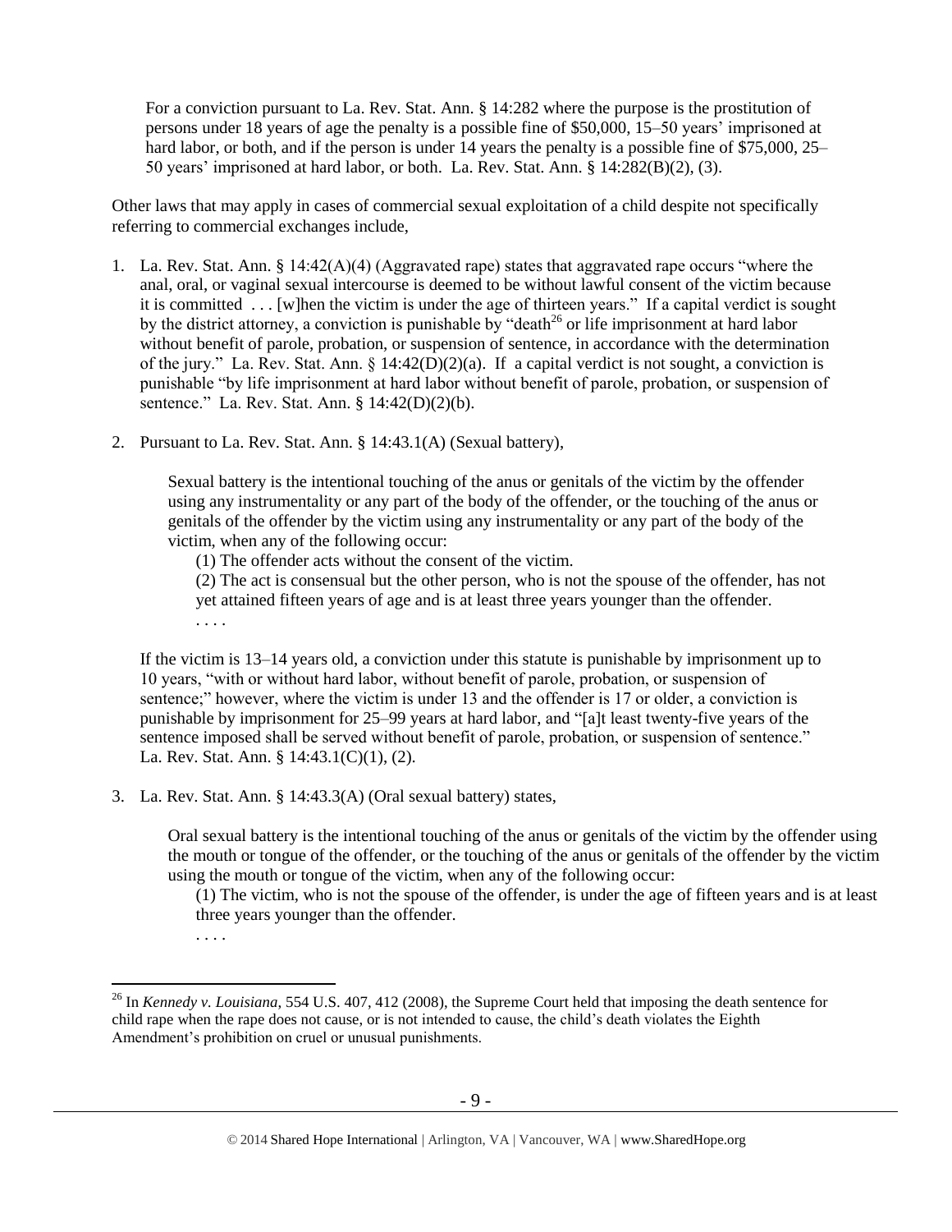For a conviction pursuant to La. Rev. Stat. Ann. § 14:282 where the purpose is the prostitution of persons under 18 years of age the penalty is a possible fine of $50,000, 15–50 years' imprisoned at hard labor, or both, and if the person is under 14 years the penalty is a possible fine of $75,000, 25–50 years' imprisoned at hard labor, or both. La. Rev. Stat. Ann. § 14:282(B)(2), (3).

Other laws that may apply in cases of commercial sexual exploitation of a child despite not specifically referring to commercial exchanges include,

1. La. Rev. Stat. Ann. § 14:42(A)(4) (Aggravated rape) states that aggravated rape occurs "where the anal, oral, or vaginal sexual intercourse is deemed to be without lawful consent of the victim because it is committed . . . [w]hen the victim is under the age of thirteen years." If a capital verdict is sought by the district attorney, a conviction is punishable by "death[26] or life imprisonment at hard labor without benefit of parole, probation, or suspension of sentence, in accordance with the determination of the jury." La. Rev. Stat. Ann. § 14:42(D)(2)(a). If a capital verdict is not sought, a conviction is punishable "by life imprisonment at hard labor without benefit of parole, probation, or suspension of sentence." La. Rev. Stat. Ann. § 14:42(D)(2)(b).

2. Pursuant to La. Rev. Stat. Ann. § 14:43.1(A) (Sexual battery),

    Sexual battery is the intentional touching of the anus or genitals of the victim by the offender using any instrumentality or any part of the body of the offender, or the touching of the anus or genitals of the offender by the victim using any instrumentality or any part of the body of the victim, when any of the following occur:

    (1) The offender acts without the consent of the victim.

    (2) The act is consensual but the other person, who is not the spouse of the offender, has not yet attained fifteen years of age and is at least three years younger than the offender.

    . . . .

    If the victim is 13–14 years old, a conviction under this statute is punishable by imprisonment up to 10 years, "with or without hard labor, without benefit of parole, probation, or suspension of sentence;" however, where the victim is under 13 and the offender is 17 or older, a conviction is punishable by imprisonment for 25–99 years at hard labor, and "[a]t least twenty-five years of the sentence imposed shall be served without benefit of parole, probation, or suspension of sentence." La. Rev. Stat. Ann. § 14:43.1(C)(1), (2).

3. La. Rev. Stat. Ann. § 14:43.3(A) (Oral sexual battery) states,

    Oral sexual battery is the intentional touching of the anus or genitals of the victim by the offender using the mouth or tongue of the offender, or the touching of the anus or genitals of the offender by the victim using the mouth or tongue of the victim, when any of the following occur:

    (1) The victim, who is not the spouse of the offender, is under the age of fifteen years and is at least three years younger than the offender.

    . . . .

[26] In *Kennedy v. Louisiana*, 554 U.S. 407, 412 (2008), the Supreme Court held that imposing the death sentence for child rape when the rape does not cause, or is not intended to cause, the child's death violates the Eighth Amendment's prohibition on cruel or unusual punishments.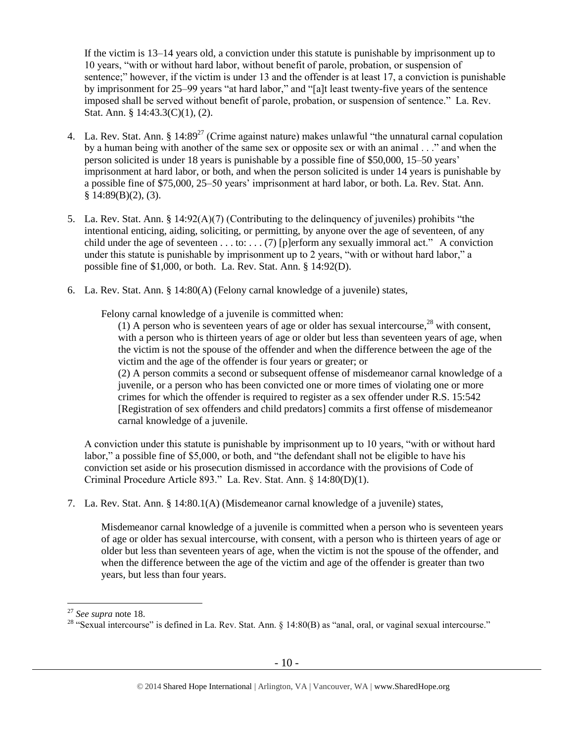If the victim is 13–14 years old, a conviction under this statute is punishable by imprisonment up to 10 years, "with or without hard labor, without benefit of parole, probation, or suspension of sentence;" however, if the victim is under 13 and the offender is at least 17, a conviction is punishable by imprisonment for 25–99 years "at hard labor," and "[a]t least twenty-five years of the sentence imposed shall be served without benefit of parole, probation, or suspension of sentence." La. Rev. Stat. Ann. § 14:43.3(C)(1), (2).

4. La. Rev. Stat. Ann. § 14:89[27] (Crime against nature) makes unlawful "the unnatural carnal copulation by a human being with another of the same sex or opposite sex or with an animal . . ." and when the person solicited is under 18 years is punishable by a possible fine of $50,000, 15–50 years' imprisonment at hard labor, or both, and when the person solicited is under 14 years is punishable by a possible fine of $75,000, 25–50 years' imprisonment at hard labor, or both. La. Rev. Stat. Ann. § 14:89(B)(2), (3).

5. La. Rev. Stat. Ann. § 14:92(A)(7) (Contributing to the delinquency of juveniles) prohibits "the intentional enticing, aiding, soliciting, or permitting, by anyone over the age of seventeen, of any child under the age of seventeen . . . to: . . . (7) [p]erform any sexually immoral act." A conviction under this statute is punishable by imprisonment up to 2 years, "with or without hard labor," a possible fine of $1,000, or both. La. Rev. Stat. Ann. § 14:92(D).

6. La. Rev. Stat. Ann. § 14:80(A) (Felony carnal knowledge of a juvenile) states,

   Felony carnal knowledge of a juvenile is committed when:

   > (1) A person who is seventeen years of age or older has sexual intercourse,[28] with consent, with a person who is thirteen years of age or older but less than seventeen years of age, when the victim is not the spouse of the offender and when the difference between the age of the victim and the age of the offender is four years or greater; or
   >
   > (2) A person commits a second or subsequent offense of misdemeanor carnal knowledge of a juvenile, or a person who has been convicted one or more times of violating one or more crimes for which the offender is required to register as a sex offender under R.S. 15:542 [Registration of sex offenders and child predators] commits a first offense of misdemeanor carnal knowledge of a juvenile.

   A conviction under this statute is punishable by imprisonment up to 10 years, "with or without hard labor," a possible fine of $5,000, or both, and "the defendant shall not be eligible to have his conviction set aside or his prosecution dismissed in accordance with the provisions of Code of Criminal Procedure Article 893." La. Rev. Stat. Ann. § 14:80(D)(1).

7. La. Rev. Stat. Ann. § 14:80.1(A) (Misdemeanor carnal knowledge of a juvenile) states,

   Misdemeanor carnal knowledge of a juvenile is committed when a person who is seventeen years of age or older has sexual intercourse, with consent, with a person who is thirteen years of age or older but less than seventeen years of age, when the victim is not the spouse of the offender, and when the difference between the age of the victim and age of the offender is greater than two years, but less than four years.

---

[27] *See supra* note 18.

[28] "Sexual intercourse" is defined in La. Rev. Stat. Ann. § 14:80(B) as "anal, oral, or vaginal sexual intercourse."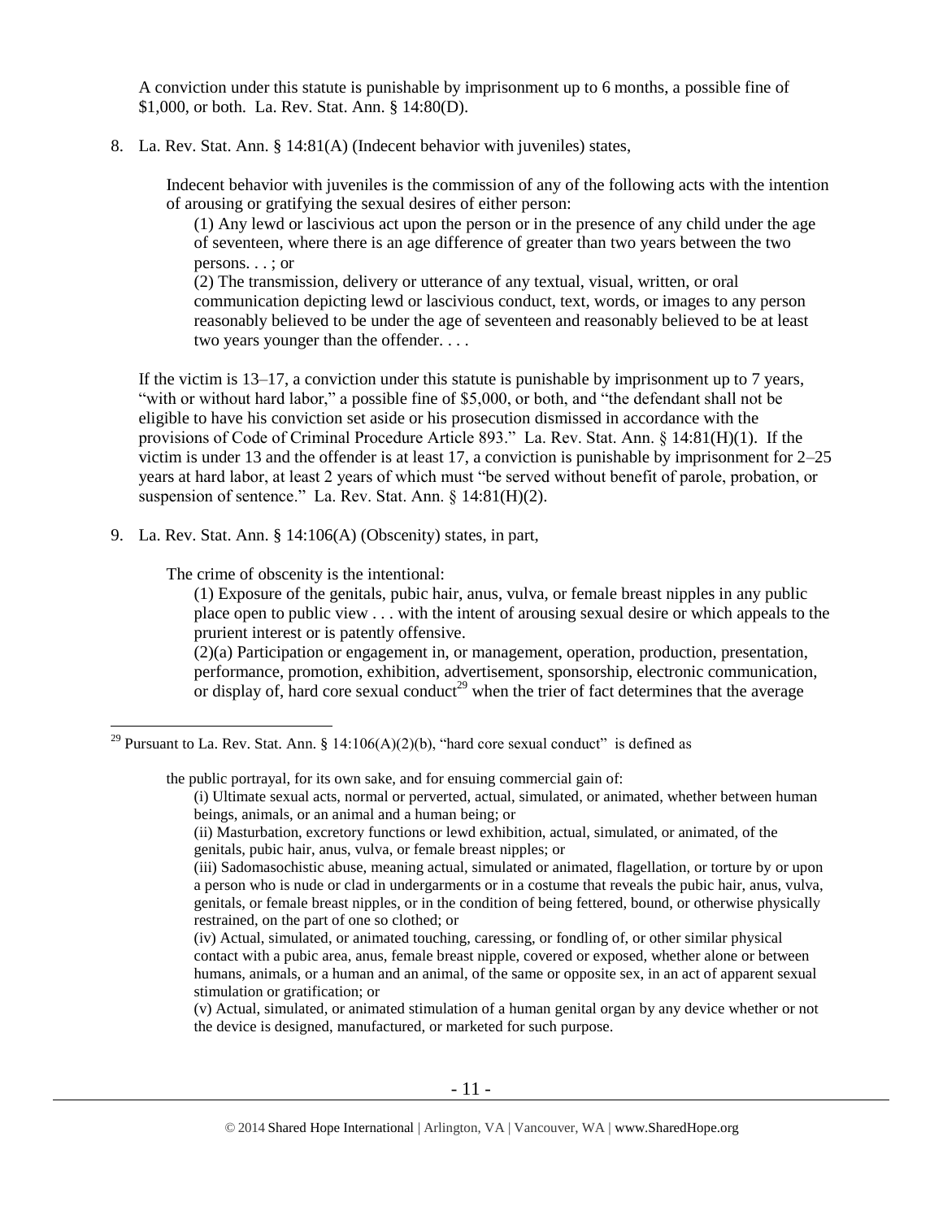A conviction under this statute is punishable by imprisonment up to 6 months, a possible fine of $1,000, or both. La. Rev. Stat. Ann. § 14:80(D).

8. La. Rev. Stat. Ann. § 14:81(A) (Indecent behavior with juveniles) states,

   Indecent behavior with juveniles is the commission of any of the following acts with the intention of arousing or gratifying the sexual desires of either person:

   (1) Any lewd or lascivious act upon the person or in the presence of any child under the age of seventeen, where there is an age difference of greater than two years between the two persons. . . ; or

   (2) The transmission, delivery or utterance of any textual, visual, written, or oral communication depicting lewd or lascivious conduct, text, words, or images to any person reasonably believed to be under the age of seventeen and reasonably believed to be at least two years younger than the offender. . . .

   If the victim is 13–17, a conviction under this statute is punishable by imprisonment up to 7 years, "with or without hard labor," a possible fine of $5,000, or both, and "the defendant shall not be eligible to have his conviction set aside or his prosecution dismissed in accordance with the provisions of Code of Criminal Procedure Article 893." La. Rev. Stat. Ann. § 14:81(H)(1). If the victim is under 13 and the offender is at least 17, a conviction is punishable by imprisonment for 2–25 years at hard labor, at least 2 years of which must "be served without benefit of parole, probation, or suspension of sentence." La. Rev. Stat. Ann. § 14:81(H)(2).

9. La. Rev. Stat. Ann. § 14:106(A) (Obscenity) states, in part,

   The crime of obscenity is the intentional:

   (1) Exposure of the genitals, pubic hair, anus, vulva, or female breast nipples in any public place open to public view . . . with the intent of arousing sexual desire or which appeals to the prurient interest or is patently offensive.

   (2)(a) Participation or engagement in, or management, operation, production, presentation, performance, promotion, exhibition, advertisement, sponsorship, electronic communication, or display of, hard core sexual conduct[29] when the trier of fact determines that the average

---

[29] Pursuant to La. Rev. Stat. Ann. § 14:106(A)(2)(b), "hard core sexual conduct" is defined as

> the public portrayal, for its own sake, and for ensuing commercial gain of:
>
> (i) Ultimate sexual acts, normal or perverted, actual, simulated, or animated, whether between human beings, animals, or an animal and a human being; or
>
> (ii) Masturbation, excretory functions or lewd exhibition, actual, simulated, or animated, of the genitals, pubic hair, anus, vulva, or female breast nipples; or
>
> (iii) Sadomasochistic abuse, meaning actual, simulated or animated, flagellation, or torture by or upon a person who is nude or clad in undergarments or in a costume that reveals the pubic hair, anus, vulva, genitals, or female breast nipples, or in the condition of being fettered, bound, or otherwise physically restrained, on the part of one so clothed; or
>
> (iv) Actual, simulated, or animated touching, caressing, or fondling of, or other similar physical contact with a pubic area, anus, female breast nipple, covered or exposed, whether alone or between humans, animals, or a human and an animal, of the same or opposite sex, in an act of apparent sexual stimulation or gratification; or
>
> (v) Actual, simulated, or animated stimulation of a human genital organ by any device whether or not the device is designed, manufactured, or marketed for such purpose.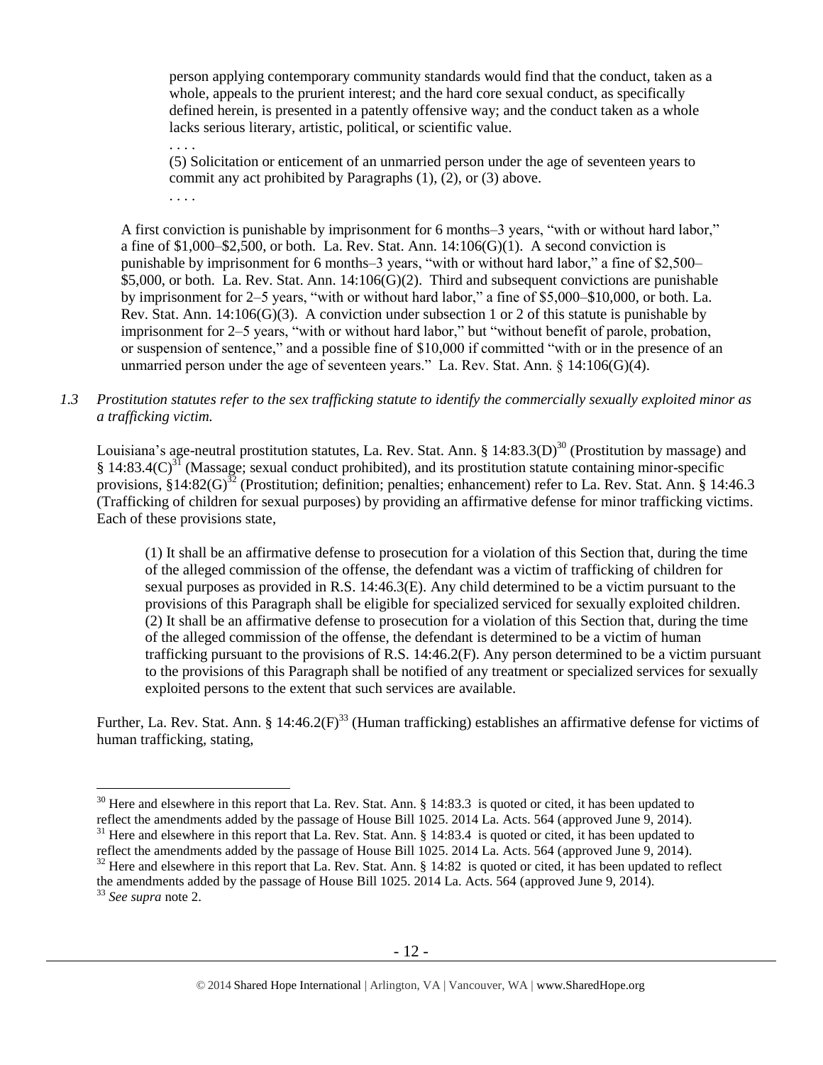> person applying contemporary community standards would find that the conduct, taken as a whole, appeals to the prurient interest; and the hard core sexual conduct, as specifically defined herein, is presented in a patently offensive way; and the conduct taken as a whole lacks serious literary, artistic, political, or scientific value.
>
> . . . .
>
> (5) Solicitation or enticement of an unmarried person under the age of seventeen years to commit any act prohibited by Paragraphs (1), (2), or (3) above.
>
> . . . .

A first conviction is punishable by imprisonment for 6 months–3 years, "with or without hard labor," a fine of $1,000–$2,500, or both. La. Rev. Stat. Ann. 14:106(G)(1). A second conviction is punishable by imprisonment for 6 months–3 years, "with or without hard labor," a fine of $2,500–$5,000, or both. La. Rev. Stat. Ann. 14:106(G)(2). Third and subsequent convictions are punishable by imprisonment for 2–5 years, "with or without hard labor," a fine of $5,000–$10,000, or both. La. Rev. Stat. Ann. 14:106(G)(3). A conviction under subsection 1 or 2 of this statute is punishable by imprisonment for 2–5 years, "with or without hard labor," but "without benefit of parole, probation, or suspension of sentence," and a possible fine of $10,000 if committed "with or in the presence of an unmarried person under the age of seventeen years." La. Rev. Stat. Ann. § 14:106(G)(4).

*1.3 Prostitution statutes refer to the sex trafficking statute to identify the commercially sexually exploited minor as a trafficking victim.*

Louisiana's age-neutral prostitution statutes, La. Rev. Stat. Ann. § 14:83.3(D)[30] (Prostitution by massage) and § 14:83.4(C)[31] (Massage; sexual conduct prohibited), and its prostitution statute containing minor-specific provisions, §14:82(G)[32] (Prostitution; definition; penalties; enhancement) refer to La. Rev. Stat. Ann. § 14:46.3 (Trafficking of children for sexual purposes) by providing an affirmative defense for minor trafficking victims. Each of these provisions state,

> (1) It shall be an affirmative defense to prosecution for a violation of this Section that, during the time of the alleged commission of the offense, the defendant was a victim of trafficking of children for sexual purposes as provided in R.S. 14:46.3(E). Any child determined to be a victim pursuant to the provisions of this Paragraph shall be eligible for specialized serviced for sexually exploited children.
> (2) It shall be an affirmative defense to prosecution for a violation of this Section that, during the time of the alleged commission of the offense, the defendant is determined to be a victim of human trafficking pursuant to the provisions of R.S. 14:46.2(F). Any person determined to be a victim pursuant to the provisions of this Paragraph shall be notified of any treatment or specialized services for sexually exploited persons to the extent that such services are available.

Further, La. Rev. Stat. Ann. § 14:46.2(F)[33] (Human trafficking) establishes an affirmative defense for victims of human trafficking, stating,

---

[30] Here and elsewhere in this report that La. Rev. Stat. Ann. § 14:83.3 is quoted or cited, it has been updated to reflect the amendments added by the passage of House Bill 1025. 2014 La. Acts. 564 (approved June 9, 2014).

[31] Here and elsewhere in this report that La. Rev. Stat. Ann. § 14:83.4 is quoted or cited, it has been updated to reflect the amendments added by the passage of House Bill 1025. 2014 La. Acts. 564 (approved June 9, 2014).

[32] Here and elsewhere in this report that La. Rev. Stat. Ann. § 14:82 is quoted or cited, it has been updated to reflect the amendments added by the passage of House Bill 1025. 2014 La. Acts. 564 (approved June 9, 2014).

[33] *See supra* note 2.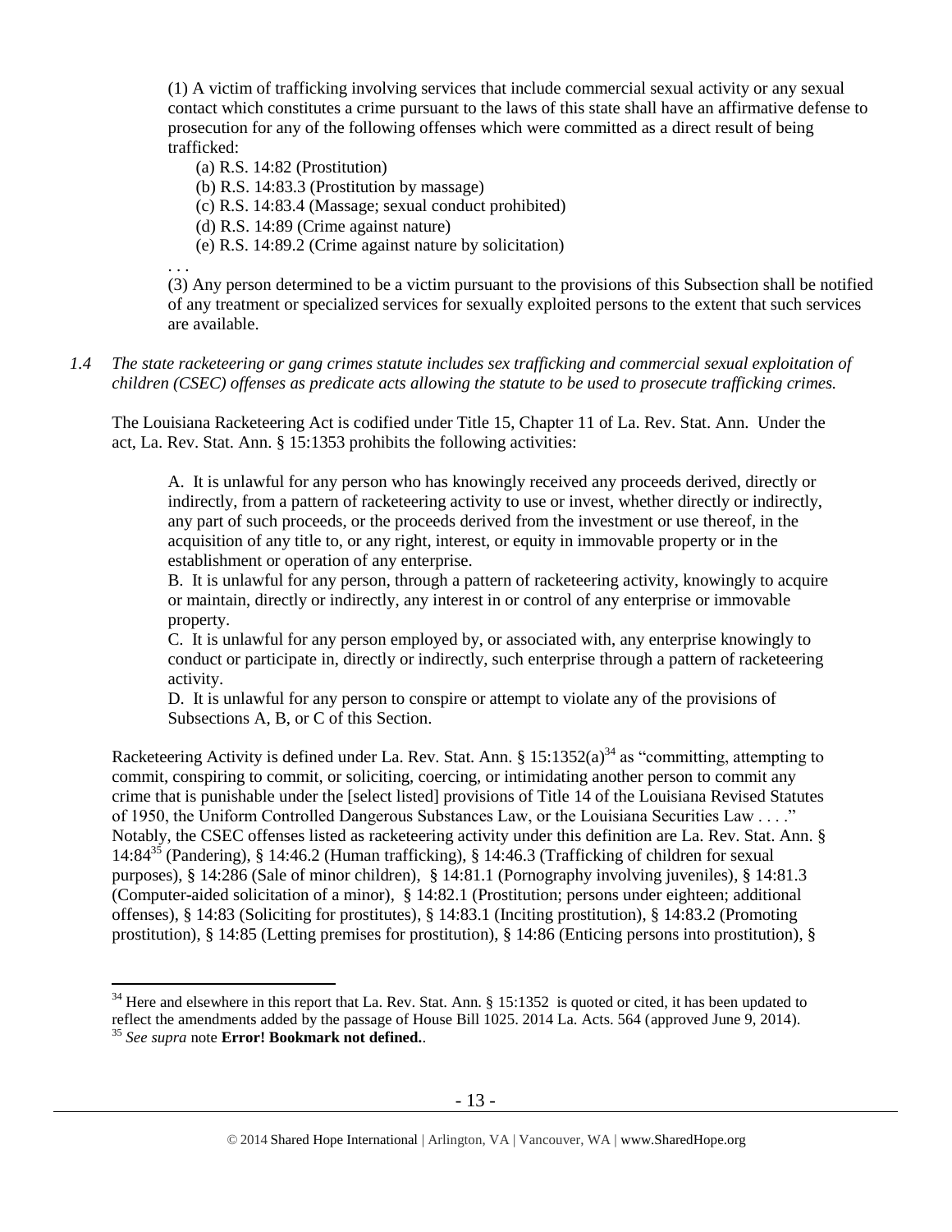(1) A victim of trafficking involving services that include commercial sexual activity or any sexual contact which constitutes a crime pursuant to the laws of this state shall have an affirmative defense to prosecution for any of the following offenses which were committed as a direct result of being trafficked:

(a) R.S. 14:82 (Prostitution)
(b) R.S. 14:83.3 (Prostitution by massage)
(c) R.S. 14:83.4 (Massage; sexual conduct prohibited)
(d) R.S. 14:89 (Crime against nature)
(e) R.S. 14:89.2 (Crime against nature by solicitation)

. . .

(3) Any person determined to be a victim pursuant to the provisions of this Subsection shall be notified of any treatment or specialized services for sexually exploited persons to the extent that such services are available.

*1.4 The state racketeering or gang crimes statute includes sex trafficking and commercial sexual exploitation of children (CSEC) offenses as predicate acts allowing the statute to be used to prosecute trafficking crimes.*

The Louisiana Racketeering Act is codified under Title 15, Chapter 11 of La. Rev. Stat. Ann. Under the act, La. Rev. Stat. Ann. § 15:1353 prohibits the following activities:

> A. It is unlawful for any person who has knowingly received any proceeds derived, directly or indirectly, from a pattern of racketeering activity to use or invest, whether directly or indirectly, any part of such proceeds, or the proceeds derived from the investment or use thereof, in the acquisition of any title to, or any right, interest, or equity in immovable property or in the establishment or operation of any enterprise.
>
> B. It is unlawful for any person, through a pattern of racketeering activity, knowingly to acquire or maintain, directly or indirectly, any interest in or control of any enterprise or immovable property.
>
> C. It is unlawful for any person employed by, or associated with, any enterprise knowingly to conduct or participate in, directly or indirectly, such enterprise through a pattern of racketeering activity.
>
> D. It is unlawful for any person to conspire or attempt to violate any of the provisions of Subsections A, B, or C of this Section.

Racketeering Activity is defined under La. Rev. Stat. Ann. § 15:1352(a)[34] as "committing, attempting to commit, conspiring to commit, or soliciting, coercing, or intimidating another person to commit any crime that is punishable under the [select listed] provisions of Title 14 of the Louisiana Revised Statutes of 1950, the Uniform Controlled Dangerous Substances Law, or the Louisiana Securities Law . . . ." Notably, the CSEC offenses listed as racketeering activity under this definition are La. Rev. Stat. Ann. § 14:84[35] (Pandering), § 14:46.2 (Human trafficking), § 14:46.3 (Trafficking of children for sexual purposes), § 14:286 (Sale of minor children), § 14:81.1 (Pornography involving juveniles), § 14:81.3 (Computer-aided solicitation of a minor), § 14:82.1 (Prostitution; persons under eighteen; additional offenses), § 14:83 (Soliciting for prostitutes), § 14:83.1 (Inciting prostitution), § 14:83.2 (Promoting prostitution), § 14:85 (Letting premises for prostitution), § 14:86 (Enticing persons into prostitution), §

---

[34] Here and elsewhere in this report that La. Rev. Stat. Ann. § 15:1352 is quoted or cited, it has been updated to reflect the amendments added by the passage of House Bill 1025. 2014 La. Acts. 564 (approved June 9, 2014).

[35] *See supra* note **Error! Bookmark not defined.**.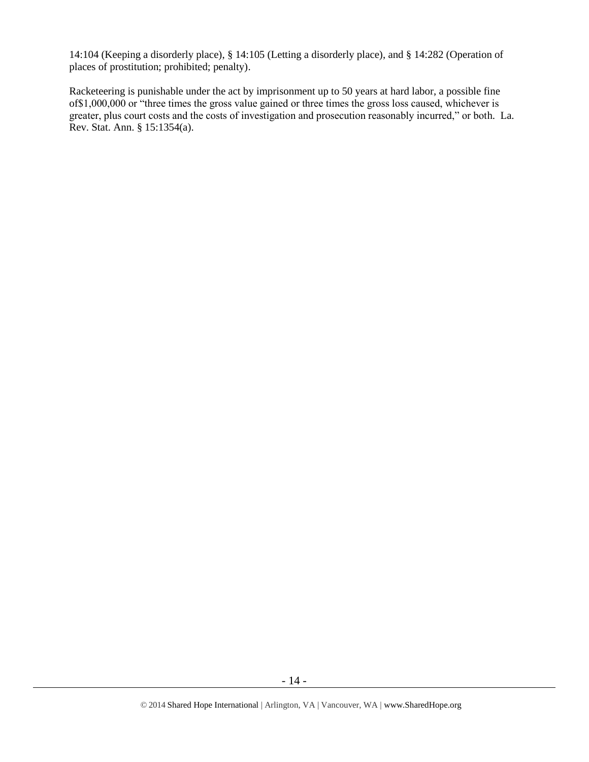14:104 (Keeping a disorderly place), § 14:105 (Letting a disorderly place), and § 14:282 (Operation of places of prostitution; prohibited; penalty).

Racketeering is punishable under the act by imprisonment up to 50 years at hard labor, a possible fine of$1,000,000 or "three times the gross value gained or three times the gross loss caused, whichever is greater, plus court costs and the costs of investigation and prosecution reasonably incurred," or both. La. Rev. Stat. Ann. § 15:1354(a).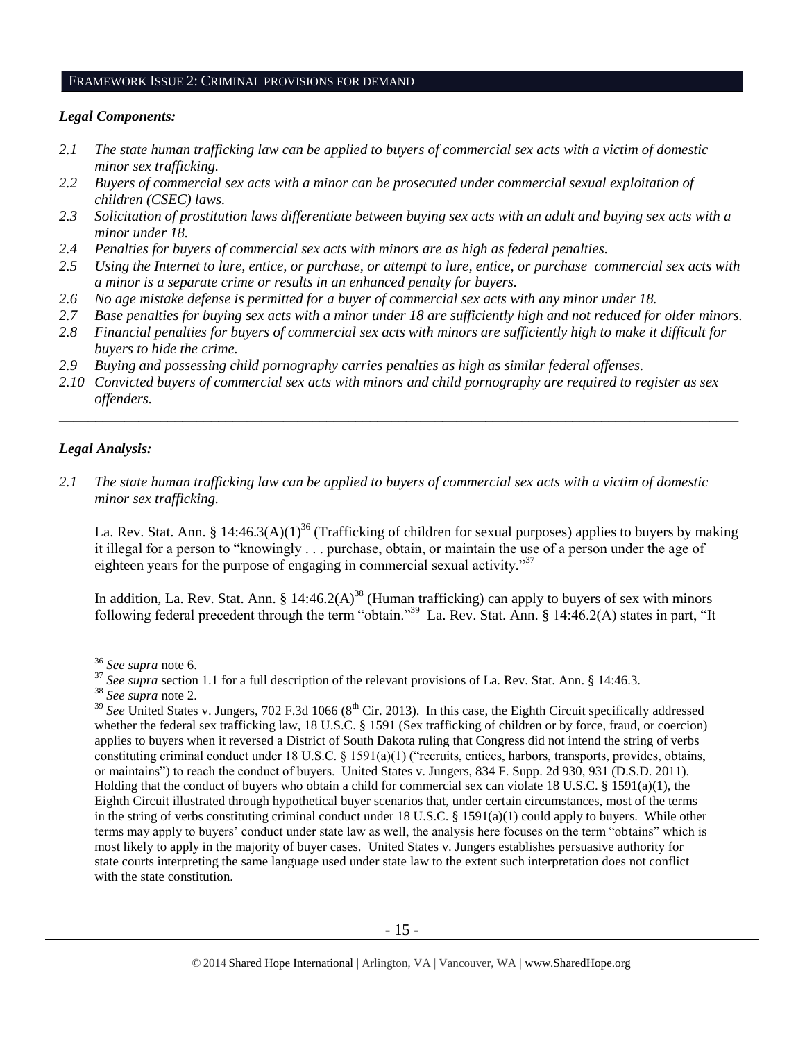## FRAMEWORK ISSUE 2: CRIMINAL PROVISIONS FOR DEMAND

### *Legal Components:*

*2.1 The state human trafficking law can be applied to buyers of commercial sex acts with a victim of domestic minor sex trafficking.*
*2.2 Buyers of commercial sex acts with a minor can be prosecuted under commercial sexual exploitation of children (CSEC) laws.*
*2.3 Solicitation of prostitution laws differentiate between buying sex acts with an adult and buying sex acts with a minor under 18.*
*2.4 Penalties for buyers of commercial sex acts with minors are as high as federal penalties.*
*2.5 Using the Internet to lure, entice, or purchase, or attempt to lure, entice, or purchase commercial sex acts with a minor is a separate crime or results in an enhanced penalty for buyers.*
*2.6 No age mistake defense is permitted for a buyer of commercial sex acts with any minor under 18.*
*2.7 Base penalties for buying sex acts with a minor under 18 are sufficiently high and not reduced for older minors.*
*2.8 Financial penalties for buyers of commercial sex acts with minors are sufficiently high to make it difficult for buyers to hide the crime.*
*2.9 Buying and possessing child pornography carries penalties as high as similar federal offenses.*
*2.10 Convicted buyers of commercial sex acts with minors and child pornography are required to register as sex offenders.*

---

### *Legal Analysis:*

*2.1 The state human trafficking law can be applied to buyers of commercial sex acts with a victim of domestic minor sex trafficking.*

La. Rev. Stat. Ann. § 14:46.3(A)(1)[36] (Trafficking of children for sexual purposes) applies to buyers by making it illegal for a person to "knowingly . . . purchase, obtain, or maintain the use of a person under the age of eighteen years for the purpose of engaging in commercial sexual activity."[37]

In addition, La. Rev. Stat. Ann. § 14:46.2(A)[38] (Human trafficking) can apply to buyers of sex with minors following federal precedent through the term "obtain."[39] La. Rev. Stat. Ann. § 14:46.2(A) states in part, "It

---

[36] *See supra* note 6.

[37] *See supra* section 1.1 for a full description of the relevant provisions of La. Rev. Stat. Ann. § 14:46.3.

[38] *See supra* note 2.

[39] *See* United States v. Jungers, 702 F.3d 1066 (8th Cir. 2013). In this case, the Eighth Circuit specifically addressed whether the federal sex trafficking law, 18 U.S.C. § 1591 (Sex trafficking of children or by force, fraud, or coercion) applies to buyers when it reversed a District of South Dakota ruling that Congress did not intend the string of verbs constituting criminal conduct under 18 U.S.C. § 1591(a)(1) ("recruits, entices, harbors, transports, provides, obtains, or maintains") to reach the conduct of buyers. United States v. Jungers, 834 F. Supp. 2d 930, 931 (D.S.D. 2011). Holding that the conduct of buyers who obtain a child for commercial sex can violate 18 U.S.C. § 1591(a)(1), the Eighth Circuit illustrated through hypothetical buyer scenarios that, under certain circumstances, most of the terms in the string of verbs constituting criminal conduct under 18 U.S.C. § 1591(a)(1) could apply to buyers. While other terms may apply to buyers' conduct under state law as well, the analysis here focuses on the term "obtains" which is most likely to apply in the majority of buyer cases. United States v. Jungers establishes persuasive authority for state courts interpreting the same language used under state law to the extent such interpretation does not conflict with the state constitution.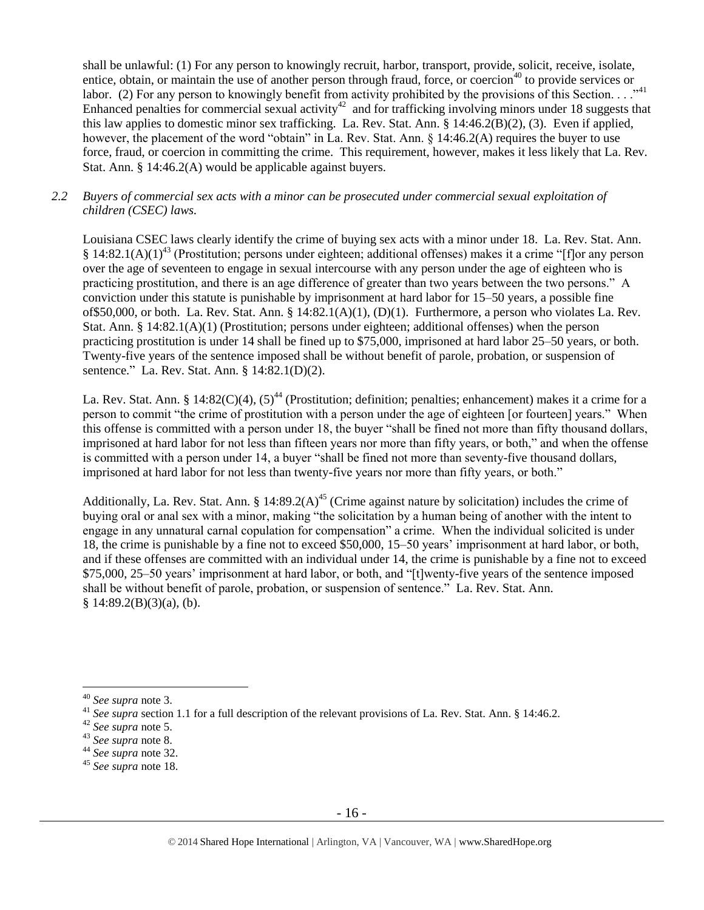shall be unlawful: (1) For any person to knowingly recruit, harbor, transport, provide, solicit, receive, isolate, entice, obtain, or maintain the use of another person through fraud, force, or coercion[40] to provide services or labor. (2) For any person to knowingly benefit from activity prohibited by the provisions of this Section. . . ."[41] Enhanced penalties for commercial sexual activity[42] and for trafficking involving minors under 18 suggests that this law applies to domestic minor sex trafficking. La. Rev. Stat. Ann. § 14:46.2(B)(2), (3). Even if applied, however, the placement of the word "obtain" in La. Rev. Stat. Ann. § 14:46.2(A) requires the buyer to use force, fraud, or coercion in committing the crime. This requirement, however, makes it less likely that La. Rev. Stat. Ann. § 14:46.2(A) would be applicable against buyers.

*2.2 Buyers of commercial sex acts with a minor can be prosecuted under commercial sexual exploitation of children (CSEC) laws.*

Louisiana CSEC laws clearly identify the crime of buying sex acts with a minor under 18. La. Rev. Stat. Ann. § 14:82.1(A)(1)[43] (Prostitution; persons under eighteen; additional offenses) makes it a crime "[f]or any person over the age of seventeen to engage in sexual intercourse with any person under the age of eighteen who is practicing prostitution, and there is an age difference of greater than two years between the two persons." A conviction under this statute is punishable by imprisonment at hard labor for 15–50 years, a possible fine of$50,000, or both. La. Rev. Stat. Ann. § 14:82.1(A)(1), (D)(1). Furthermore, a person who violates La. Rev. Stat. Ann. § 14:82.1(A)(1) (Prostitution; persons under eighteen; additional offenses) when the person practicing prostitution is under 14 shall be fined up to $75,000, imprisoned at hard labor 25–50 years, or both. Twenty-five years of the sentence imposed shall be without benefit of parole, probation, or suspension of sentence." La. Rev. Stat. Ann. § 14:82.1(D)(2).

La. Rev. Stat. Ann. § 14:82(C)(4), (5)[44] (Prostitution; definition; penalties; enhancement) makes it a crime for a person to commit "the crime of prostitution with a person under the age of eighteen [or fourteen] years." When this offense is committed with a person under 18, the buyer "shall be fined not more than fifty thousand dollars, imprisoned at hard labor for not less than fifteen years nor more than fifty years, or both," and when the offense is committed with a person under 14, a buyer "shall be fined not more than seventy-five thousand dollars, imprisoned at hard labor for not less than twenty-five years nor more than fifty years, or both."

Additionally, La. Rev. Stat. Ann. § 14:89.2(A)[45] (Crime against nature by solicitation) includes the crime of buying oral or anal sex with a minor, making "the solicitation by a human being of another with the intent to engage in any unnatural carnal copulation for compensation" a crime. When the individual solicited is under 18, the crime is punishable by a fine not to exceed $50,000, 15–50 years' imprisonment at hard labor, or both, and if these offenses are committed with an individual under 14, the crime is punishable by a fine not to exceed $75,000, 25–50 years' imprisonment at hard labor, or both, and "[t]wenty-five years of the sentence imposed shall be without benefit of parole, probation, or suspension of sentence." La. Rev. Stat. Ann. § 14:89.2(B)(3)(a), (b).

---

[40] *See supra* note 3.

[41] *See supra* section 1.1 for a full description of the relevant provisions of La. Rev. Stat. Ann. § 14:46.2.

[42] *See supra* note 5.

[43] *See supra* note 8.

[44] *See supra* note 32.

[45] *See supra* note 18.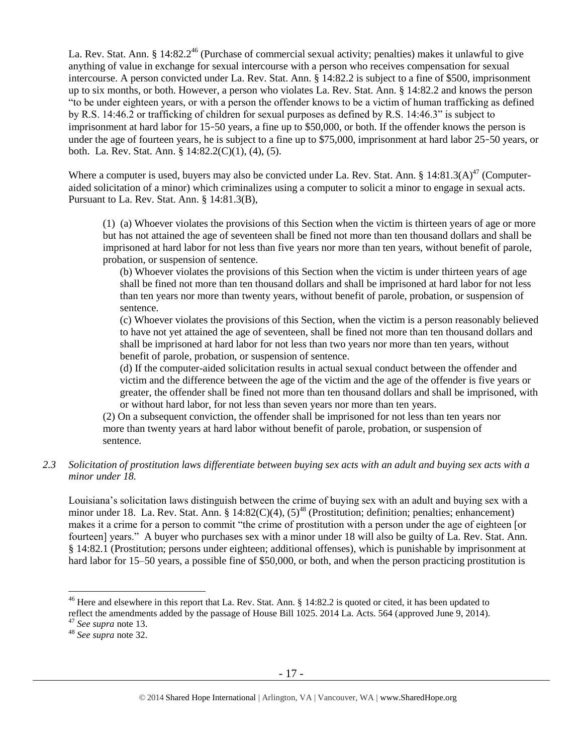La. Rev. Stat. Ann. § 14:82.2[46] (Purchase of commercial sexual activity; penalties) makes it unlawful to give anything of value in exchange for sexual intercourse with a person who receives compensation for sexual intercourse. A person convicted under La. Rev. Stat. Ann. § 14:82.2 is subject to a fine of $500, imprisonment up to six months, or both. However, a person who violates La. Rev. Stat. Ann. § 14:82.2 and knows the person "to be under eighteen years, or with a person the offender knows to be a victim of human trafficking as defined by R.S. 14:46.2 or trafficking of children for sexual purposes as defined by R.S. 14:46.3" is subject to imprisonment at hard labor for 15‐50 years, a fine up to $50,000, or both. If the offender knows the person is under the age of fourteen years, he is subject to a fine up to $75,000, imprisonment at hard labor 25‐50 years, or both. La. Rev. Stat. Ann. § 14:82.2(C)(1), (4), (5).

Where a computer is used, buyers may also be convicted under La. Rev. Stat. Ann. § 14:81.3(A)[47] (Computer-aided solicitation of a minor) which criminalizes using a computer to solicit a minor to engage in sexual acts. Pursuant to La. Rev. Stat. Ann. § 14:81.3(B),

> (1) (a) Whoever violates the provisions of this Section when the victim is thirteen years of age or more but has not attained the age of seventeen shall be fined not more than ten thousand dollars and shall be imprisoned at hard labor for not less than five years nor more than ten years, without benefit of parole, probation, or suspension of sentence.
>
> (b) Whoever violates the provisions of this Section when the victim is under thirteen years of age shall be fined not more than ten thousand dollars and shall be imprisoned at hard labor for not less than ten years nor more than twenty years, without benefit of parole, probation, or suspension of sentence.
>
> (c) Whoever violates the provisions of this Section, when the victim is a person reasonably believed to have not yet attained the age of seventeen, shall be fined not more than ten thousand dollars and shall be imprisoned at hard labor for not less than two years nor more than ten years, without benefit of parole, probation, or suspension of sentence.
>
> (d) If the computer-aided solicitation results in actual sexual conduct between the offender and victim and the difference between the age of the victim and the age of the offender is five years or greater, the offender shall be fined not more than ten thousand dollars and shall be imprisoned, with or without hard labor, for not less than seven years nor more than ten years.
>
> (2) On a subsequent conviction, the offender shall be imprisoned for not less than ten years nor more than twenty years at hard labor without benefit of parole, probation, or suspension of sentence.

*2.3 Solicitation of prostitution laws differentiate between buying sex acts with an adult and buying sex acts with a minor under 18.*

Louisiana's solicitation laws distinguish between the crime of buying sex with an adult and buying sex with a minor under 18. La. Rev. Stat. Ann. § 14:82(C)(4), (5)[48] (Prostitution; definition; penalties; enhancement) makes it a crime for a person to commit "the crime of prostitution with a person under the age of eighteen [or fourteen] years." A buyer who purchases sex with a minor under 18 will also be guilty of La. Rev. Stat. Ann. § 14:82.1 (Prostitution; persons under eighteen; additional offenses), which is punishable by imprisonment at hard labor for 15–50 years, a possible fine of $50,000, or both, and when the person practicing prostitution is

[46] Here and elsewhere in this report that La. Rev. Stat. Ann. § 14:82.2 is quoted or cited, it has been updated to reflect the amendments added by the passage of House Bill 1025. 2014 La. Acts. 564 (approved June 9, 2014).

[47] *See supra* note 13.

[48] *See supra* note 32.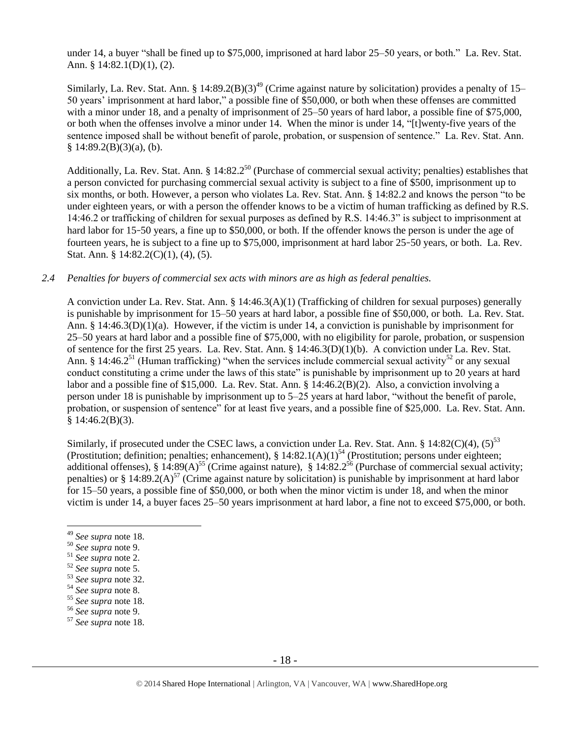under 14, a buyer "shall be fined up to $75,000, imprisoned at hard labor 25–50 years, or both." La. Rev. Stat. Ann. § 14:82.1(D)(1), (2).

Similarly, La. Rev. Stat. Ann. § 14:89.2(B)(3)[49] (Crime against nature by solicitation) provides a penalty of 15–50 years' imprisonment at hard labor," a possible fine of $50,000, or both when these offenses are committed with a minor under 18, and a penalty of imprisonment of 25–50 years of hard labor, a possible fine of $75,000, or both when the offenses involve a minor under 14. When the minor is under 14, "[t]wenty-five years of the sentence imposed shall be without benefit of parole, probation, or suspension of sentence." La. Rev. Stat. Ann. § 14:89.2(B)(3)(a), (b).

Additionally, La. Rev. Stat. Ann. § 14:82.2[50] (Purchase of commercial sexual activity; penalties) establishes that a person convicted for purchasing commercial sexual activity is subject to a fine of $500, imprisonment up to six months, or both. However, a person who violates La. Rev. Stat. Ann. § 14:82.2 and knows the person "to be under eighteen years, or with a person the offender knows to be a victim of human trafficking as defined by R.S. 14:46.2 or trafficking of children for sexual purposes as defined by R.S. 14:46.3" is subject to imprisonment at hard labor for 15-50 years, a fine up to $50,000, or both. If the offender knows the person is under the age of fourteen years, he is subject to a fine up to $75,000, imprisonment at hard labor 25-50 years, or both. La. Rev. Stat. Ann. § 14:82.2(C)(1), (4), (5).

*2.4 Penalties for buyers of commercial sex acts with minors are as high as federal penalties.*

A conviction under La. Rev. Stat. Ann. § 14:46.3(A)(1) (Trafficking of children for sexual purposes) generally is punishable by imprisonment for 15–50 years at hard labor, a possible fine of $50,000, or both. La. Rev. Stat. Ann. § 14:46.3(D)(1)(a). However, if the victim is under 14, a conviction is punishable by imprisonment for 25–50 years at hard labor and a possible fine of $75,000, with no eligibility for parole, probation, or suspension of sentence for the first 25 years. La. Rev. Stat. Ann. § 14:46.3(D)(1)(b). A conviction under La. Rev. Stat. Ann. § 14:46.2[51] (Human trafficking) "when the services include commercial sexual activity[52] or any sexual conduct constituting a crime under the laws of this state" is punishable by imprisonment up to 20 years at hard labor and a possible fine of $15,000. La. Rev. Stat. Ann. § 14:46.2(B)(2). Also, a conviction involving a person under 18 is punishable by imprisonment up to 5–25 years at hard labor, "without the benefit of parole, probation, or suspension of sentence" for at least five years, and a possible fine of $25,000. La. Rev. Stat. Ann. § 14:46.2(B)(3).

Similarly, if prosecuted under the CSEC laws, a conviction under La. Rev. Stat. Ann. § 14:82(C)(4), (5)[53] (Prostitution; definition; penalties; enhancement), § 14:82.1(A)(1)[54] (Prostitution; persons under eighteen; additional offenses), § 14:89(A)[55] (Crime against nature), § 14:82.2[56] (Purchase of commercial sexual activity; penalties) or § 14:89.2(A)[57] (Crime against nature by solicitation) is punishable by imprisonment at hard labor for 15–50 years, a possible fine of $50,000, or both when the minor victim is under 18, and when the minor victim is under 14, a buyer faces 25–50 years imprisonment at hard labor, a fine not to exceed $75,000, or both.

---

[49] *See supra* note 18.
[50] *See supra* note 9.
[51] *See supra* note 2.
[52] *See supra* note 5.
[53] *See supra* note 32.
[54] *See supra* note 8.
[55] *See supra* note 18.
[56] *See supra* note 9.
[57] *See supra* note 18.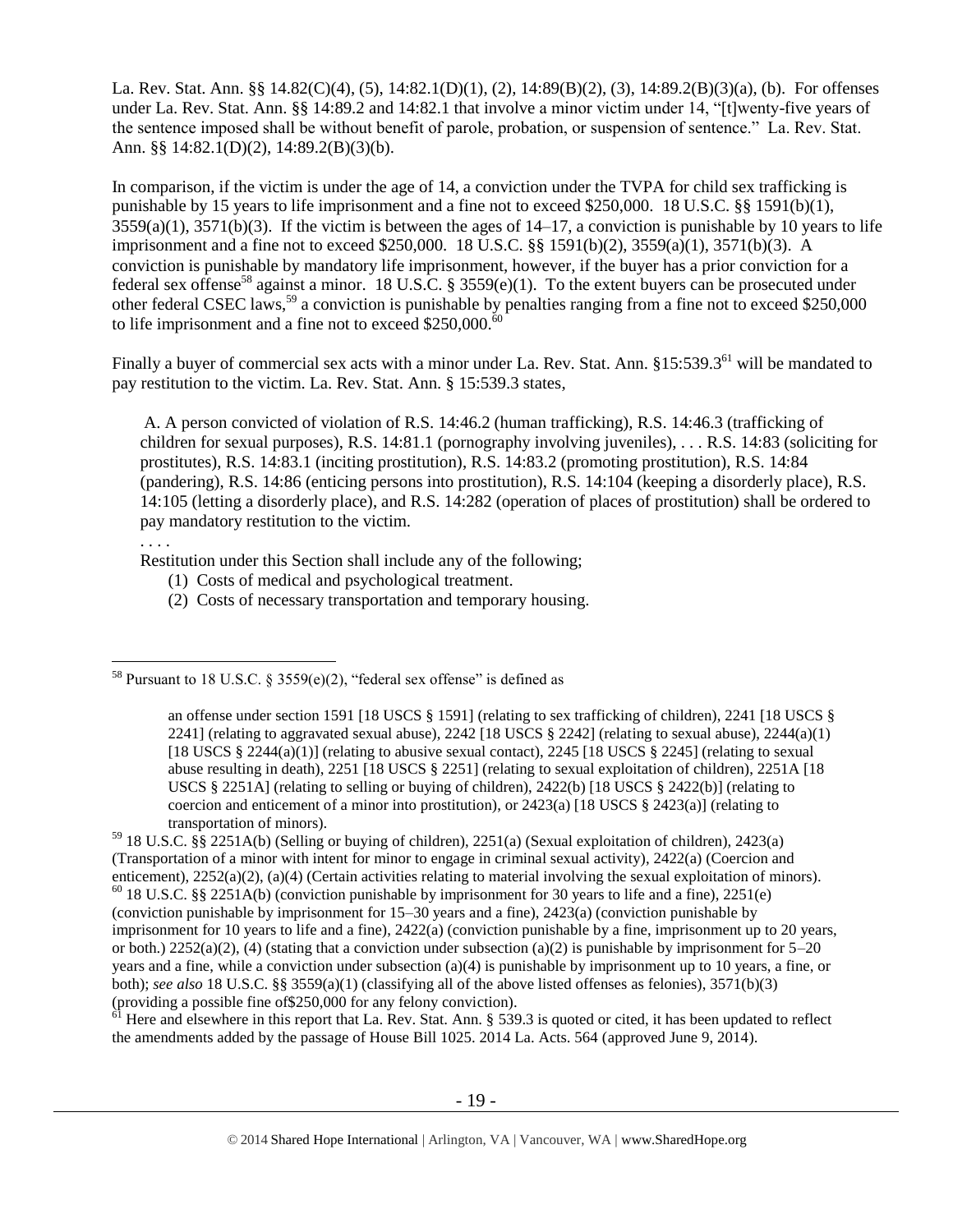La. Rev. Stat. Ann. §§ 14.82(C)(4), (5), 14:82.1(D)(1), (2), 14:89(B)(2), (3), 14:89.2(B)(3)(a), (b). For offenses under La. Rev. Stat. Ann. §§ 14:89.2 and 14:82.1 that involve a minor victim under 14, "[t]wenty-five years of the sentence imposed shall be without benefit of parole, probation, or suspension of sentence." La. Rev. Stat. Ann. §§ 14:82.1(D)(2), 14:89.2(B)(3)(b).

In comparison, if the victim is under the age of 14, a conviction under the TVPA for child sex trafficking is punishable by 15 years to life imprisonment and a fine not to exceed $250,000. 18 U.S.C. §§ 1591(b)(1), 3559(a)(1), 3571(b)(3). If the victim is between the ages of 14–17, a conviction is punishable by 10 years to life imprisonment and a fine not to exceed $250,000. 18 U.S.C. §§ 1591(b)(2), 3559(a)(1), 3571(b)(3). A conviction is punishable by mandatory life imprisonment, however, if the buyer has a prior conviction for a federal sex offense[58] against a minor. 18 U.S.C. § 3559(e)(1). To the extent buyers can be prosecuted under other federal CSEC laws,[59] a conviction is punishable by penalties ranging from a fine not to exceed $250,000 to life imprisonment and a fine not to exceed $250,000.[60]

Finally a buyer of commercial sex acts with a minor under La. Rev. Stat. Ann. §15:539.3[61] will be mandated to pay restitution to the victim. La. Rev. Stat. Ann. § 15:539.3 states,

> A. A person convicted of violation of R.S. 14:46.2 (human trafficking), R.S. 14:46.3 (trafficking of children for sexual purposes), R.S. 14:81.1 (pornography involving juveniles), . . . R.S. 14:83 (soliciting for prostitutes), R.S. 14:83.1 (inciting prostitution), R.S. 14:83.2 (promoting prostitution), R.S. 14:84 (pandering), R.S. 14:86 (enticing persons into prostitution), R.S. 14:104 (keeping a disorderly place), R.S. 14:105 (letting a disorderly place), and R.S. 14:282 (operation of places of prostitution) shall be ordered to pay mandatory restitution to the victim.
>
> . . . .
>
> Restitution under this Section shall include any of the following;
>
> (1) Costs of medical and psychological treatment.
>
> (2) Costs of necessary transportation and temporary housing.

---

[58] Pursuant to 18 U.S.C. § 3559(e)(2), "federal sex offense" is defined as

> an offense under section 1591 [18 USCS § 1591] (relating to sex trafficking of children), 2241 [18 USCS § 2241] (relating to aggravated sexual abuse), 2242 [18 USCS § 2242] (relating to sexual abuse), 2244(a)(1) [18 USCS § 2244(a)(1)] (relating to abusive sexual contact), 2245 [18 USCS § 2245] (relating to sexual abuse resulting in death), 2251 [18 USCS § 2251] (relating to sexual exploitation of children), 2251A [18 USCS § 2251A] (relating to selling or buying of children), 2422(b) [18 USCS § 2422(b)] (relating to coercion and enticement of a minor into prostitution), or 2423(a) [18 USCS § 2423(a)] (relating to transportation of minors).

[59] 18 U.S.C. §§ 2251A(b) (Selling or buying of children), 2251(a) (Sexual exploitation of children), 2423(a) (Transportation of a minor with intent for minor to engage in criminal sexual activity), 2422(a) (Coercion and enticement), 2252(a)(2), (a)(4) (Certain activities relating to material involving the sexual exploitation of minors).

[60] 18 U.S.C. §§ 2251A(b) (conviction punishable by imprisonment for 30 years to life and a fine), 2251(e) (conviction punishable by imprisonment for 15–30 years and a fine), 2423(a) (conviction punishable by imprisonment for 10 years to life and a fine), 2422(a) (conviction punishable by a fine, imprisonment up to 20 years, or both.) 2252(a)(2), (4) (stating that a conviction under subsection (a)(2) is punishable by imprisonment for 5–20 years and a fine, while a conviction under subsection (a)(4) is punishable by imprisonment up to 10 years, a fine, or both); *see also* 18 U.S.C. §§ 3559(a)(1) (classifying all of the above listed offenses as felonies), 3571(b)(3) (providing a possible fine of$250,000 for any felony conviction).

[61] Here and elsewhere in this report that La. Rev. Stat. Ann. § 539.3 is quoted or cited, it has been updated to reflect the amendments added by the passage of House Bill 1025. 2014 La. Acts. 564 (approved June 9, 2014).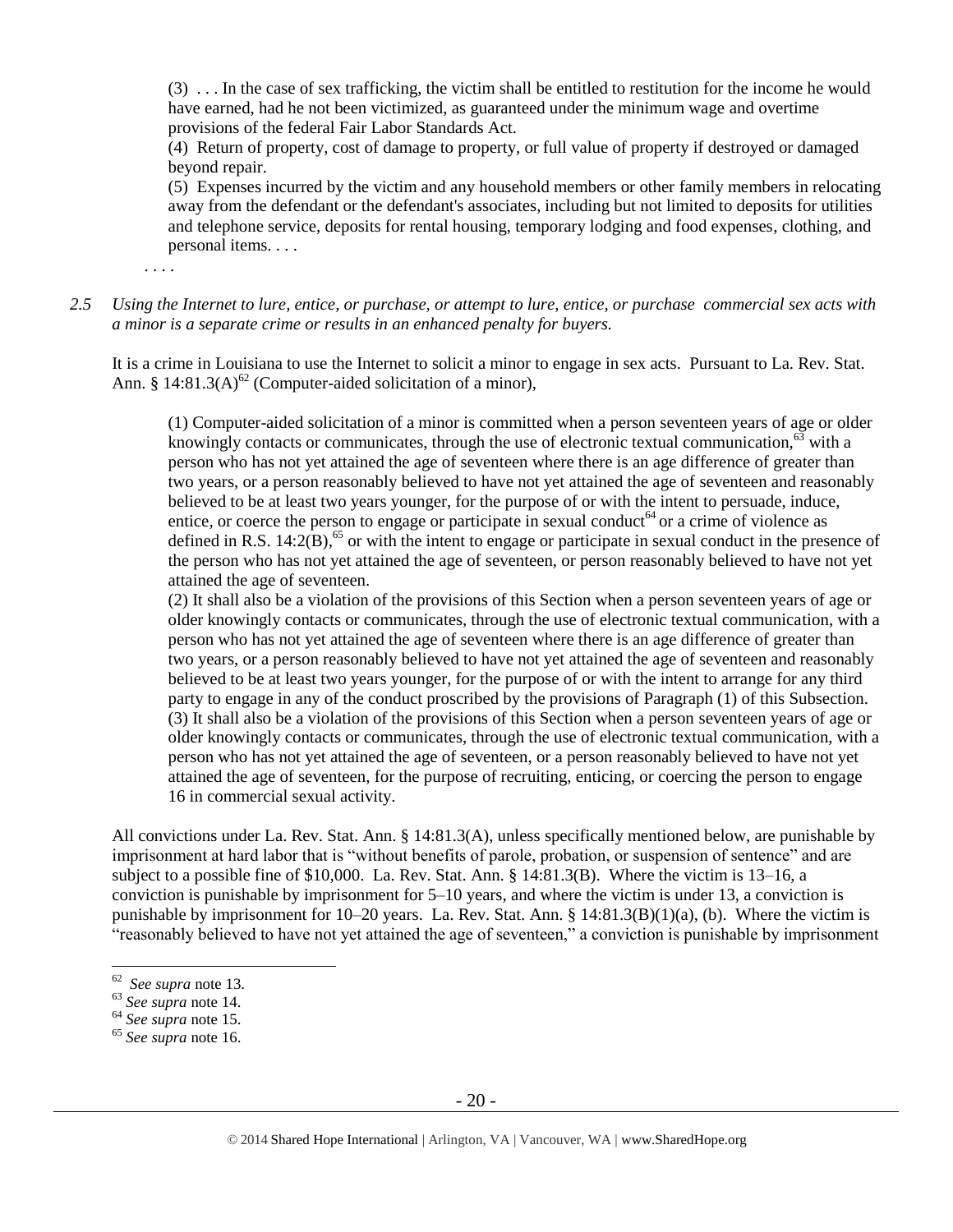> (3) . . . In the case of sex trafficking, the victim shall be entitled to restitution for the income he would have earned, had he not been victimized, as guaranteed under the minimum wage and overtime provisions of the federal Fair Labor Standards Act.
>
> (4) Return of property, cost of damage to property, or full value of property if destroyed or damaged beyond repair.
>
> (5) Expenses incurred by the victim and any household members or other family members in relocating away from the defendant or the defendant's associates, including but not limited to deposits for utilities and telephone service, deposits for rental housing, temporary lodging and food expenses, clothing, and personal items. . . .

. . . .

*2.5 Using the Internet to lure, entice, or purchase, or attempt to lure, entice, or purchase commercial sex acts with a minor is a separate crime or results in an enhanced penalty for buyers.*

It is a crime in Louisiana to use the Internet to solicit a minor to engage in sex acts. Pursuant to La. Rev. Stat. Ann. § 14:81.3(A)[62] (Computer-aided solicitation of a minor),

> (1) Computer-aided solicitation of a minor is committed when a person seventeen years of age or older knowingly contacts or communicates, through the use of electronic textual communication,[63] with a person who has not yet attained the age of seventeen where there is an age difference of greater than two years, or a person reasonably believed to have not yet attained the age of seventeen and reasonably believed to be at least two years younger, for the purpose of or with the intent to persuade, induce, entice, or coerce the person to engage or participate in sexual conduct[64] or a crime of violence as defined in R.S. 14:2(B),[65] or with the intent to engage or participate in sexual conduct in the presence of the person who has not yet attained the age of seventeen, or person reasonably believed to have not yet attained the age of seventeen.
>
> (2) It shall also be a violation of the provisions of this Section when a person seventeen years of age or older knowingly contacts or communicates, through the use of electronic textual communication, with a person who has not yet attained the age of seventeen where there is an age difference of greater than two years, or a person reasonably believed to have not yet attained the age of seventeen and reasonably believed to be at least two years younger, for the purpose of or with the intent to arrange for any third party to engage in any of the conduct proscribed by the provisions of Paragraph (1) of this Subsection.
>
> (3) It shall also be a violation of the provisions of this Section when a person seventeen years of age or older knowingly contacts or communicates, through the use of electronic textual communication, with a person who has not yet attained the age of seventeen, or a person reasonably believed to have not yet attained the age of seventeen, for the purpose of recruiting, enticing, or coercing the person to engage 16 in commercial sexual activity.

All convictions under La. Rev. Stat. Ann. § 14:81.3(A), unless specifically mentioned below, are punishable by imprisonment at hard labor that is "without benefits of parole, probation, or suspension of sentence" and are subject to a possible fine of $10,000. La. Rev. Stat. Ann. § 14:81.3(B). Where the victim is 13–16, a conviction is punishable by imprisonment for 5–10 years, and where the victim is under 13, a conviction is punishable by imprisonment for 10–20 years. La. Rev. Stat. Ann. § 14:81.3(B)(1)(a), (b). Where the victim is "reasonably believed to have not yet attained the age of seventeen," a conviction is punishable by imprisonment

---

[62] *See supra* note 13.

[63] *See supra* note 14.

[64] *See supra* note 15.

[65] *See supra* note 16.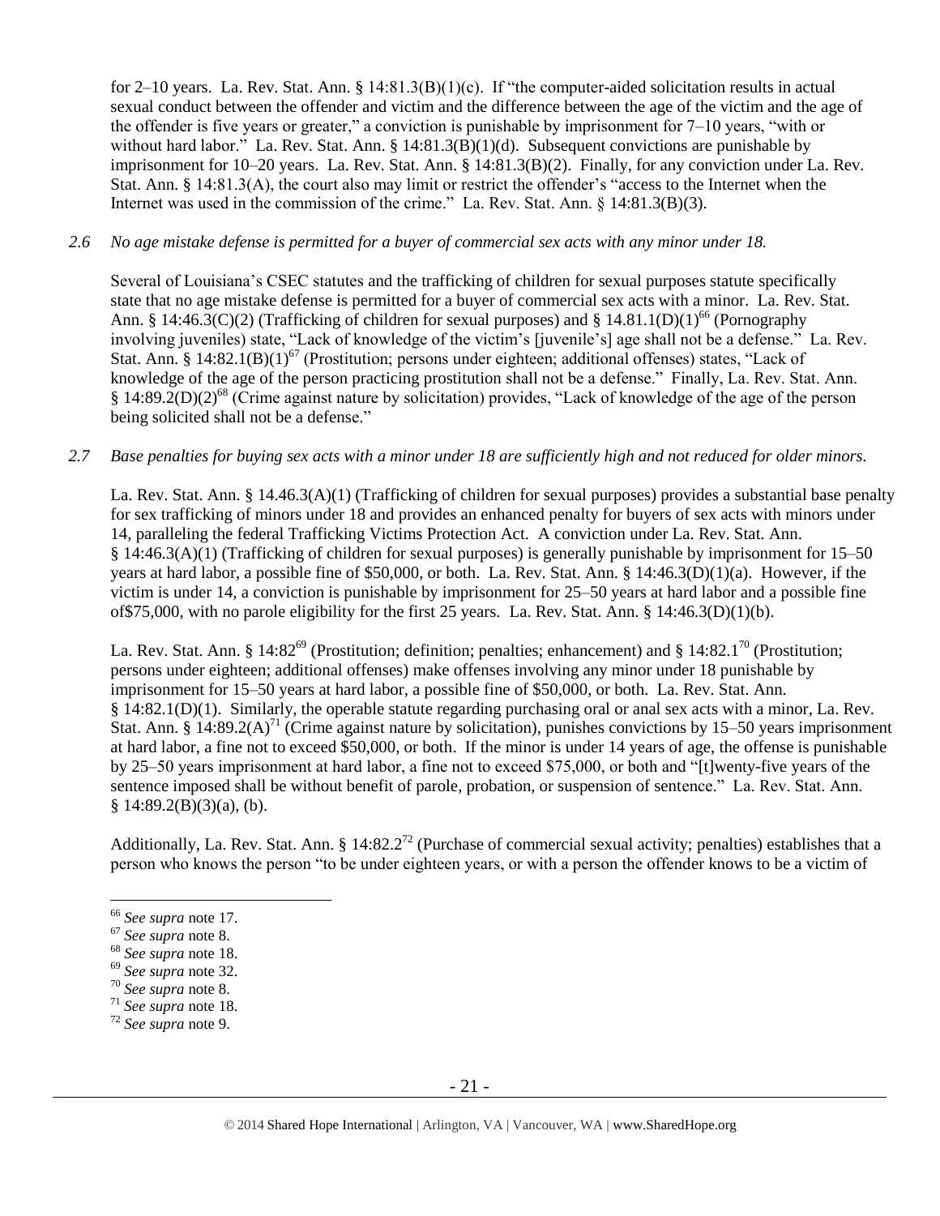for 2–10 years. La. Rev. Stat. Ann. § 14:81.3(B)(1)(c). If "the computer-aided solicitation results in actual sexual conduct between the offender and victim and the difference between the age of the victim and the age of the offender is five years or greater," a conviction is punishable by imprisonment for 7–10 years, "with or without hard labor." La. Rev. Stat. Ann. § 14:81.3(B)(1)(d). Subsequent convictions are punishable by imprisonment for 10–20 years. La. Rev. Stat. Ann. § 14:81.3(B)(2). Finally, for any conviction under La. Rev. Stat. Ann. § 14:81.3(A), the court also may limit or restrict the offender's "access to the Internet when the Internet was used in the commission of the crime." La. Rev. Stat. Ann. § 14:81.3(B)(3).

*2.6 No age mistake defense is permitted for a buyer of commercial sex acts with any minor under 18.*

Several of Louisiana's CSEC statutes and the trafficking of children for sexual purposes statute specifically state that no age mistake defense is permitted for a buyer of commercial sex acts with a minor. La. Rev. Stat. Ann. § 14:46.3(C)(2) (Trafficking of children for sexual purposes) and § 14.81.1(D)(1)[66] (Pornography involving juveniles) state, "Lack of knowledge of the victim's [juvenile's] age shall not be a defense." La. Rev. Stat. Ann. § 14:82.1(B)(1)[67] (Prostitution; persons under eighteen; additional offenses) states, "Lack of knowledge of the age of the person practicing prostitution shall not be a defense." Finally, La. Rev. Stat. Ann. § 14:89.2(D)(2)[68] (Crime against nature by solicitation) provides, "Lack of knowledge of the age of the person being solicited shall not be a defense."

*2.7 Base penalties for buying sex acts with a minor under 18 are sufficiently high and not reduced for older minors.*

La. Rev. Stat. Ann. § 14.46.3(A)(1) (Trafficking of children for sexual purposes) provides a substantial base penalty for sex trafficking of minors under 18 and provides an enhanced penalty for buyers of sex acts with minors under 14, paralleling the federal Trafficking Victims Protection Act. A conviction under La. Rev. Stat. Ann. § 14:46.3(A)(1) (Trafficking of children for sexual purposes) is generally punishable by imprisonment for 15–50 years at hard labor, a possible fine of $50,000, or both. La. Rev. Stat. Ann. § 14:46.3(D)(1)(a). However, if the victim is under 14, a conviction is punishable by imprisonment for 25–50 years at hard labor and a possible fine of$75,000, with no parole eligibility for the first 25 years. La. Rev. Stat. Ann. § 14:46.3(D)(1)(b).

La. Rev. Stat. Ann. § 14:82[69] (Prostitution; definition; penalties; enhancement) and § 14:82.1[70] (Prostitution; persons under eighteen; additional offenses) make offenses involving any minor under 18 punishable by imprisonment for 15–50 years at hard labor, a possible fine of $50,000, or both. La. Rev. Stat. Ann. § 14:82.1(D)(1). Similarly, the operable statute regarding purchasing oral or anal sex acts with a minor, La. Rev. Stat. Ann. § 14:89.2(A)[71] (Crime against nature by solicitation), punishes convictions by 15–50 years imprisonment at hard labor, a fine not to exceed $50,000, or both. If the minor is under 14 years of age, the offense is punishable by 25–50 years imprisonment at hard labor, a fine not to exceed $75,000, or both and "[t]wenty-five years of the sentence imposed shall be without benefit of parole, probation, or suspension of sentence." La. Rev. Stat. Ann. § 14:89.2(B)(3)(a), (b).

Additionally, La. Rev. Stat. Ann. § 14:82.2[72] (Purchase of commercial sexual activity; penalties) establishes that a person who knows the person "to be under eighteen years, or with a person the offender knows to be a victim of

---

[66] *See supra* note 17.

[67] *See supra* note 8.

[68] *See supra* note 18.

[69] *See supra* note 32.

[70] *See supra* note 8.

[71] *See supra* note 18.

[72] *See supra* note 9.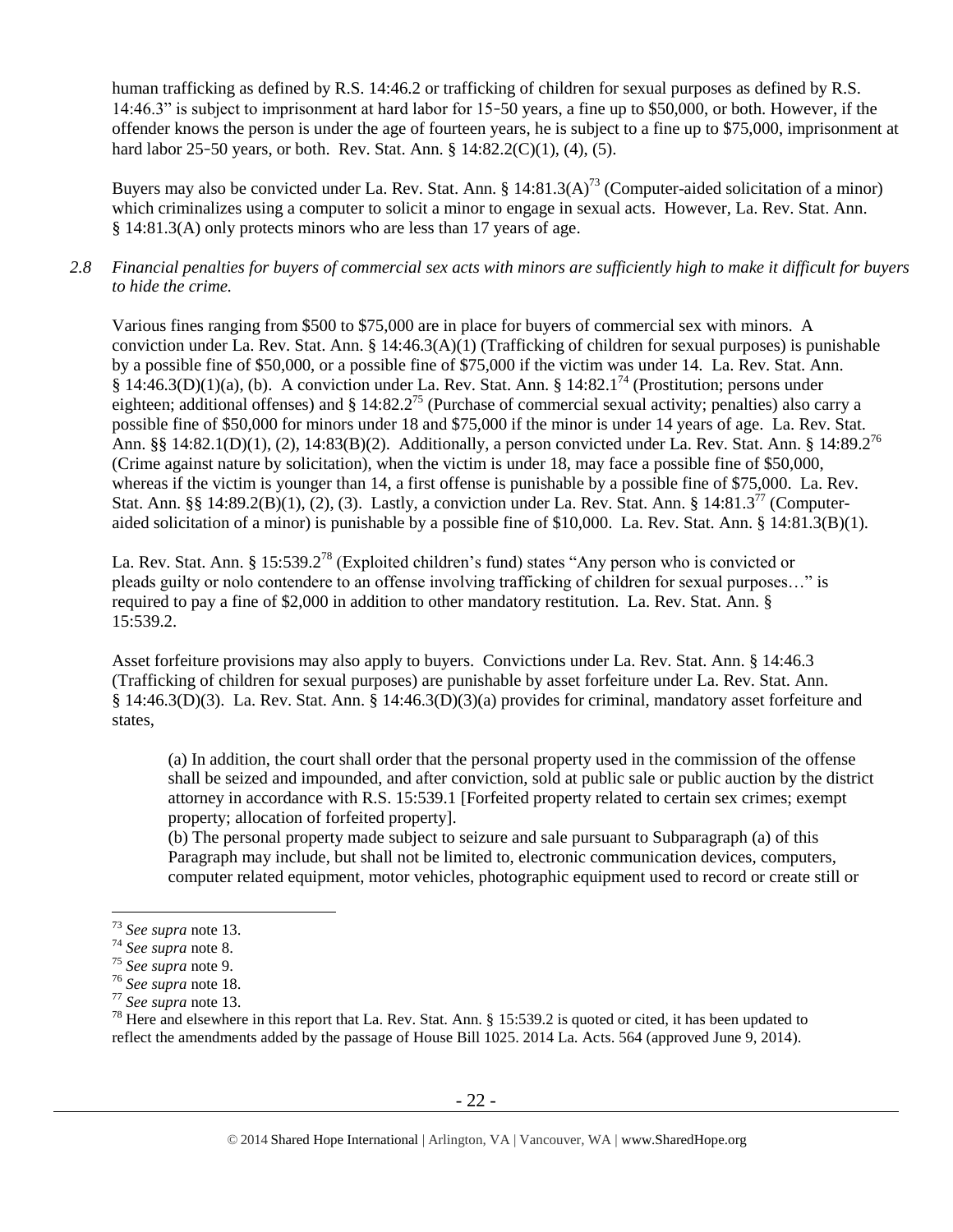human trafficking as defined by R.S. 14:46.2 or trafficking of children for sexual purposes as defined by R.S. 14:46.3" is subject to imprisonment at hard labor for 15-50 years, a fine up to $50,000, or both. However, if the offender knows the person is under the age of fourteen years, he is subject to a fine up to $75,000, imprisonment at hard labor 25-50 years, or both. Rev. Stat. Ann. § 14:82.2(C)(1), (4), (5).

Buyers may also be convicted under La. Rev. Stat. Ann. § 14:81.3(A)[73] (Computer-aided solicitation of a minor) which criminalizes using a computer to solicit a minor to engage in sexual acts. However, La. Rev. Stat. Ann. § 14:81.3(A) only protects minors who are less than 17 years of age.

*2.8 Financial penalties for buyers of commercial sex acts with minors are sufficiently high to make it difficult for buyers to hide the crime.*

Various fines ranging from $500 to $75,000 are in place for buyers of commercial sex with minors. A conviction under La. Rev. Stat. Ann. § 14:46.3(A)(1) (Trafficking of children for sexual purposes) is punishable by a possible fine of $50,000, or a possible fine of $75,000 if the victim was under 14. La. Rev. Stat. Ann. § 14:46.3(D)(1)(a), (b). A conviction under La. Rev. Stat. Ann. § 14:82.1[74] (Prostitution; persons under eighteen; additional offenses) and § 14:82.2[75] (Purchase of commercial sexual activity; penalties) also carry a possible fine of $50,000 for minors under 18 and $75,000 if the minor is under 14 years of age. La. Rev. Stat. Ann. §§ 14:82.1(D)(1), (2), 14:83(B)(2). Additionally, a person convicted under La. Rev. Stat. Ann. § 14:89.2[76] (Crime against nature by solicitation), when the victim is under 18, may face a possible fine of $50,000, whereas if the victim is younger than 14, a first offense is punishable by a possible fine of $75,000. La. Rev. Stat. Ann. §§ 14:89.2(B)(1), (2), (3). Lastly, a conviction under La. Rev. Stat. Ann. § 14:81.3[77] (Computer-aided solicitation of a minor) is punishable by a possible fine of $10,000. La. Rev. Stat. Ann. § 14:81.3(B)(1).

La. Rev. Stat. Ann. § 15:539.2[78] (Exploited children's fund) states "Any person who is convicted or pleads guilty or nolo contendere to an offense involving trafficking of children for sexual purposes…" is required to pay a fine of $2,000 in addition to other mandatory restitution. La. Rev. Stat. Ann. § 15:539.2.

Asset forfeiture provisions may also apply to buyers. Convictions under La. Rev. Stat. Ann. § 14:46.3 (Trafficking of children for sexual purposes) are punishable by asset forfeiture under La. Rev. Stat. Ann. § 14:46.3(D)(3). La. Rev. Stat. Ann. § 14:46.3(D)(3)(a) provides for criminal, mandatory asset forfeiture and states,

> (a) In addition, the court shall order that the personal property used in the commission of the offense shall be seized and impounded, and after conviction, sold at public sale or public auction by the district attorney in accordance with R.S. 15:539.1 [Forfeited property related to certain sex crimes; exempt property; allocation of forfeited property].
>
> (b) The personal property made subject to seizure and sale pursuant to Subparagraph (a) of this Paragraph may include, but shall not be limited to, electronic communication devices, computers, computer related equipment, motor vehicles, photographic equipment used to record or create still or

---

[73] *See supra* note 13.

[74] *See supra* note 8.

[75] *See supra* note 9.

[76] *See supra* note 18.

[77] *See supra* note 13.

[78] Here and elsewhere in this report that La. Rev. Stat. Ann. § 15:539.2 is quoted or cited, it has been updated to reflect the amendments added by the passage of House Bill 1025. 2014 La. Acts. 564 (approved June 9, 2014).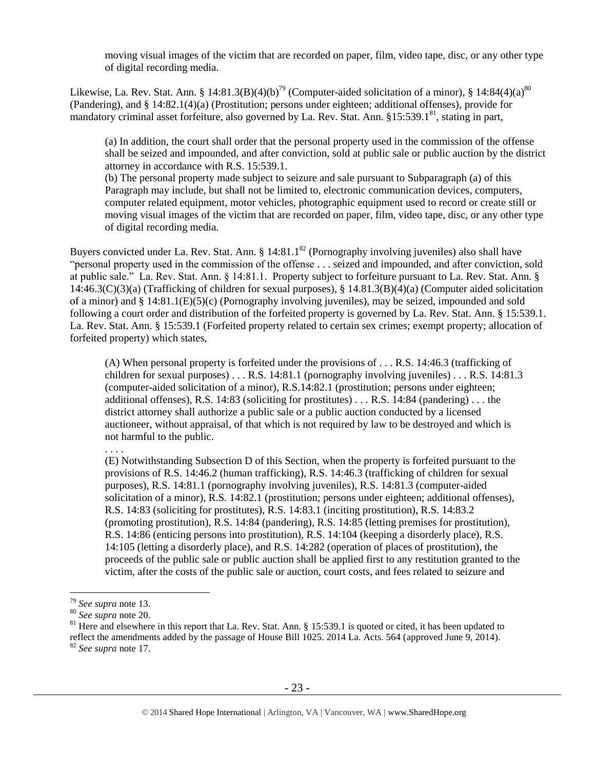> moving visual images of the victim that are recorded on paper, film, video tape, disc, or any other type of digital recording media.

Likewise, La. Rev. Stat. Ann. § 14:81.3(B)(4)(b)[79] (Computer-aided solicitation of a minor), § 14:84(4)(a)[80] (Pandering), and § 14:82.1(4)(a) (Prostitution; persons under eighteen; additional offenses), provide for mandatory criminal asset forfeiture, also governed by La. Rev. Stat. Ann. §15:539.1[81], stating in part,

> (a) In addition, the court shall order that the personal property used in the commission of the offense shall be seized and impounded, and after conviction, sold at public sale or public auction by the district attorney in accordance with R.S. 15:539.1.
>
> (b) The personal property made subject to seizure and sale pursuant to Subparagraph (a) of this Paragraph may include, but shall not be limited to, electronic communication devices, computers, computer related equipment, motor vehicles, photographic equipment used to record or create still or moving visual images of the victim that are recorded on paper, film, video tape, disc, or any other type of digital recording media.

Buyers convicted under La. Rev. Stat. Ann. § 14:81.1[82] (Pornography involving juveniles) also shall have "personal property used in the commission of the offense . . . seized and impounded, and after conviction, sold at public sale." La. Rev. Stat. Ann. § 14:81.1. Property subject to forfeiture pursuant to La. Rev. Stat. Ann. § 14:46.3(C)(3)(a) (Trafficking of children for sexual purposes), § 14.81.3(B)(4)(a) (Computer aided solicitation of a minor) and § 14:81.1(E)(5)(c) (Pornography involving juveniles), may be seized, impounded and sold following a court order and distribution of the forfeited property is governed by La. Rev. Stat. Ann. § 15:539.1. La. Rev. Stat. Ann. § 15:539.1 (Forfeited property related to certain sex crimes; exempt property; allocation of forfeited property) which states,

> (A) When personal property is forfeited under the provisions of . . . R.S. 14:46.3 (trafficking of children for sexual purposes) . . . R.S. 14:81.1 (pornography involving juveniles) . . . R.S. 14:81.3 (computer-aided solicitation of a minor), R.S.14:82.1 (prostitution; persons under eighteen; additional offenses), R.S. 14:83 (soliciting for prostitutes) . . . R.S. 14:84 (pandering) . . . the district attorney shall authorize a public sale or a public auction conducted by a licensed auctioneer, without appraisal, of that which is not required by law to be destroyed and which is not harmful to the public.
>
> . . . .
>
> (E) Notwithstanding Subsection D of this Section, when the property is forfeited pursuant to the provisions of R.S. 14:46.2 (human trafficking), R.S. 14:46.3 (trafficking of children for sexual purposes), R.S. 14:81.1 (pornography involving juveniles), R.S. 14:81.3 (computer-aided solicitation of a minor), R.S. 14:82.1 (prostitution; persons under eighteen; additional offenses), R.S. 14:83 (soliciting for prostitutes), R.S. 14:83.1 (inciting prostitution), R.S. 14:83.2 (promoting prostitution), R.S. 14:84 (pandering), R.S. 14:85 (letting premises for prostitution), R.S. 14:86 (enticing persons into prostitution), R.S. 14:104 (keeping a disorderly place), R.S. 14:105 (letting a disorderly place), and R.S. 14:282 (operation of places of prostitution), the proceeds of the public sale or public auction shall be applied first to any restitution granted to the victim, after the costs of the public sale or auction, court costs, and fees related to seizure and

---

[79] *See supra* note 13.

[80] *See supra* note 20.

[81] Here and elsewhere in this report that La. Rev. Stat. Ann. § 15:539.1 is quoted or cited, it has been updated to reflect the amendments added by the passage of House Bill 1025. 2014 La. Acts. 564 (approved June 9, 2014).

[82] *See supra* note 17.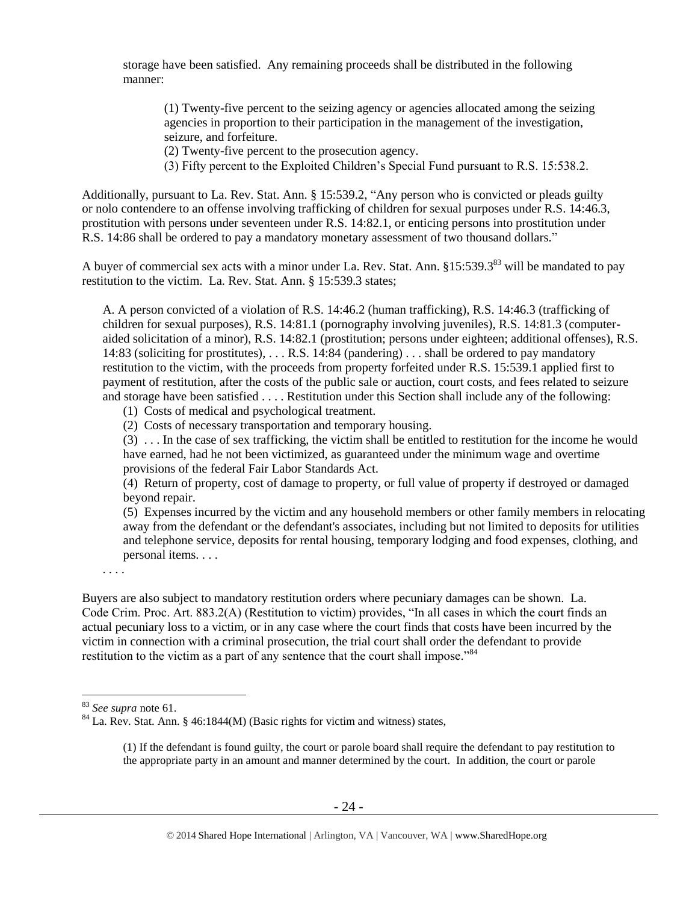storage have been satisfied. Any remaining proceeds shall be distributed in the following manner:

> (1) Twenty-five percent to the seizing agency or agencies allocated among the seizing agencies in proportion to their participation in the management of the investigation, seizure, and forfeiture.
> (2) Twenty-five percent to the prosecution agency.
> (3) Fifty percent to the Exploited Children's Special Fund pursuant to R.S. 15:538.2.

Additionally, pursuant to La. Rev. Stat. Ann. § 15:539.2, "Any person who is convicted or pleads guilty or nolo contendere to an offense involving trafficking of children for sexual purposes under R.S. 14:46.3, prostitution with persons under seventeen under R.S. 14:82.1, or enticing persons into prostitution under R.S. 14:86 shall be ordered to pay a mandatory monetary assessment of two thousand dollars."

A buyer of commercial sex acts with a minor under La. Rev. Stat. Ann. §15:539.3[83] will be mandated to pay restitution to the victim. La. Rev. Stat. Ann. § 15:539.3 states;

> A. A person convicted of a violation of R.S. 14:46.2 (human trafficking), R.S. 14:46.3 (trafficking of children for sexual purposes), R.S. 14:81.1 (pornography involving juveniles), R.S. 14:81.3 (computer-aided solicitation of a minor), R.S. 14:82.1 (prostitution; persons under eighteen; additional offenses), R.S. 14:83 (soliciting for prostitutes), . . . R.S. 14:84 (pandering) . . . shall be ordered to pay mandatory restitution to the victim, with the proceeds from property forfeited under R.S. 15:539.1 applied first to payment of restitution, after the costs of the public sale or auction, court costs, and fees related to seizure and storage have been satisfied . . . . Restitution under this Section shall include any of the following:
>
> (1) Costs of medical and psychological treatment.
> (2) Costs of necessary transportation and temporary housing.
> (3) . . . In the case of sex trafficking, the victim shall be entitled to restitution for the income he would have earned, had he not been victimized, as guaranteed under the minimum wage and overtime provisions of the federal Fair Labor Standards Act.
> (4) Return of property, cost of damage to property, or full value of property if destroyed or damaged beyond repair.
> (5) Expenses incurred by the victim and any household members or other family members in relocating away from the defendant or the defendant's associates, including but not limited to deposits for utilities and telephone service, deposits for rental housing, temporary lodging and food expenses, clothing, and personal items. . . .
>
> . . . .

Buyers are also subject to mandatory restitution orders where pecuniary damages can be shown. La. Code Crim. Proc. Art. 883.2(A) (Restitution to victim) provides, "In all cases in which the court finds an actual pecuniary loss to a victim, or in any case where the court finds that costs have been incurred by the victim in connection with a criminal prosecution, the trial court shall order the defendant to provide restitution to the victim as a part of any sentence that the court shall impose."[84]

---

[83] *See supra* note 61.

[84] La. Rev. Stat. Ann. § 46:1844(M) (Basic rights for victim and witness) states,

> (1) If the defendant is found guilty, the court or parole board shall require the defendant to pay restitution to the appropriate party in an amount and manner determined by the court. In addition, the court or parole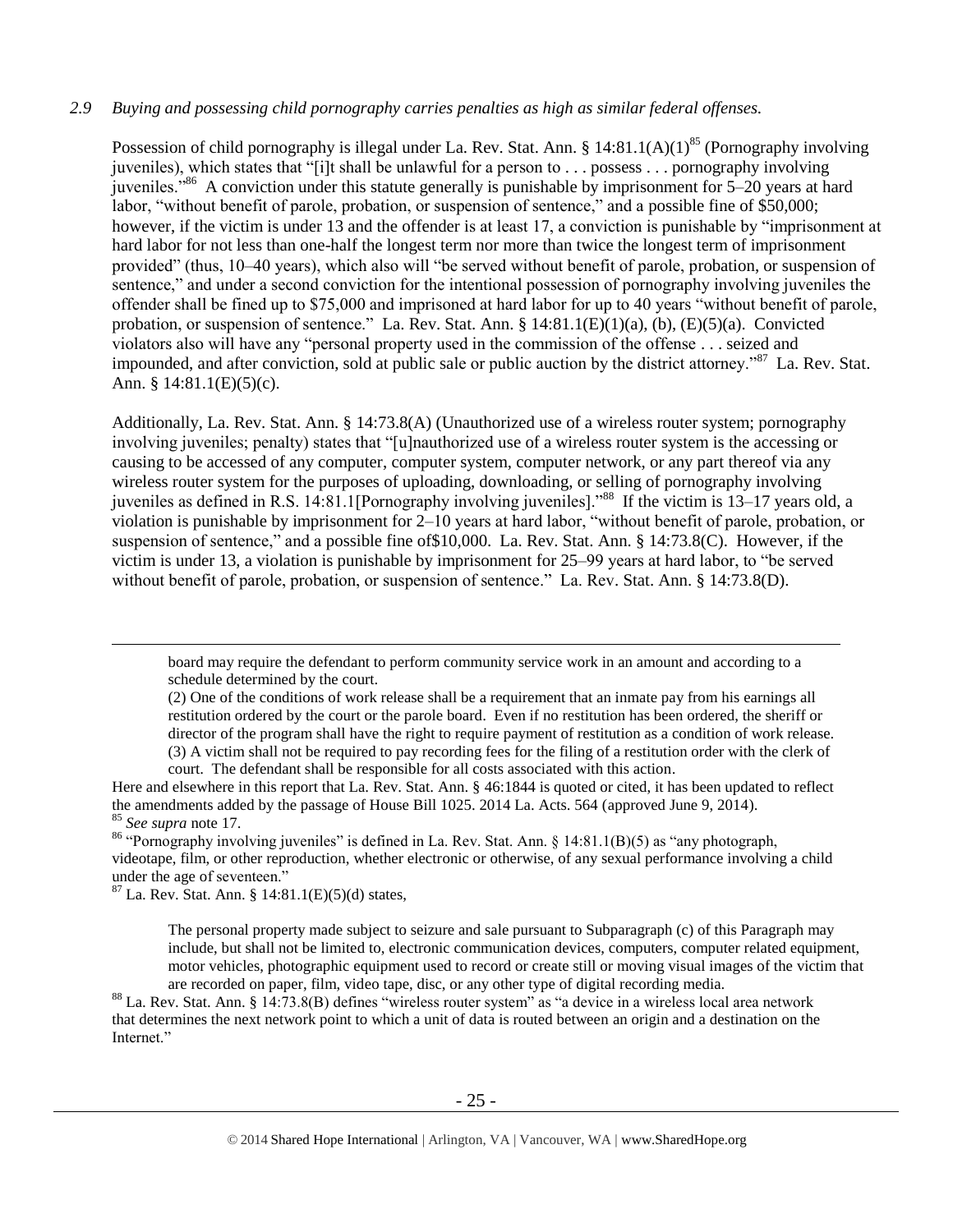*2.9 Buying and possessing child pornography carries penalties as high as similar federal offenses.*

Possession of child pornography is illegal under La. Rev. Stat. Ann. § 14:81.1(A)(1)[85] (Pornography involving juveniles), which states that "[i]t shall be unlawful for a person to . . . possess . . . pornography involving juveniles."[86] A conviction under this statute generally is punishable by imprisonment for 5–20 years at hard labor, "without benefit of parole, probation, or suspension of sentence," and a possible fine of $50,000; however, if the victim is under 13 and the offender is at least 17, a conviction is punishable by "imprisonment at hard labor for not less than one-half the longest term nor more than twice the longest term of imprisonment provided" (thus, 10–40 years), which also will "be served without benefit of parole, probation, or suspension of sentence," and under a second conviction for the intentional possession of pornography involving juveniles the offender shall be fined up to $75,000 and imprisoned at hard labor for up to 40 years "without benefit of parole, probation, or suspension of sentence." La. Rev. Stat. Ann. § 14:81.1(E)(1)(a), (b), (E)(5)(a). Convicted violators also will have any "personal property used in the commission of the offense . . . seized and impounded, and after conviction, sold at public sale or public auction by the district attorney."[87] La. Rev. Stat. Ann. § 14:81.1(E)(5)(c).

Additionally, La. Rev. Stat. Ann. § 14:73.8(A) (Unauthorized use of a wireless router system; pornography involving juveniles; penalty) states that "[u]nauthorized use of a wireless router system is the accessing or causing to be accessed of any computer, computer system, computer network, or any part thereof via any wireless router system for the purposes of uploading, downloading, or selling of pornography involving juveniles as defined in R.S. 14:81.1[Pornography involving juveniles]."[88] If the victim is 13–17 years old, a violation is punishable by imprisonment for 2–10 years at hard labor, "without benefit of parole, probation, or suspension of sentence," and a possible fine of$10,000. La. Rev. Stat. Ann. § 14:73.8(C). However, if the victim is under 13, a violation is punishable by imprisonment for 25–99 years at hard labor, to "be served without benefit of parole, probation, or suspension of sentence." La. Rev. Stat. Ann. § 14:73.8(D).

---

> board may require the defendant to perform community service work in an amount and according to a schedule determined by the court.
>
> (2) One of the conditions of work release shall be a requirement that an inmate pay from his earnings all restitution ordered by the court or the parole board. Even if no restitution has been ordered, the sheriff or director of the program shall have the right to require payment of restitution as a condition of work release.
>
> (3) A victim shall not be required to pay recording fees for the filing of a restitution order with the clerk of court. The defendant shall be responsible for all costs associated with this action.

Here and elsewhere in this report that La. Rev. Stat. Ann. § 46:1844 is quoted or cited, it has been updated to reflect the amendments added by the passage of House Bill 1025. 2014 La. Acts. 564 (approved June 9, 2014).

[85] *See supra* note 17.

[86] "Pornography involving juveniles" is defined in La. Rev. Stat. Ann. § 14:81.1(B)(5) as "any photograph, videotape, film, or other reproduction, whether electronic or otherwise, of any sexual performance involving a child under the age of seventeen."

[87] La. Rev. Stat. Ann. § 14:81.1(E)(5)(d) states,

> The personal property made subject to seizure and sale pursuant to Subparagraph (c) of this Paragraph may include, but shall not be limited to, electronic communication devices, computers, computer related equipment, motor vehicles, photographic equipment used to record or create still or moving visual images of the victim that are recorded on paper, film, video tape, disc, or any other type of digital recording media.

[88] La. Rev. Stat. Ann. § 14:73.8(B) defines "wireless router system" as "a device in a wireless local area network that determines the next network point to which a unit of data is routed between an origin and a destination on the Internet."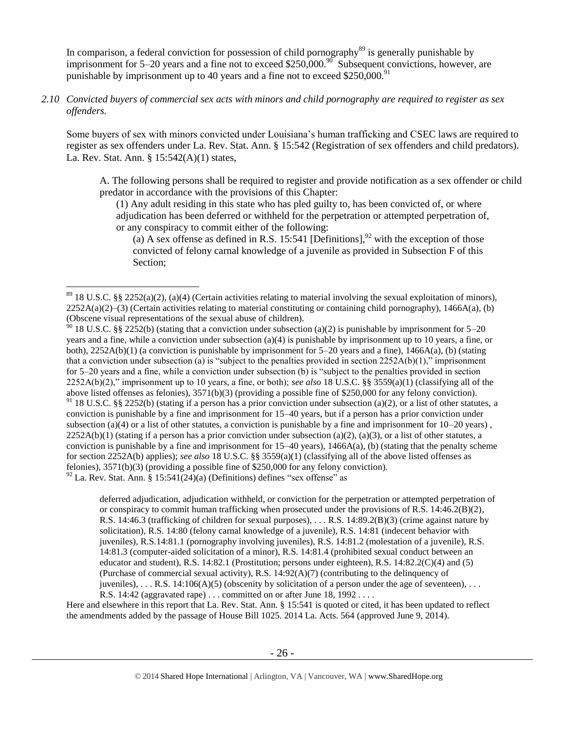In comparison, a federal conviction for possession of child pornography[89] is generally punishable by imprisonment for 5–20 years and a fine not to exceed $250,000.[90] Subsequent convictions, however, are punishable by imprisonment up to 40 years and a fine not to exceed $250,000.[91]

*2.10 Convicted buyers of commercial sex acts with minors and child pornography are required to register as sex offenders.*

Some buyers of sex with minors convicted under Louisiana's human trafficking and CSEC laws are required to register as sex offenders under La. Rev. Stat. Ann. § 15:542 (Registration of sex offenders and child predators). La. Rev. Stat. Ann. § 15:542(A)(1) states,

> A. The following persons shall be required to register and provide notification as a sex offender or child predator in accordance with the provisions of this Chapter:
>
> (1) Any adult residing in this state who has pled guilty to, has been convicted of, or where adjudication has been deferred or withheld for the perpetration or attempted perpetration of, or any conspiracy to commit either of the following:
>
> (a) A sex offense as defined in R.S. 15:541 [Definitions],[92] with the exception of those convicted of felony carnal knowledge of a juvenile as provided in Subsection F of this Section;

---

[89] 18 U.S.C. §§ 2252(a)(2), (a)(4) (Certain activities relating to material involving the sexual exploitation of minors), 2252A(a)(2)–(3) (Certain activities relating to material constituting or containing child pornography), 1466A(a), (b) (Obscene visual representations of the sexual abuse of children).

[90] 18 U.S.C. §§ 2252(b) (stating that a conviction under subsection (a)(2) is punishable by imprisonment for 5–20 years and a fine, while a conviction under subsection (a)(4) is punishable by imprisonment up to 10 years, a fine, or both), 2252A(b)(1) (a conviction is punishable by imprisonment for 5–20 years and a fine), 1466A(a), (b) (stating that a conviction under subsection (a) is "subject to the penalties provided in section 2252A(b)(1)," imprisonment for 5–20 years and a fine, while a conviction under subsection (b) is "subject to the penalties provided in section 2252A(b)(2)," imprisonment up to 10 years, a fine, or both); *see also* 18 U.S.C. §§ 3559(a)(1) (classifying all of the above listed offenses as felonies), 3571(b)(3) (providing a possible fine of $250,000 for any felony conviction).

[91] 18 U.S.C. §§ 2252(b) (stating if a person has a prior conviction under subsection (a)(2), or a list of other statutes, a conviction is punishable by a fine and imprisonment for 15–40 years, but if a person has a prior conviction under subsection (a)(4) or a list of other statutes, a conviction is punishable by a fine and imprisonment for 10–20 years) , 2252A(b)(1) (stating if a person has a prior conviction under subsection (a)(2), (a)(3), or a list of other statutes, a conviction is punishable by a fine and imprisonment for 15–40 years), 1466A(a), (b) (stating that the penalty scheme for section 2252A(b) applies); *see also* 18 U.S.C. §§ 3559(a)(1) (classifying all of the above listed offenses as felonies), 3571(b)(3) (providing a possible fine of $250,000 for any felony conviction).

[92] La. Rev. Stat. Ann. § 15:541(24)(a) (Definitions) defines "sex offense" as

> deferred adjudication, adjudication withheld, or conviction for the perpetration or attempted perpetration of or conspiracy to commit human trafficking when prosecuted under the provisions of R.S. 14:46.2(B)(2), R.S. 14:46.3 (trafficking of children for sexual purposes), . . . R.S. 14:89.2(B)(3) (crime against nature by solicitation), R.S. 14:80 (felony carnal knowledge of a juvenile), R.S. 14:81 (indecent behavior with juveniles), R.S.14:81.1 (pornography involving juveniles), R.S. 14:81.2 (molestation of a juvenile), R.S. 14:81.3 (computer-aided solicitation of a minor), R.S. 14:81.4 (prohibited sexual conduct between an educator and student), R.S. 14:82.1 (Prostitution; persons under eighteen), R.S. 14:82.2(C)(4) and (5) (Purchase of commercial sexual activity), R.S. 14:92(A)(7) (contributing to the delinquency of juveniles), . . . R.S. 14:106(A)(5) (obscenity by solicitation of a person under the age of seventeen), . . . R.S. 14:42 (aggravated rape) . . . committed on or after June 18, 1992 . . . .

Here and elsewhere in this report that La. Rev. Stat. Ann. § 15:541 is quoted or cited, it has been updated to reflect the amendments added by the passage of House Bill 1025. 2014 La. Acts. 564 (approved June 9, 2014).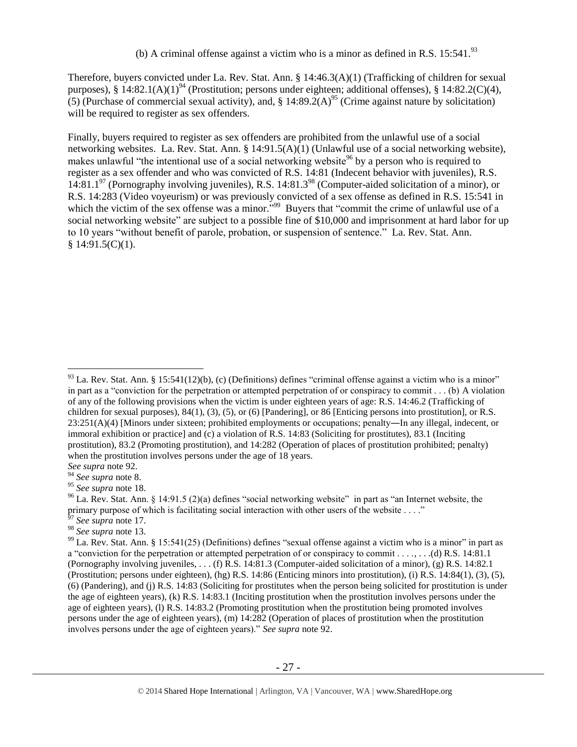(b) A criminal offense against a victim who is a minor as defined in R.S. 15:541.[93]

Therefore, buyers convicted under La. Rev. Stat. Ann. § 14:46.3(A)(1) (Trafficking of children for sexual purposes), § 14:82.1(A)(1)[94] (Prostitution; persons under eighteen; additional offenses), § 14:82.2(C)(4), (5) (Purchase of commercial sexual activity), and, § 14:89.2(A)[95] (Crime against nature by solicitation) will be required to register as sex offenders.

Finally, buyers required to register as sex offenders are prohibited from the unlawful use of a social networking websites. La. Rev. Stat. Ann. § 14:91.5(A)(1) (Unlawful use of a social networking website), makes unlawful "the intentional use of a social networking website[96] by a person who is required to register as a sex offender and who was convicted of R.S. 14:81 (Indecent behavior with juveniles), R.S. 14:81.1[97] (Pornography involving juveniles), R.S. 14:81.3[98] (Computer-aided solicitation of a minor), or R.S. 14:283 (Video voyeurism) or was previously convicted of a sex offense as defined in R.S. 15:541 in which the victim of the sex offense was a minor."[99] Buyers that "commit the crime of unlawful use of a social networking website" are subject to a possible fine of $10,000 and imprisonment at hard labor for up to 10 years "without benefit of parole, probation, or suspension of sentence." La. Rev. Stat. Ann. § 14:91.5(C)(1).

---

[93] La. Rev. Stat. Ann. § 15:541(12)(b), (c) (Definitions) defines "criminal offense against a victim who is a minor" in part as a "conviction for the perpetration or attempted perpetration of or conspiracy to commit . . . (b) A violation of any of the following provisions when the victim is under eighteen years of age: R.S. 14:46.2 (Trafficking of children for sexual purposes), 84(1), (3), (5), or (6) [Pandering], or 86 [Enticing persons into prostitution], or R.S. 23:251(A)(4) [Minors under sixteen; prohibited employments or occupations; penalty―In any illegal, indecent, or immoral exhibition or practice] and (c) a violation of R.S. 14:83 (Soliciting for prostitutes), 83.1 (Inciting prostitution), 83.2 (Promoting prostitution), and 14:282 (Operation of places of prostitution prohibited; penalty) when the prostitution involves persons under the age of 18 years.
*See supra* note 92.

[94] *See supra* note 8.

[95] *See supra* note 18.

[96] La. Rev. Stat. Ann. § 14:91.5 (2)(a) defines "social networking website" in part as "an Internet website, the primary purpose of which is facilitating social interaction with other users of the website . . . ."

[97] *See supra* note 17.

[98] *See supra* note 13.

[99] La. Rev. Stat. Ann. § 15:541(25) (Definitions) defines "sexual offense against a victim who is a minor" in part as a "conviction for the perpetration or attempted perpetration of or conspiracy to commit . . . ., . . .(d) R.S. 14:81.1 (Pornography involving juveniles, . . . (f) R.S. 14:81.3 (Computer-aided solicitation of a minor), (g) R.S. 14:82.1 (Prostitution; persons under eighteen), (hg) R.S. 14:86 (Enticing minors into prostitution), (i) R.S. 14:84(1), (3), (5), (6) (Pandering), and (j) R.S. 14:83 (Soliciting for prostitutes when the person being solicited for prostitution is under the age of eighteen years), (k) R.S. 14:83.1 (Inciting prostitution when the prostitution involves persons under the age of eighteen years), (l) R.S. 14:83.2 (Promoting prostitution when the prostitution being promoted involves persons under the age of eighteen years), (m) 14:282 (Operation of places of prostitution when the prostitution involves persons under the age of eighteen years)." *See supra* note 92.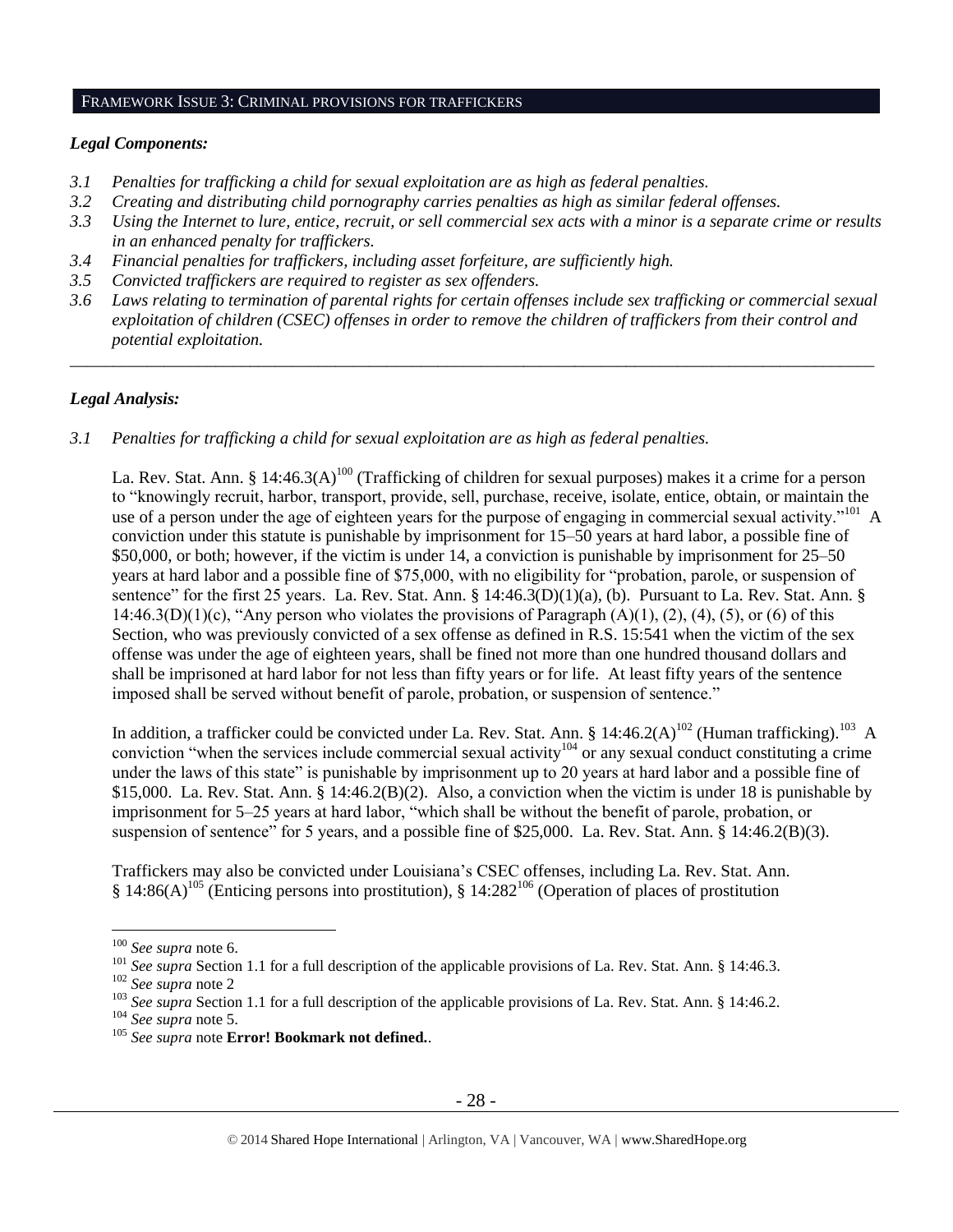## FRAMEWORK ISSUE 3: CRIMINAL PROVISIONS FOR TRAFFICKERS

### *Legal Components:*

- *3.1 Penalties for trafficking a child for sexual exploitation are as high as federal penalties.*
- *3.2 Creating and distributing child pornography carries penalties as high as similar federal offenses.*
- *3.3 Using the Internet to lure, entice, recruit, or sell commercial sex acts with a minor is a separate crime or results in an enhanced penalty for traffickers.*
- *3.4 Financial penalties for traffickers, including asset forfeiture, are sufficiently high.*
- *3.5 Convicted traffickers are required to register as sex offenders.*
- *3.6 Laws relating to termination of parental rights for certain offenses include sex trafficking or commercial sexual exploitation of children (CSEC) offenses in order to remove the children of traffickers from their control and potential exploitation.*

---

### *Legal Analysis:*

*3.1 Penalties for trafficking a child for sexual exploitation are as high as federal penalties.*

La. Rev. Stat. Ann. § 14:46.3(A)[100] (Trafficking of children for sexual purposes) makes it a crime for a person to "knowingly recruit, harbor, transport, provide, sell, purchase, receive, isolate, entice, obtain, or maintain the use of a person under the age of eighteen years for the purpose of engaging in commercial sexual activity."[101] A conviction under this statute is punishable by imprisonment for 15–50 years at hard labor, a possible fine of \$50,000, or both; however, if the victim is under 14, a conviction is punishable by imprisonment for 25–50 years at hard labor and a possible fine of \$75,000, with no eligibility for "probation, parole, or suspension of sentence" for the first 25 years. La. Rev. Stat. Ann. § 14:46.3(D)(1)(a), (b). Pursuant to La. Rev. Stat. Ann. § 14:46.3(D)(1)(c), "Any person who violates the provisions of Paragraph (A)(1), (2), (4), (5), or (6) of this Section, who was previously convicted of a sex offense as defined in R.S. 15:541 when the victim of the sex offense was under the age of eighteen years, shall be fined not more than one hundred thousand dollars and shall be imprisoned at hard labor for not less than fifty years or for life. At least fifty years of the sentence imposed shall be served without benefit of parole, probation, or suspension of sentence."

In addition, a trafficker could be convicted under La. Rev. Stat. Ann. § 14:46.2(A)[102] (Human trafficking).[103] A conviction "when the services include commercial sexual activity[104] or any sexual conduct constituting a crime under the laws of this state" is punishable by imprisonment up to 20 years at hard labor and a possible fine of \$15,000. La. Rev. Stat. Ann. § 14:46.2(B)(2). Also, a conviction when the victim is under 18 is punishable by imprisonment for 5–25 years at hard labor, "which shall be without the benefit of parole, probation, or suspension of sentence" for 5 years, and a possible fine of \$25,000. La. Rev. Stat. Ann. § 14:46.2(B)(3).

Traffickers may also be convicted under Louisiana's CSEC offenses, including La. Rev. Stat. Ann. § 14:86(A)[105] (Enticing persons into prostitution), § 14:282[106] (Operation of places of prostitution

---

[100] *See supra* note 6.
[101] *See supra* Section 1.1 for a full description of the applicable provisions of La. Rev. Stat. Ann. § 14:46.3.
[102] *See supra* note 2
[103] *See supra* Section 1.1 for a full description of the applicable provisions of La. Rev. Stat. Ann. § 14:46.2.
[104] *See supra* note 5.
[105] *See supra* note **Error! Bookmark not defined.**.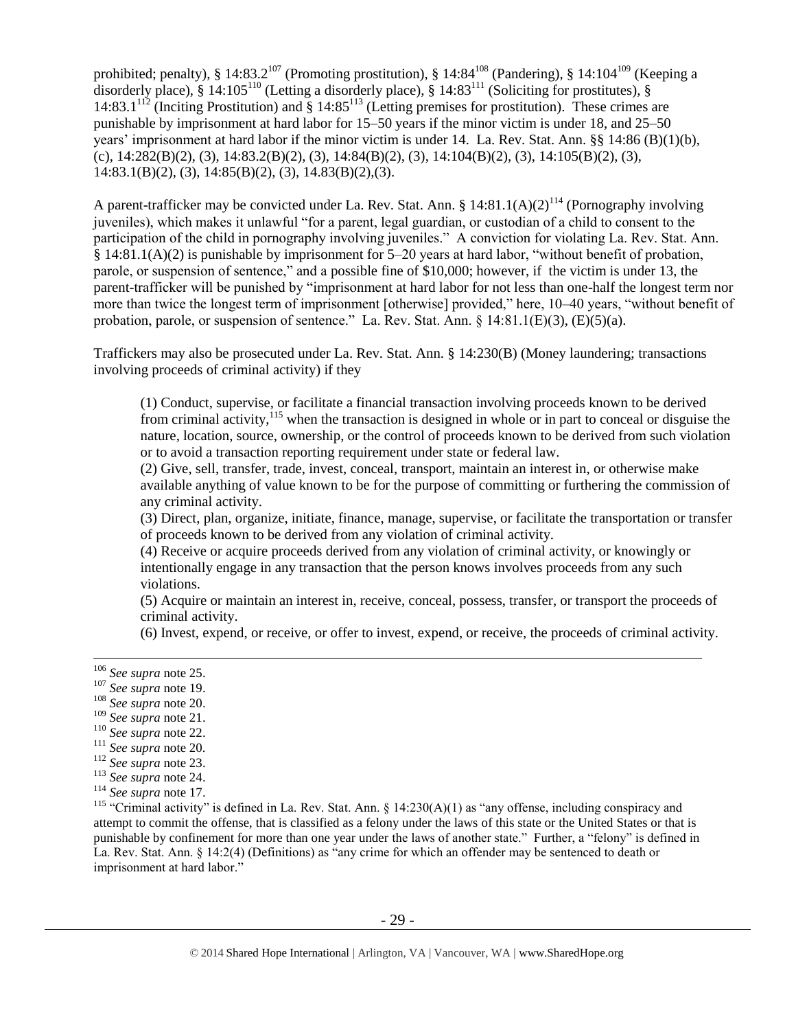prohibited; penalty), § 14:83.2[107] (Promoting prostitution), § 14:84[108] (Pandering), § 14:104[109] (Keeping a disorderly place), § 14:105[110] (Letting a disorderly place), § 14:83[111] (Soliciting for prostitutes), § 14:83.1[112] (Inciting Prostitution) and § 14:85[113] (Letting premises for prostitution). These crimes are punishable by imprisonment at hard labor for 15–50 years if the minor victim is under 18, and 25–50 years' imprisonment at hard labor if the minor victim is under 14. La. Rev. Stat. Ann. §§ 14:86 (B)(1)(b), (c), 14:282(B)(2), (3), 14:83.2(B)(2), (3), 14:84(B)(2), (3), 14:104(B)(2), (3), 14:105(B)(2), (3), 14:83.1(B)(2), (3), 14:85(B)(2), (3), 14.83(B)(2),(3).

A parent-trafficker may be convicted under La. Rev. Stat. Ann. § 14:81.1(A)(2)[114] (Pornography involving juveniles), which makes it unlawful "for a parent, legal guardian, or custodian of a child to consent to the participation of the child in pornography involving juveniles." A conviction for violating La. Rev. Stat. Ann. § 14:81.1(A)(2) is punishable by imprisonment for 5–20 years at hard labor, "without benefit of probation, parole, or suspension of sentence," and a possible fine of $10,000; however, if the victim is under 13, the parent-trafficker will be punished by "imprisonment at hard labor for not less than one-half the longest term nor more than twice the longest term of imprisonment [otherwise] provided," here, 10–40 years, "without benefit of probation, parole, or suspension of sentence." La. Rev. Stat. Ann. § 14:81.1(E)(3), (E)(5)(a).

Traffickers may also be prosecuted under La. Rev. Stat. Ann. § 14:230(B) (Money laundering; transactions involving proceeds of criminal activity) if they

> (1) Conduct, supervise, or facilitate a financial transaction involving proceeds known to be derived from criminal activity,[115] when the transaction is designed in whole or in part to conceal or disguise the nature, location, source, ownership, or the control of proceeds known to be derived from such violation or to avoid a transaction reporting requirement under state or federal law.
>
> (2) Give, sell, transfer, trade, invest, conceal, transport, maintain an interest in, or otherwise make available anything of value known to be for the purpose of committing or furthering the commission of any criminal activity.
>
> (3) Direct, plan, organize, initiate, finance, manage, supervise, or facilitate the transportation or transfer of proceeds known to be derived from any violation of criminal activity.
>
> (4) Receive or acquire proceeds derived from any violation of criminal activity, or knowingly or intentionally engage in any transaction that the person knows involves proceeds from any such violations.
>
> (5) Acquire or maintain an interest in, receive, conceal, possess, transfer, or transport the proceeds of criminal activity.
>
> (6) Invest, expend, or receive, or offer to invest, expend, or receive, the proceeds of criminal activity.

---

[106] *See supra* note 25.

[107] *See supra* note 19.

[108] *See supra* note 20.

[109] *See supra* note 21.

[110] *See supra* note 22.

[111] *See supra* note 20.

[112] *See supra* note 23.

[113] *See supra* note 24.

[114] *See supra* note 17.

[115] "Criminal activity" is defined in La. Rev. Stat. Ann. § 14:230(A)(1) as "any offense, including conspiracy and attempt to commit the offense, that is classified as a felony under the laws of this state or the United States or that is punishable by confinement for more than one year under the laws of another state." Further, a "felony" is defined in La. Rev. Stat. Ann. § 14:2(4) (Definitions) as "any crime for which an offender may be sentenced to death or imprisonment at hard labor."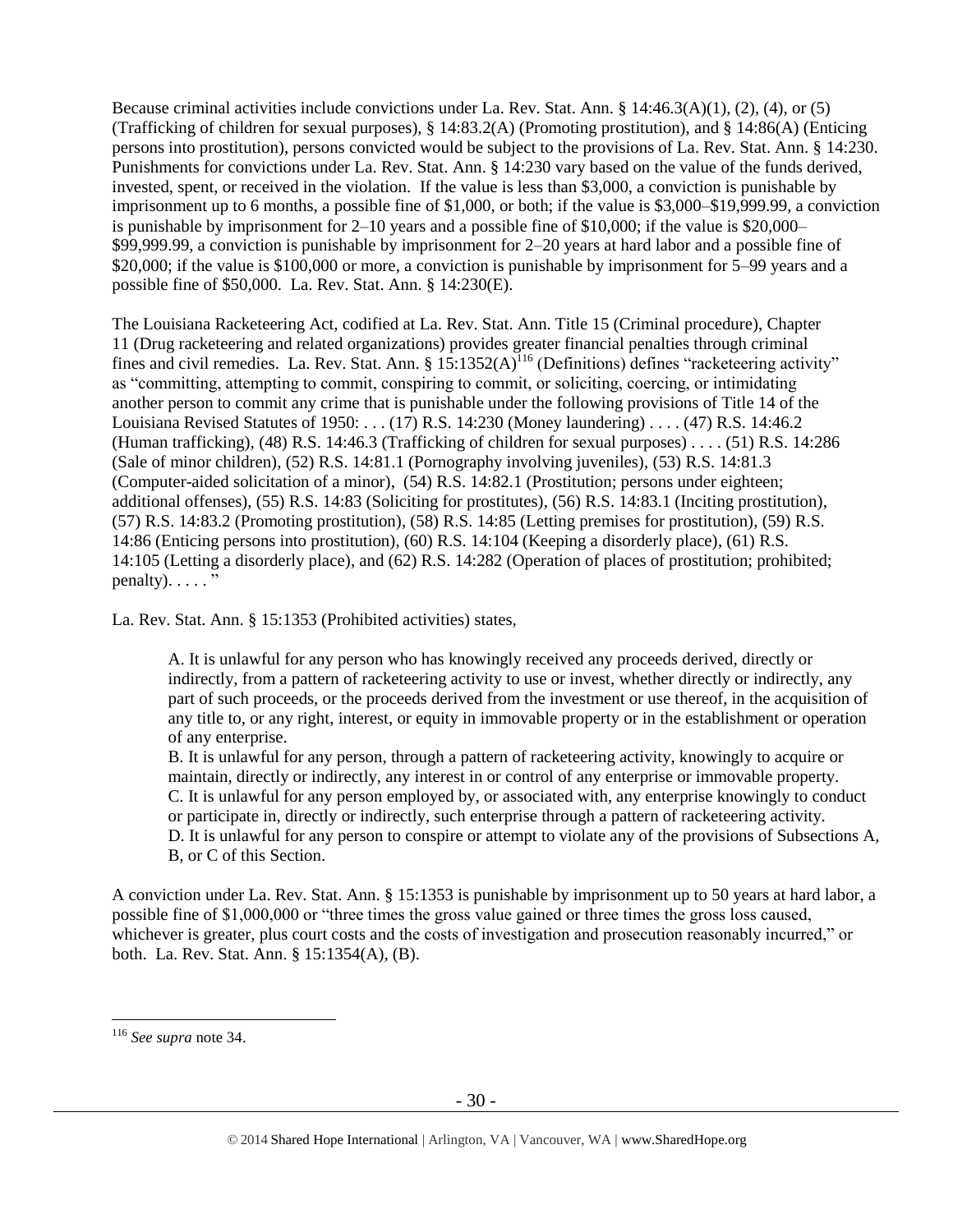Because criminal activities include convictions under La. Rev. Stat. Ann. § 14:46.3(A)(1), (2), (4), or (5) (Trafficking of children for sexual purposes), § 14:83.2(A) (Promoting prostitution), and § 14:86(A) (Enticing persons into prostitution), persons convicted would be subject to the provisions of La. Rev. Stat. Ann. § 14:230. Punishments for convictions under La. Rev. Stat. Ann. § 14:230 vary based on the value of the funds derived, invested, spent, or received in the violation. If the value is less than $3,000, a conviction is punishable by imprisonment up to 6 months, a possible fine of $1,000, or both; if the value is $3,000–$19,999.99, a conviction is punishable by imprisonment for 2–10 years and a possible fine of $10,000; if the value is $20,000–$99,999.99, a conviction is punishable by imprisonment for 2–20 years at hard labor and a possible fine of $20,000; if the value is $100,000 or more, a conviction is punishable by imprisonment for 5–99 years and a possible fine of $50,000. La. Rev. Stat. Ann. § 14:230(E).

The Louisiana Racketeering Act, codified at La. Rev. Stat. Ann. Title 15 (Criminal procedure), Chapter 11 (Drug racketeering and related organizations) provides greater financial penalties through criminal fines and civil remedies. La. Rev. Stat. Ann. § 15:1352(A)[116] (Definitions) defines "racketeering activity" as "committing, attempting to commit, conspiring to commit, or soliciting, coercing, or intimidating another person to commit any crime that is punishable under the following provisions of Title 14 of the Louisiana Revised Statutes of 1950: . . . (17) R.S. 14:230 (Money laundering) . . . . (47) R.S. 14:46.2 (Human trafficking), (48) R.S. 14:46.3 (Trafficking of children for sexual purposes) . . . . (51) R.S. 14:286 (Sale of minor children), (52) R.S. 14:81.1 (Pornography involving juveniles), (53) R.S. 14:81.3 (Computer-aided solicitation of a minor), (54) R.S. 14:82.1 (Prostitution; persons under eighteen; additional offenses), (55) R.S. 14:83 (Soliciting for prostitutes), (56) R.S. 14:83.1 (Inciting prostitution), (57) R.S. 14:83.2 (Promoting prostitution), (58) R.S. 14:85 (Letting premises for prostitution), (59) R.S. 14:86 (Enticing persons into prostitution), (60) R.S. 14:104 (Keeping a disorderly place), (61) R.S. 14:105 (Letting a disorderly place), and (62) R.S. 14:282 (Operation of places of prostitution; prohibited; penalty). . . . . "

La. Rev. Stat. Ann. § 15:1353 (Prohibited activities) states,

> A. It is unlawful for any person who has knowingly received any proceeds derived, directly or indirectly, from a pattern of racketeering activity to use or invest, whether directly or indirectly, any part of such proceeds, or the proceeds derived from the investment or use thereof, in the acquisition of any title to, or any right, interest, or equity in immovable property or in the establishment or operation of any enterprise.
> B. It is unlawful for any person, through a pattern of racketeering activity, knowingly to acquire or maintain, directly or indirectly, any interest in or control of any enterprise or immovable property.
> C. It is unlawful for any person employed by, or associated with, any enterprise knowingly to conduct or participate in, directly or indirectly, such enterprise through a pattern of racketeering activity.
> D. It is unlawful for any person to conspire or attempt to violate any of the provisions of Subsections A, B, or C of this Section.

A conviction under La. Rev. Stat. Ann. § 15:1353 is punishable by imprisonment up to 50 years at hard labor, a possible fine of $1,000,000 or "three times the gross value gained or three times the gross loss caused, whichever is greater, plus court costs and the costs of investigation and prosecution reasonably incurred," or both. La. Rev. Stat. Ann. § 15:1354(A), (B).

[116] *See supra* note 34.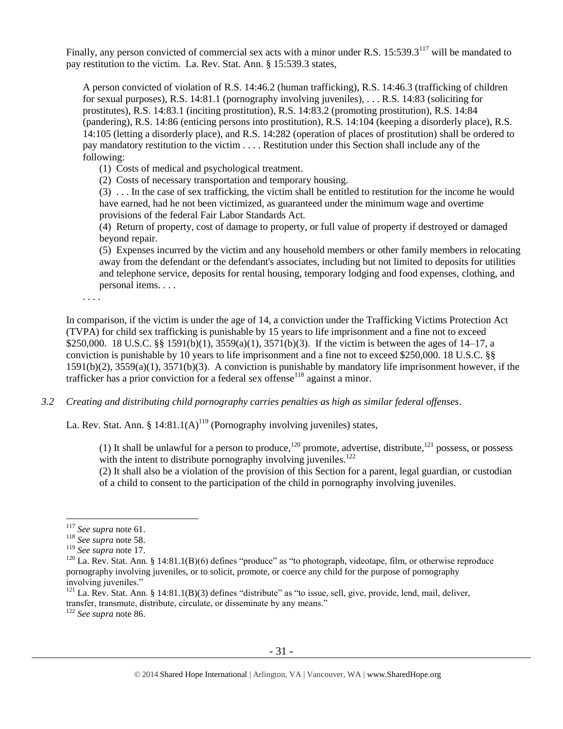Finally, any person convicted of commercial sex acts with a minor under R.S. 15:539.3[117] will be mandated to pay restitution to the victim. La. Rev. Stat. Ann. § 15:539.3 states,

> A person convicted of violation of R.S. 14:46.2 (human trafficking), R.S. 14:46.3 (trafficking of children for sexual purposes), R.S. 14:81.1 (pornography involving juveniles), . . . R.S. 14:83 (soliciting for prostitutes), R.S. 14:83.1 (inciting prostitution), R.S. 14:83.2 (promoting prostitution), R.S. 14:84 (pandering), R.S. 14:86 (enticing persons into prostitution), R.S. 14:104 (keeping a disorderly place), R.S. 14:105 (letting a disorderly place), and R.S. 14:282 (operation of places of prostitution) shall be ordered to pay mandatory restitution to the victim . . . . Restitution under this Section shall include any of the following:
>
> (1) Costs of medical and psychological treatment.
>
> (2) Costs of necessary transportation and temporary housing.
>
> (3) . . . In the case of sex trafficking, the victim shall be entitled to restitution for the income he would have earned, had he not been victimized, as guaranteed under the minimum wage and overtime provisions of the federal Fair Labor Standards Act.
>
> (4) Return of property, cost of damage to property, or full value of property if destroyed or damaged beyond repair.
>
> (5) Expenses incurred by the victim and any household members or other family members in relocating away from the defendant or the defendant's associates, including but not limited to deposits for utilities and telephone service, deposits for rental housing, temporary lodging and food expenses, clothing, and personal items. . . .
>
> . . . .

In comparison, if the victim is under the age of 14, a conviction under the Trafficking Victims Protection Act (TVPA) for child sex trafficking is punishable by 15 years to life imprisonment and a fine not to exceed $250,000. 18 U.S.C. §§ 1591(b)(1), 3559(a)(1), 3571(b)(3). If the victim is between the ages of 14–17, a conviction is punishable by 10 years to life imprisonment and a fine not to exceed $250,000. 18 U.S.C. §§ 1591(b)(2), 3559(a)(1), 3571(b)(3). A conviction is punishable by mandatory life imprisonment however, if the trafficker has a prior conviction for a federal sex offense[118] against a minor.

*3.2 Creating and distributing child pornography carries penalties as high as similar federal offenses.*

La. Rev. Stat. Ann. § 14:81.1(A)[119] (Pornography involving juveniles) states,

> (1) It shall be unlawful for a person to produce,[120] promote, advertise, distribute,[121] possess, or possess with the intent to distribute pornography involving juveniles.[122]
>
> (2) It shall also be a violation of the provision of this Section for a parent, legal guardian, or custodian of a child to consent to the participation of the child in pornography involving juveniles.

---

[117] *See supra* note 61.

[118] *See supra* note 58.

[119] *See supra* note 17.

[120] La. Rev. Stat. Ann. § 14:81.1(B)(6) defines "produce" as "to photograph, videotape, film, or otherwise reproduce pornography involving juveniles, or to solicit, promote, or coerce any child for the purpose of pornography involving juveniles."

[121] La. Rev. Stat. Ann. § 14:81.1(B)(3) defines "distribute" as "to issue, sell, give, provide, lend, mail, deliver, transfer, transmute, distribute, circulate, or disseminate by any means."

[122] *See supra* note 86.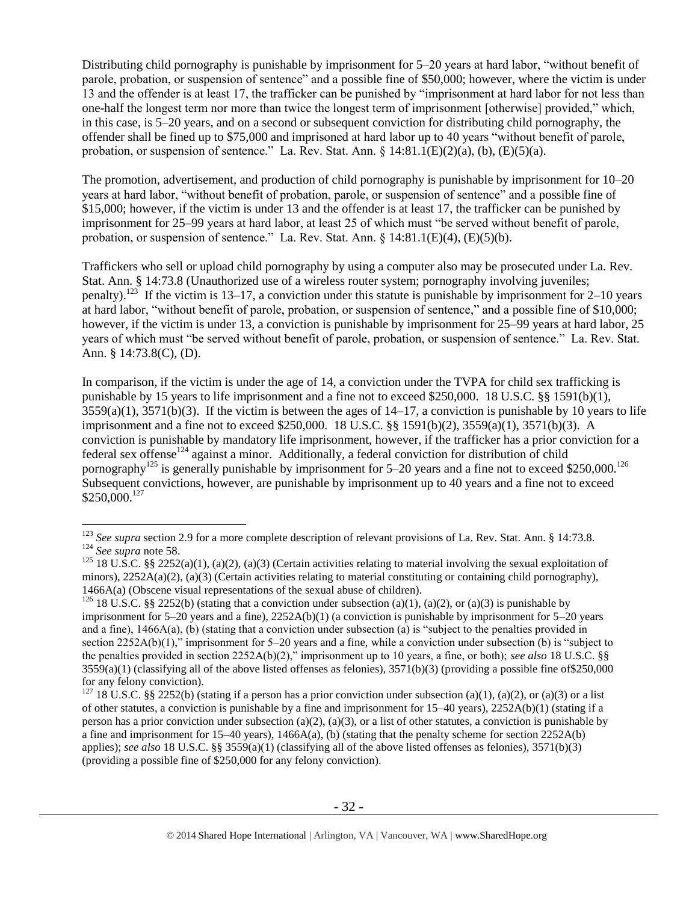Distributing child pornography is punishable by imprisonment for 5–20 years at hard labor, "without benefit of parole, probation, or suspension of sentence" and a possible fine of $50,000; however, where the victim is under 13 and the offender is at least 17, the trafficker can be punished by "imprisonment at hard labor for not less than one-half the longest term nor more than twice the longest term of imprisonment [otherwise] provided," which, in this case, is 5–20 years, and on a second or subsequent conviction for distributing child pornography, the offender shall be fined up to $75,000 and imprisoned at hard labor up to 40 years "without benefit of parole, probation, or suspension of sentence." La. Rev. Stat. Ann. § 14:81.1(E)(2)(a), (b), (E)(5)(a).

The promotion, advertisement, and production of child pornography is punishable by imprisonment for 10–20 years at hard labor, "without benefit of probation, parole, or suspension of sentence" and a possible fine of $15,000; however, if the victim is under 13 and the offender is at least 17, the trafficker can be punished by imprisonment for 25–99 years at hard labor, at least 25 of which must "be served without benefit of parole, probation, or suspension of sentence." La. Rev. Stat. Ann. § 14:81.1(E)(4), (E)(5)(b).

Traffickers who sell or upload child pornography by using a computer also may be prosecuted under La. Rev. Stat. Ann. § 14:73.8 (Unauthorized use of a wireless router system; pornography involving juveniles; penalty).[123] If the victim is 13–17, a conviction under this statute is punishable by imprisonment for 2–10 years at hard labor, "without benefit of parole, probation, or suspension of sentence," and a possible fine of $10,000; however, if the victim is under 13, a conviction is punishable by imprisonment for 25–99 years at hard labor, 25 years of which must "be served without benefit of parole, probation, or suspension of sentence." La. Rev. Stat. Ann. § 14:73.8(C), (D).

In comparison, if the victim is under the age of 14, a conviction under the TVPA for child sex trafficking is punishable by 15 years to life imprisonment and a fine not to exceed $250,000. 18 U.S.C. §§ 1591(b)(1), 3559(a)(1), 3571(b)(3). If the victim is between the ages of 14–17, a conviction is punishable by 10 years to life imprisonment and a fine not to exceed $250,000. 18 U.S.C. §§ 1591(b)(2), 3559(a)(1), 3571(b)(3). A conviction is punishable by mandatory life imprisonment, however, if the trafficker has a prior conviction for a federal sex offense[124] against a minor. Additionally, a federal conviction for distribution of child pornography[125] is generally punishable by imprisonment for 5–20 years and a fine not to exceed $250,000.[126] Subsequent convictions, however, are punishable by imprisonment up to 40 years and a fine not to exceed $250,000.[127]

---

[123] *See supra* section 2.9 for a more complete description of relevant provisions of La. Rev. Stat. Ann. § 14:73.8.

[124] *See supra* note 58.

[125] 18 U.S.C. §§ 2252(a)(1), (a)(2), (a)(3) (Certain activities relating to material involving the sexual exploitation of minors), 2252A(a)(2), (a)(3) (Certain activities relating to material constituting or containing child pornography), 1466A(a) (Obscene visual representations of the sexual abuse of children).

[126] 18 U.S.C. §§ 2252(b) (stating that a conviction under subsection (a)(1), (a)(2), or (a)(3) is punishable by imprisonment for 5–20 years and a fine), 2252A(b)(1) (a conviction is punishable by imprisonment for 5–20 years and a fine), 1466A(a), (b) (stating that a conviction under subsection (a) is "subject to the penalties provided in section 2252A(b)(1)," imprisonment for 5–20 years and a fine, while a conviction under subsection (b) is "subject to the penalties provided in section 2252A(b)(2)," imprisonment up to 10 years, a fine, or both); *see also* 18 U.S.C. §§ 3559(a)(1) (classifying all of the above listed offenses as felonies), 3571(b)(3) (providing a possible fine of$250,000 for any felony conviction).

[127] 18 U.S.C. §§ 2252(b) (stating if a person has a prior conviction under subsection (a)(1), (a)(2), or (a)(3) or a list of other statutes, a conviction is punishable by a fine and imprisonment for 15–40 years), 2252A(b)(1) (stating if a person has a prior conviction under subsection (a)(2), (a)(3), or a list of other statutes, a conviction is punishable by a fine and imprisonment for 15–40 years), 1466A(a), (b) (stating that the penalty scheme for section 2252A(b) applies); *see also* 18 U.S.C. §§ 3559(a)(1) (classifying all of the above listed offenses as felonies), 3571(b)(3) (providing a possible fine of $250,000 for any felony conviction).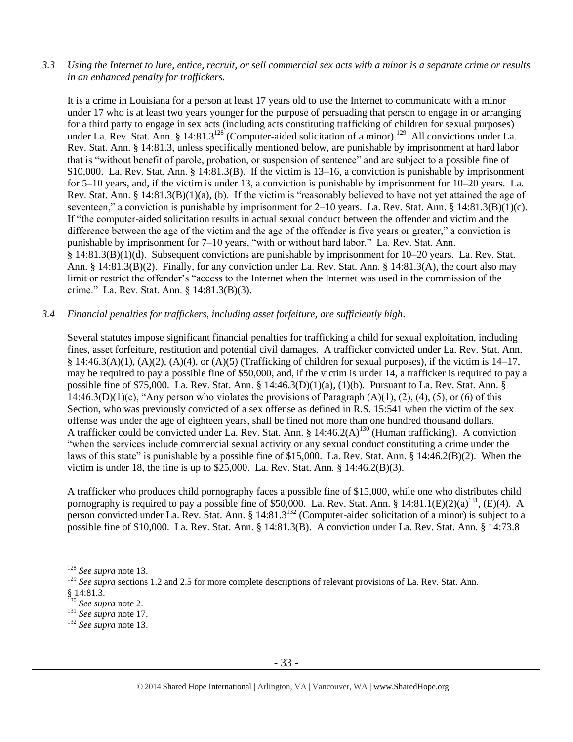*3.3 Using the Internet to lure, entice, recruit, or sell commercial sex acts with a minor is a separate crime or results in an enhanced penalty for traffickers.*

It is a crime in Louisiana for a person at least 17 years old to use the Internet to communicate with a minor under 17 who is at least two years younger for the purpose of persuading that person to engage in or arranging for a third party to engage in sex acts (including acts constituting trafficking of children for sexual purposes) under La. Rev. Stat. Ann. § 14:81.3[128] (Computer-aided solicitation of a minor).[129] All convictions under La. Rev. Stat. Ann. § 14:81.3, unless specifically mentioned below, are punishable by imprisonment at hard labor that is "without benefit of parole, probation, or suspension of sentence" and are subject to a possible fine of $10,000. La. Rev. Stat. Ann. § 14:81.3(B). If the victim is 13–16, a conviction is punishable by imprisonment for 5–10 years, and, if the victim is under 13, a conviction is punishable by imprisonment for 10–20 years. La. Rev. Stat. Ann. § 14:81.3(B)(1)(a), (b). If the victim is "reasonably believed to have not yet attained the age of seventeen," a conviction is punishable by imprisonment for 2–10 years. La. Rev. Stat. Ann. § 14:81.3(B)(1)(c). If "the computer-aided solicitation results in actual sexual conduct between the offender and victim and the difference between the age of the victim and the age of the offender is five years or greater," a conviction is punishable by imprisonment for 7–10 years, "with or without hard labor." La. Rev. Stat. Ann. § 14:81.3(B)(1)(d). Subsequent convictions are punishable by imprisonment for 10–20 years. La. Rev. Stat. Ann. § 14:81.3(B)(2). Finally, for any conviction under La. Rev. Stat. Ann. § 14:81.3(A), the court also may limit or restrict the offender's "access to the Internet when the Internet was used in the commission of the crime." La. Rev. Stat. Ann. § 14:81.3(B)(3).

*3.4 Financial penalties for traffickers, including asset forfeiture, are sufficiently high.*

Several statutes impose significant financial penalties for trafficking a child for sexual exploitation, including fines, asset forfeiture, restitution and potential civil damages. A trafficker convicted under La. Rev. Stat. Ann. § 14:46.3(A)(1), (A)(2), (A)(4), or (A)(5) (Trafficking of children for sexual purposes), if the victim is 14–17, may be required to pay a possible fine of $50,000, and, if the victim is under 14, a trafficker is required to pay a possible fine of $75,000. La. Rev. Stat. Ann. § 14:46.3(D)(1)(a), (1)(b). Pursuant to La. Rev. Stat. Ann. § 14:46.3(D)(1)(c), "Any person who violates the provisions of Paragraph (A)(1), (2), (4), (5), or (6) of this Section, who was previously convicted of a sex offense as defined in R.S. 15:541 when the victim of the sex offense was under the age of eighteen years, shall be fined not more than one hundred thousand dollars. A trafficker could be convicted under La. Rev. Stat. Ann. § 14:46.2(A)[130] (Human trafficking). A conviction "when the services include commercial sexual activity or any sexual conduct constituting a crime under the laws of this state" is punishable by a possible fine of $15,000. La. Rev. Stat. Ann. § 14:46.2(B)(2). When the victim is under 18, the fine is up to $25,000. La. Rev. Stat. Ann. § 14:46.2(B)(3).

A trafficker who produces child pornography faces a possible fine of $15,000, while one who distributes child pornography is required to pay a possible fine of $50,000. La. Rev. Stat. Ann. § 14:81.1(E)(2)(a)[131], (E)(4). A person convicted under La. Rev. Stat. Ann. § 14:81.3[132] (Computer-aided solicitation of a minor) is subject to a possible fine of $10,000. La. Rev. Stat. Ann. § 14:81.3(B). A conviction under La. Rev. Stat. Ann. § 14:73.8

---

[128] *See supra* note 13.

[129] *See supra* sections 1.2 and 2.5 for more complete descriptions of relevant provisions of La. Rev. Stat. Ann. § 14:81.3.

[130] *See supra* note 2.

[131] *See supra* note 17.

[132] *See supra* note 13.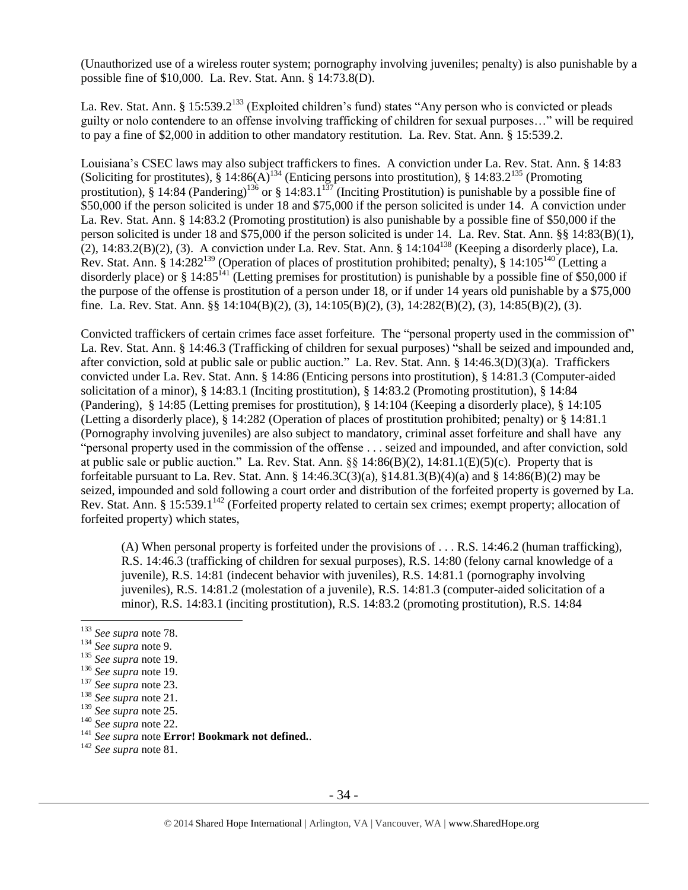(Unauthorized use of a wireless router system; pornography involving juveniles; penalty) is also punishable by a possible fine of $10,000. La. Rev. Stat. Ann. § 14:73.8(D).

La. Rev. Stat. Ann. § 15:539.2[133] (Exploited children's fund) states "Any person who is convicted or pleads guilty or nolo contendere to an offense involving trafficking of children for sexual purposes…" will be required to pay a fine of $2,000 in addition to other mandatory restitution. La. Rev. Stat. Ann. § 15:539.2.

Louisiana's CSEC laws may also subject traffickers to fines. A conviction under La. Rev. Stat. Ann. § 14:83 (Soliciting for prostitutes), § 14:86(A)[134] (Enticing persons into prostitution), § 14:83.2[135] (Promoting prostitution), § 14:84 (Pandering)[136] or § 14:83.1[137] (Inciting Prostitution) is punishable by a possible fine of $50,000 if the person solicited is under 18 and $75,000 if the person solicited is under 14. A conviction under La. Rev. Stat. Ann. § 14:83.2 (Promoting prostitution) is also punishable by a possible fine of $50,000 if the person solicited is under 18 and $75,000 if the person solicited is under 14. La. Rev. Stat. Ann. §§ 14:83(B)(1), (2), 14:83.2(B)(2), (3). A conviction under La. Rev. Stat. Ann. § 14:104[138] (Keeping a disorderly place), La. Rev. Stat. Ann. § 14:282[139] (Operation of places of prostitution prohibited; penalty), § 14:105[140] (Letting a disorderly place) or § 14:85[141] (Letting premises for prostitution) is punishable by a possible fine of $50,000 if the purpose of the offense is prostitution of a person under 18, or if under 14 years old punishable by a $75,000 fine. La. Rev. Stat. Ann. §§ 14:104(B)(2), (3), 14:105(B)(2), (3), 14:282(B)(2), (3), 14:85(B)(2), (3).

Convicted traffickers of certain crimes face asset forfeiture. The "personal property used in the commission of" La. Rev. Stat. Ann. § 14:46.3 (Trafficking of children for sexual purposes) "shall be seized and impounded and, after conviction, sold at public sale or public auction." La. Rev. Stat. Ann. § 14:46.3(D)(3)(a). Traffickers convicted under La. Rev. Stat. Ann. § 14:86 (Enticing persons into prostitution), § 14:81.3 (Computer-aided solicitation of a minor), § 14:83.1 (Inciting prostitution), § 14:83.2 (Promoting prostitution), § 14:84 (Pandering), § 14:85 (Letting premises for prostitution), § 14:104 (Keeping a disorderly place), § 14:105 (Letting a disorderly place), § 14:282 (Operation of places of prostitution prohibited; penalty) or § 14:81.1 (Pornography involving juveniles) are also subject to mandatory, criminal asset forfeiture and shall have any "personal property used in the commission of the offense . . . seized and impounded, and after conviction, sold at public sale or public auction." La. Rev. Stat. Ann. §§ 14:86(B)(2), 14:81.1(E)(5)(c). Property that is forfeitable pursuant to La. Rev. Stat. Ann. § 14:46.3C(3)(a), §14.81.3(B)(4)(a) and § 14:86(B)(2) may be seized, impounded and sold following a court order and distribution of the forfeited property is governed by La. Rev. Stat. Ann. § 15:539.1[142] (Forfeited property related to certain sex crimes; exempt property; allocation of forfeited property) which states,

> (A) When personal property is forfeited under the provisions of . . . R.S. 14:46.2 (human trafficking), R.S. 14:46.3 (trafficking of children for sexual purposes), R.S. 14:80 (felony carnal knowledge of a juvenile), R.S. 14:81 (indecent behavior with juveniles), R.S. 14:81.1 (pornography involving juveniles), R.S. 14:81.2 (molestation of a juvenile), R.S. 14:81.3 (computer-aided solicitation of a minor), R.S. 14:83.1 (inciting prostitution), R.S. 14:83.2 (promoting prostitution), R.S. 14:84

[133] *See supra* note 78.
[134] *See supra* note 9.
[135] *See supra* note 19.
[136] *See supra* note 19.
[137] *See supra* note 23.
[138] *See supra* note 21.
[139] *See supra* note 25.
[140] *See supra* note 22.
[141] *See supra* note **Error! Bookmark not defined.**.
[142] *See supra* note 81.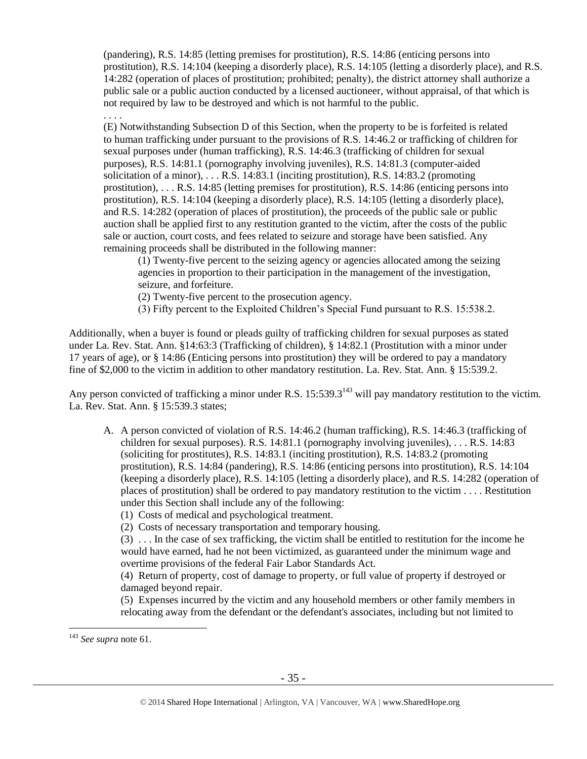(pandering), R.S. 14:85 (letting premises for prostitution), R.S. 14:86 (enticing persons into prostitution), R.S. 14:104 (keeping a disorderly place), R.S. 14:105 (letting a disorderly place), and R.S. 14:282 (operation of places of prostitution; prohibited; penalty), the district attorney shall authorize a public sale or a public auction conducted by a licensed auctioneer, without appraisal, of that which is not required by law to be destroyed and which is not harmful to the public.

. . . .

(E) Notwithstanding Subsection D of this Section, when the property to be is forfeited is related to human trafficking under pursuant to the provisions of R.S. 14:46.2 or trafficking of children for sexual purposes under (human trafficking), R.S. 14:46.3 (trafficking of children for sexual purposes), R.S. 14:81.1 (pornography involving juveniles), R.S. 14:81.3 (computer-aided solicitation of a minor), . . . R.S. 14:83.1 (inciting prostitution), R.S. 14:83.2 (promoting prostitution), . . . R.S. 14:85 (letting premises for prostitution), R.S. 14:86 (enticing persons into prostitution), R.S. 14:104 (keeping a disorderly place), R.S. 14:105 (letting a disorderly place), and R.S. 14:282 (operation of places of prostitution), the proceeds of the public sale or public auction shall be applied first to any restitution granted to the victim, after the costs of the public sale or auction, court costs, and fees related to seizure and storage have been satisfied. Any remaining proceeds shall be distributed in the following manner:

(1) Twenty-five percent to the seizing agency or agencies allocated among the seizing agencies in proportion to their participation in the management of the investigation, seizure, and forfeiture.

(2) Twenty-five percent to the prosecution agency.

(3) Fifty percent to the Exploited Children's Special Fund pursuant to R.S. 15:538.2.

Additionally, when a buyer is found or pleads guilty of trafficking children for sexual purposes as stated under La. Rev. Stat. Ann. §14:63:3 (Trafficking of children), § 14:82.1 (Prostitution with a minor under 17 years of age), or § 14:86 (Enticing persons into prostitution) they will be ordered to pay a mandatory fine of $2,000 to the victim in addition to other mandatory restitution. La. Rev. Stat. Ann. § 15:539.2.

Any person convicted of trafficking a minor under R.S. 15:539.3[143] will pay mandatory restitution to the victim. La. Rev. Stat. Ann. § 15:539.3 states;

A. A person convicted of violation of R.S. 14:46.2 (human trafficking), R.S. 14:46.3 (trafficking of children for sexual purposes). R.S. 14:81.1 (pornography involving juveniles), . . . R.S. 14:83 (soliciting for prostitutes), R.S. 14:83.1 (inciting prostitution), R.S. 14:83.2 (promoting prostitution), R.S. 14:84 (pandering), R.S. 14:86 (enticing persons into prostitution), R.S. 14:104 (keeping a disorderly place), R.S. 14:105 (letting a disorderly place), and R.S. 14:282 (operation of places of prostitution) shall be ordered to pay mandatory restitution to the victim . . . . Restitution under this Section shall include any of the following:

(1) Costs of medical and psychological treatment.

(2) Costs of necessary transportation and temporary housing.

(3) . . . In the case of sex trafficking, the victim shall be entitled to restitution for the income he would have earned, had he not been victimized, as guaranteed under the minimum wage and overtime provisions of the federal Fair Labor Standards Act.

(4) Return of property, cost of damage to property, or full value of property if destroyed or damaged beyond repair.

(5) Expenses incurred by the victim and any household members or other family members in relocating away from the defendant or the defendant's associates, including but not limited to

---

[143] *See supra* note 61.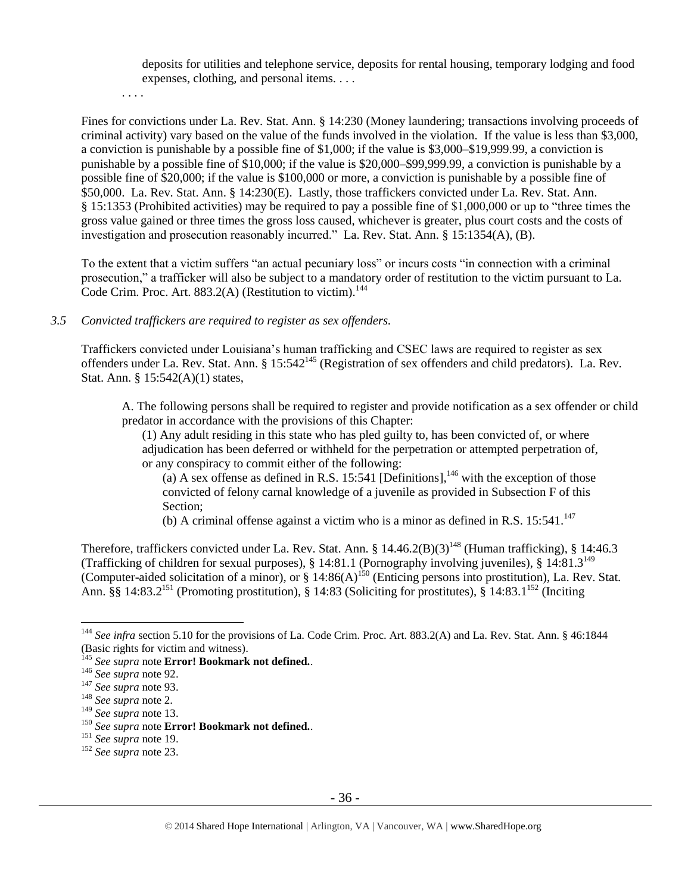> deposits for utilities and telephone service, deposits for rental housing, temporary lodging and food expenses, clothing, and personal items. . . .
>
> . . . .

Fines for convictions under La. Rev. Stat. Ann. § 14:230 (Money laundering; transactions involving proceeds of criminal activity) vary based on the value of the funds involved in the violation. If the value is less than $3,000, a conviction is punishable by a possible fine of $1,000; if the value is $3,000–$19,999.99, a conviction is punishable by a possible fine of $10,000; if the value is $20,000–$99,999.99, a conviction is punishable by a possible fine of $20,000; if the value is $100,000 or more, a conviction is punishable by a possible fine of $50,000. La. Rev. Stat. Ann. § 14:230(E). Lastly, those traffickers convicted under La. Rev. Stat. Ann. § 15:1353 (Prohibited activities) may be required to pay a possible fine of $1,000,000 or up to "three times the gross value gained or three times the gross loss caused, whichever is greater, plus court costs and the costs of investigation and prosecution reasonably incurred." La. Rev. Stat. Ann. § 15:1354(A), (B).

To the extent that a victim suffers "an actual pecuniary loss" or incurs costs "in connection with a criminal prosecution," a trafficker will also be subject to a mandatory order of restitution to the victim pursuant to La. Code Crim. Proc. Art. 883.2(A) (Restitution to victim).[144]

*3.5 Convicted traffickers are required to register as sex offenders.*

Traffickers convicted under Louisiana's human trafficking and CSEC laws are required to register as sex offenders under La. Rev. Stat. Ann. § 15:542[145] (Registration of sex offenders and child predators). La. Rev. Stat. Ann. § 15:542(A)(1) states,

> A. The following persons shall be required to register and provide notification as a sex offender or child predator in accordance with the provisions of this Chapter:
>
> (1) Any adult residing in this state who has pled guilty to, has been convicted of, or where adjudication has been deferred or withheld for the perpetration or attempted perpetration of, or any conspiracy to commit either of the following:
>
> (a) A sex offense as defined in R.S. 15:541 [Definitions],[146] with the exception of those convicted of felony carnal knowledge of a juvenile as provided in Subsection F of this Section;
>
> (b) A criminal offense against a victim who is a minor as defined in R.S. 15:541.[147]

Therefore, traffickers convicted under La. Rev. Stat. Ann. § 14.46.2(B)(3)[148] (Human trafficking), § 14:46.3 (Trafficking of children for sexual purposes), § 14:81.1 (Pornography involving juveniles), § 14:81.3[149] (Computer-aided solicitation of a minor), or § 14:86(A)[150] (Enticing persons into prostitution), La. Rev. Stat. Ann. §§ 14:83.2[151] (Promoting prostitution), § 14:83 (Soliciting for prostitutes), § 14:83.1[152] (Inciting

---

[144] *See infra* section 5.10 for the provisions of La. Code Crim. Proc. Art. 883.2(A) and La. Rev. Stat. Ann. § 46:1844 (Basic rights for victim and witness).

[145] *See supra* note **Error! Bookmark not defined.**.

[146] *See supra* note 92.

[147] *See supra* note 93.

[148] *See supra* note 2.

[149] *See supra* note 13.

[150] *See supra* note **Error! Bookmark not defined.**.

[151] *See supra* note 19.

[152] *See supra* note 23.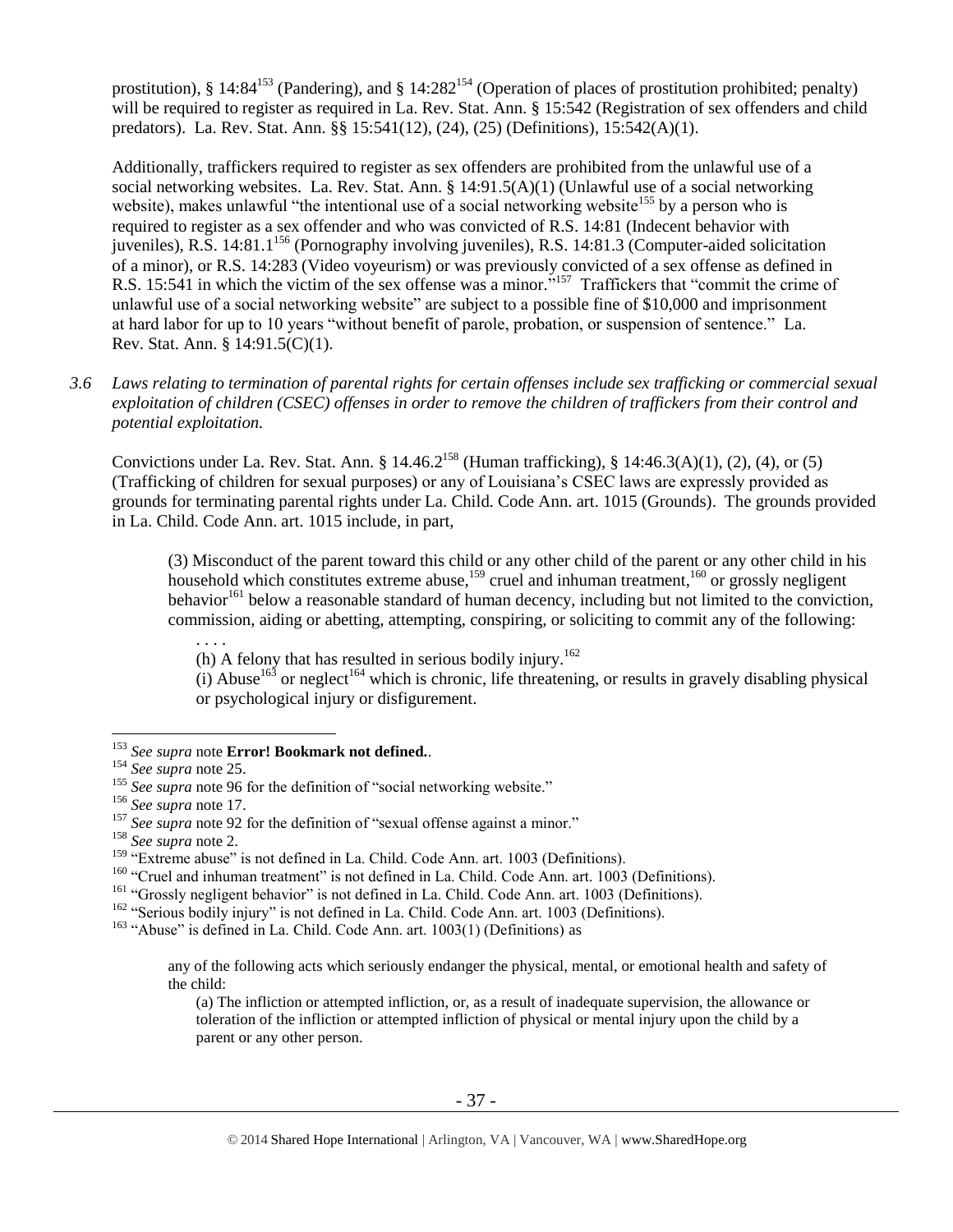prostitution), § 14:84[153] (Pandering), and § 14:282[154] (Operation of places of prostitution prohibited; penalty) will be required to register as required in La. Rev. Stat. Ann. § 15:542 (Registration of sex offenders and child predators). La. Rev. Stat. Ann. §§ 15:541(12), (24), (25) (Definitions), 15:542(A)(1).

Additionally, traffickers required to register as sex offenders are prohibited from the unlawful use of a social networking websites. La. Rev. Stat. Ann. § 14:91.5(A)(1) (Unlawful use of a social networking website), makes unlawful "the intentional use of a social networking website[155] by a person who is required to register as a sex offender and who was convicted of R.S. 14:81 (Indecent behavior with juveniles), R.S. 14:81.1[156] (Pornography involving juveniles), R.S. 14:81.3 (Computer-aided solicitation of a minor), or R.S. 14:283 (Video voyeurism) or was previously convicted of a sex offense as defined in R.S. 15:541 in which the victim of the sex offense was a minor."[157] Traffickers that "commit the crime of unlawful use of a social networking website" are subject to a possible fine of $10,000 and imprisonment at hard labor for up to 10 years "without benefit of parole, probation, or suspension of sentence." La. Rev. Stat. Ann. § 14:91.5(C)(1).

*3.6 Laws relating to termination of parental rights for certain offenses include sex trafficking or commercial sexual exploitation of children (CSEC) offenses in order to remove the children of traffickers from their control and potential exploitation.*

Convictions under La. Rev. Stat. Ann. § 14.46.2[158] (Human trafficking), § 14:46.3(A)(1), (2), (4), or (5) (Trafficking of children for sexual purposes) or any of Louisiana's CSEC laws are expressly provided as grounds for terminating parental rights under La. Child. Code Ann. art. 1015 (Grounds). The grounds provided in La. Child. Code Ann. art. 1015 include, in part,

> (3) Misconduct of the parent toward this child or any other child of the parent or any other child in his household which constitutes extreme abuse,[159] cruel and inhuman treatment,[160] or grossly negligent behavior[161] below a reasonable standard of human decency, including but not limited to the conviction, commission, aiding or abetting, attempting, conspiring, or soliciting to commit any of the following:
>
> . . . .
>
> (h) A felony that has resulted in serious bodily injury.[162]
>
> (i) Abuse[163] or neglect[164] which is chronic, life threatening, or results in gravely disabling physical or psychological injury or disfigurement.

---

[153] *See supra* note **Error! Bookmark not defined.**.

[154] *See supra* note 25.

[155] *See supra* note 96 for the definition of "social networking website."

[156] *See supra* note 17.

[157] *See supra* note 92 for the definition of "sexual offense against a minor."

[158] *See supra* note 2.

[159] "Extreme abuse" is not defined in La. Child. Code Ann. art. 1003 (Definitions).

[160] "Cruel and inhuman treatment" is not defined in La. Child. Code Ann. art. 1003 (Definitions).

[161] "Grossly negligent behavior" is not defined in La. Child. Code Ann. art. 1003 (Definitions).

[162] "Serious bodily injury" is not defined in La. Child. Code Ann. art. 1003 (Definitions).

[163] "Abuse" is defined in La. Child. Code Ann. art. 1003(1) (Definitions) as

> any of the following acts which seriously endanger the physical, mental, or emotional health and safety of the child:
>
> (a) The infliction or attempted infliction, or, as a result of inadequate supervision, the allowance or toleration of the infliction or attempted infliction of physical or mental injury upon the child by a parent or any other person.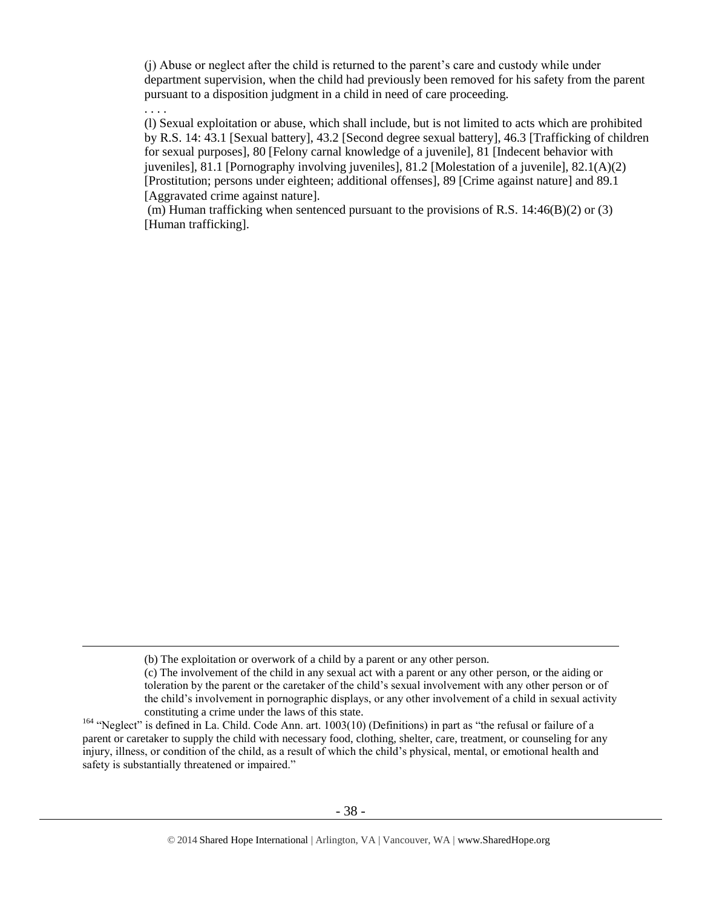(j) Abuse or neglect after the child is returned to the parent's care and custody while under department supervision, when the child had previously been removed for his safety from the parent pursuant to a disposition judgment in a child in need of care proceeding.

. . . .

(l) Sexual exploitation or abuse, which shall include, but is not limited to acts which are prohibited by R.S. 14: 43.1 [Sexual battery], 43.2 [Second degree sexual battery], 46.3 [Trafficking of children for sexual purposes], 80 [Felony carnal knowledge of a juvenile], 81 [Indecent behavior with juveniles], 81.1 [Pornography involving juveniles], 81.2 [Molestation of a juvenile], 82.1(A)(2) [Prostitution; persons under eighteen; additional offenses], 89 [Crime against nature] and 89.1 [Aggravated crime against nature].

(m) Human trafficking when sentenced pursuant to the provisions of R.S. 14:46(B)(2) or (3) [Human trafficking].

---

(b) The exploitation or overwork of a child by a parent or any other person.

(c) The involvement of the child in any sexual act with a parent or any other person, or the aiding or toleration by the parent or the caretaker of the child's sexual involvement with any other person or of the child's involvement in pornographic displays, or any other involvement of a child in sexual activity constituting a crime under the laws of this state.

[164] "Neglect" is defined in La. Child. Code Ann. art. 1003(10) (Definitions) in part as "the refusal or failure of a parent or caretaker to supply the child with necessary food, clothing, shelter, care, treatment, or counseling for any injury, illness, or condition of the child, as a result of which the child's physical, mental, or emotional health and safety is substantially threatened or impaired."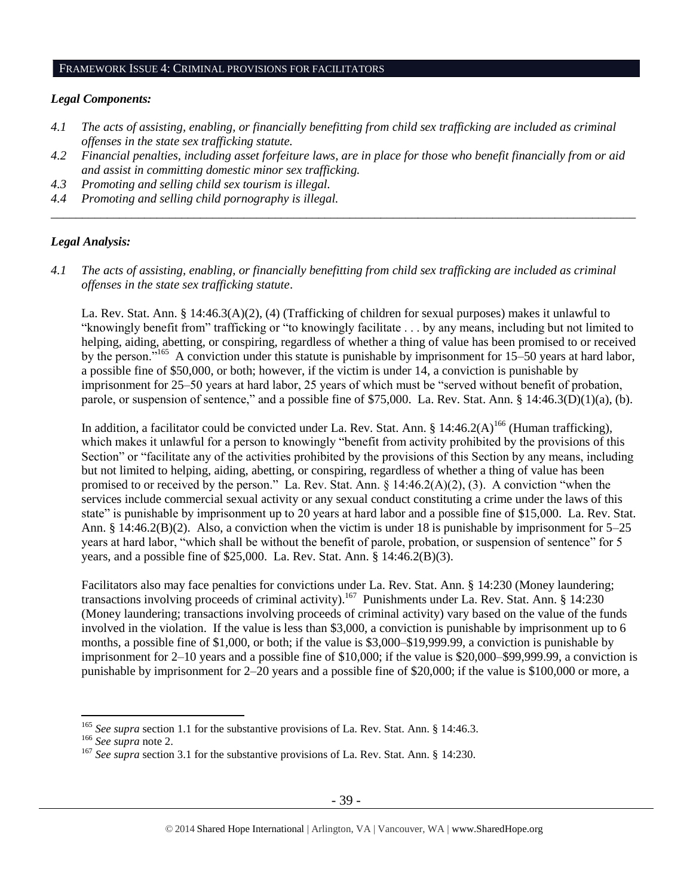## FRAMEWORK ISSUE 4: CRIMINAL PROVISIONS FOR FACILITATORS

### *Legal Components:*

*4.1 The acts of assisting, enabling, or financially benefitting from child sex trafficking are included as criminal offenses in the state sex trafficking statute.*

*4.2 Financial penalties, including asset forfeiture laws, are in place for those who benefit financially from or aid and assist in committing domestic minor sex trafficking.*

*4.3 Promoting and selling child sex tourism is illegal.*

*4.4 Promoting and selling child pornography is illegal.*

---

### *Legal Analysis:*

*4.1 The acts of assisting, enabling, or financially benefitting from child sex trafficking are included as criminal offenses in the state sex trafficking statute*.

La. Rev. Stat. Ann. § 14:46.3(A)(2), (4) (Trafficking of children for sexual purposes) makes it unlawful to "knowingly benefit from" trafficking or "to knowingly facilitate . . . by any means, including but not limited to helping, aiding, abetting, or conspiring, regardless of whether a thing of value has been promised to or received by the person."[165] A conviction under this statute is punishable by imprisonment for 15–50 years at hard labor, a possible fine of $50,000, or both; however, if the victim is under 14, a conviction is punishable by imprisonment for 25–50 years at hard labor, 25 years of which must be "served without benefit of probation, parole, or suspension of sentence," and a possible fine of $75,000. La. Rev. Stat. Ann. § 14:46.3(D)(1)(a), (b).

In addition, a facilitator could be convicted under La. Rev. Stat. Ann. § 14:46.2(A)[166] (Human trafficking), which makes it unlawful for a person to knowingly "benefit from activity prohibited by the provisions of this Section" or "facilitate any of the activities prohibited by the provisions of this Section by any means, including but not limited to helping, aiding, abetting, or conspiring, regardless of whether a thing of value has been promised to or received by the person." La. Rev. Stat. Ann. § 14:46.2(A)(2), (3). A conviction "when the services include commercial sexual activity or any sexual conduct constituting a crime under the laws of this state" is punishable by imprisonment up to 20 years at hard labor and a possible fine of $15,000. La. Rev. Stat. Ann. § 14:46.2(B)(2). Also, a conviction when the victim is under 18 is punishable by imprisonment for 5–25 years at hard labor, "which shall be without the benefit of parole, probation, or suspension of sentence" for 5 years, and a possible fine of $25,000. La. Rev. Stat. Ann. § 14:46.2(B)(3).

Facilitators also may face penalties for convictions under La. Rev. Stat. Ann. § 14:230 (Money laundering; transactions involving proceeds of criminal activity).[167] Punishments under La. Rev. Stat. Ann. § 14:230 (Money laundering; transactions involving proceeds of criminal activity) vary based on the value of the funds involved in the violation. If the value is less than $3,000, a conviction is punishable by imprisonment up to 6 months, a possible fine of $1,000, or both; if the value is $3,000–$19,999.99, a conviction is punishable by imprisonment for 2–10 years and a possible fine of $10,000; if the value is $20,000–$99,999.99, a conviction is punishable by imprisonment for 2–20 years and a possible fine of $20,000; if the value is $100,000 or more, a

---

[165] *See supra* section 1.1 for the substantive provisions of La. Rev. Stat. Ann. § 14:46.3.

[166] *See supra* note 2.

[167] *See supra* section 3.1 for the substantive provisions of La. Rev. Stat. Ann. § 14:230.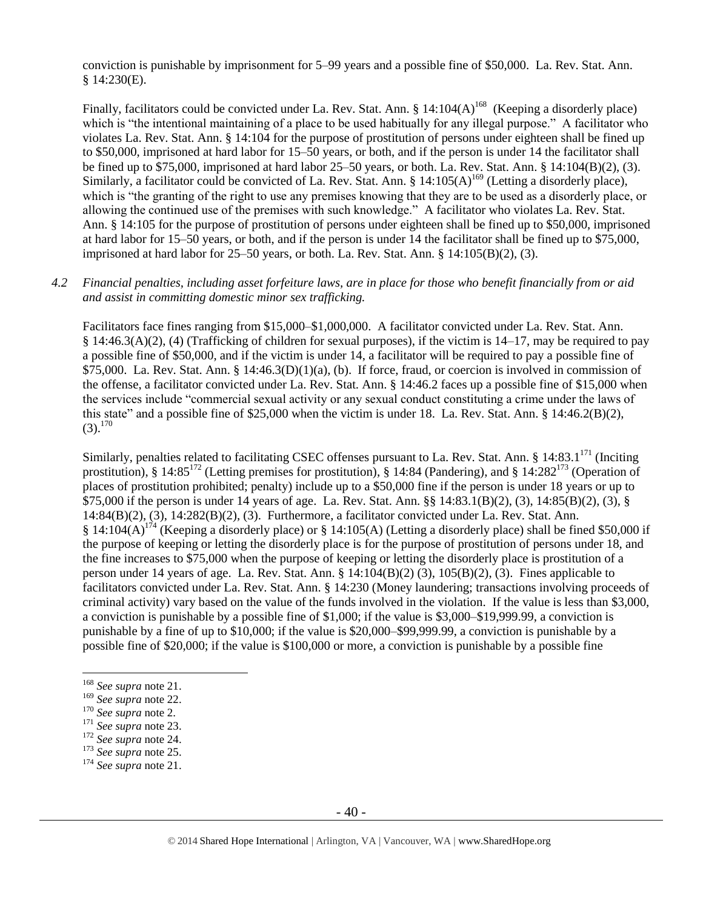conviction is punishable by imprisonment for 5–99 years and a possible fine of $50,000. La. Rev. Stat. Ann. § 14:230(E).

Finally, facilitators could be convicted under La. Rev. Stat. Ann. § 14:104(A)[168] (Keeping a disorderly place) which is "the intentional maintaining of a place to be used habitually for any illegal purpose." A facilitator who violates La. Rev. Stat. Ann. § 14:104 for the purpose of prostitution of persons under eighteen shall be fined up to $50,000, imprisoned at hard labor for 15–50 years, or both, and if the person is under 14 the facilitator shall be fined up to $75,000, imprisoned at hard labor 25–50 years, or both. La. Rev. Stat. Ann. § 14:104(B)(2), (3). Similarly, a facilitator could be convicted of La. Rev. Stat. Ann. § 14:105(A)[169] (Letting a disorderly place), which is "the granting of the right to use any premises knowing that they are to be used as a disorderly place, or allowing the continued use of the premises with such knowledge." A facilitator who violates La. Rev. Stat. Ann. § 14:105 for the purpose of prostitution of persons under eighteen shall be fined up to $50,000, imprisoned at hard labor for 15–50 years, or both, and if the person is under 14 the facilitator shall be fined up to $75,000, imprisoned at hard labor for 25–50 years, or both. La. Rev. Stat. Ann. § 14:105(B)(2), (3).

*4.2 Financial penalties, including asset forfeiture laws, are in place for those who benefit financially from or aid and assist in committing domestic minor sex trafficking.*

Facilitators face fines ranging from $15,000–$1,000,000. A facilitator convicted under La. Rev. Stat. Ann. § 14:46.3(A)(2), (4) (Trafficking of children for sexual purposes), if the victim is 14–17, may be required to pay a possible fine of $50,000, and if the victim is under 14, a facilitator will be required to pay a possible fine of $75,000. La. Rev. Stat. Ann. § 14:46.3(D)(1)(a), (b). If force, fraud, or coercion is involved in commission of the offense, a facilitator convicted under La. Rev. Stat. Ann. § 14:46.2 faces up a possible fine of $15,000 when the services include "commercial sexual activity or any sexual conduct constituting a crime under the laws of this state" and a possible fine of $25,000 when the victim is under 18. La. Rev. Stat. Ann. § 14:46.2(B)(2), (3).[170]

Similarly, penalties related to facilitating CSEC offenses pursuant to La. Rev. Stat. Ann. § 14:83.1[171] (Inciting prostitution), § 14:85[172] (Letting premises for prostitution), § 14:84 (Pandering), and § 14:282[173] (Operation of places of prostitution prohibited; penalty) include up to a $50,000 fine if the person is under 18 years or up to $75,000 if the person is under 14 years of age. La. Rev. Stat. Ann. §§ 14:83.1(B)(2), (3), 14:85(B)(2), (3), § 14:84(B)(2), (3), 14:282(B)(2), (3). Furthermore, a facilitator convicted under La. Rev. Stat. Ann. § 14:104(A)[174] (Keeping a disorderly place) or § 14:105(A) (Letting a disorderly place) shall be fined $50,000 if the purpose of keeping or letting the disorderly place is for the purpose of prostitution of persons under 18, and the fine increases to $75,000 when the purpose of keeping or letting the disorderly place is prostitution of a person under 14 years of age. La. Rev. Stat. Ann. § 14:104(B)(2) (3), 105(B)(2), (3). Fines applicable to facilitators convicted under La. Rev. Stat. Ann. § 14:230 (Money laundering; transactions involving proceeds of criminal activity) vary based on the value of the funds involved in the violation. If the value is less than $3,000, a conviction is punishable by a possible fine of $1,000; if the value is $3,000–$19,999.99, a conviction is punishable by a fine of up to $10,000; if the value is $20,000–$99,999.99, a conviction is punishable by a possible fine of $20,000; if the value is $100,000 or more, a conviction is punishable by a possible fine

---

[168] *See supra* note 21.
[169] *See supra* note 22.
[170] *See supra* note 2.
[171] *See supra* note 23.
[172] *See supra* note 24.
[173] *See supra* note 25.
[174] *See supra* note 21.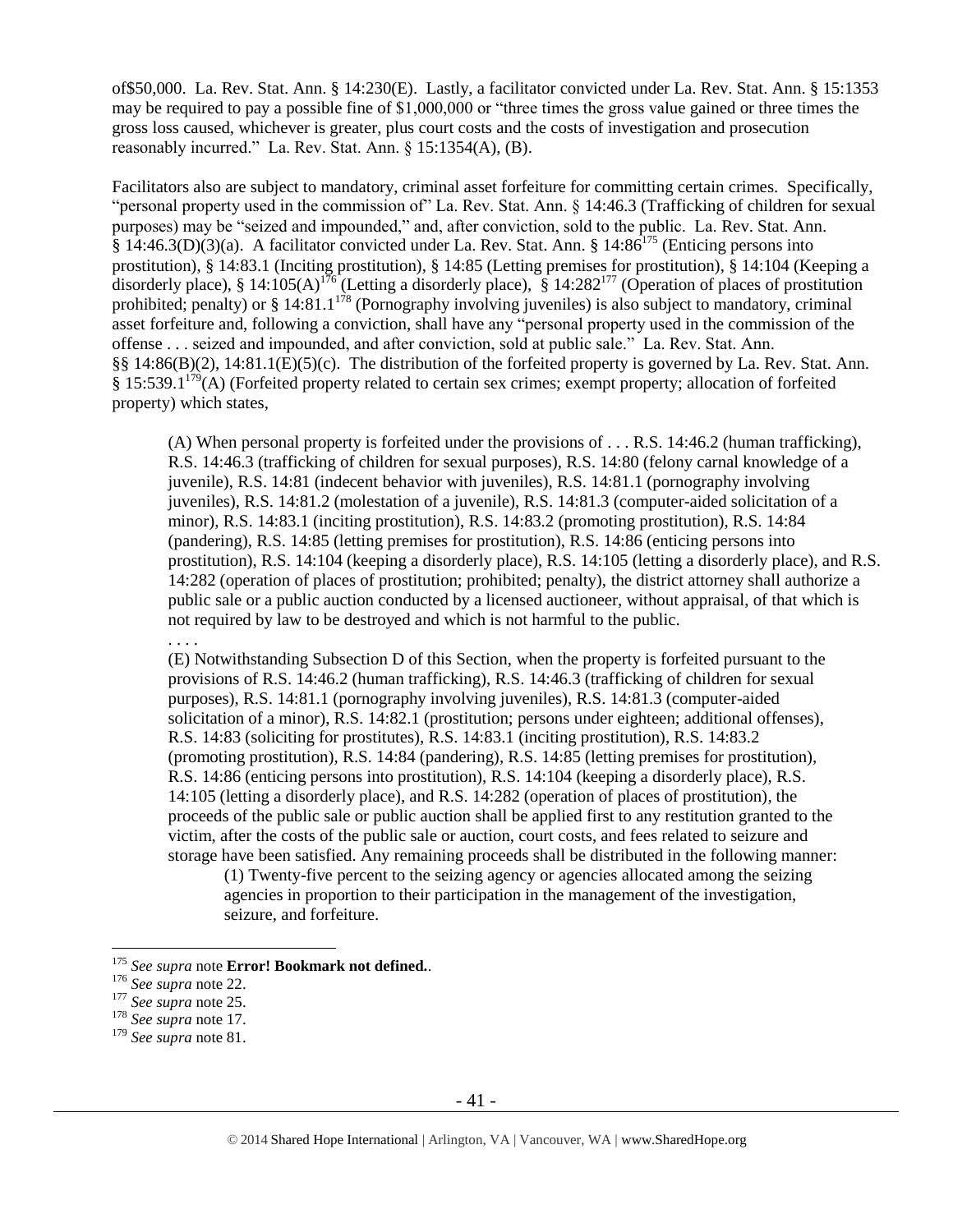of$50,000. La. Rev. Stat. Ann. § 14:230(E). Lastly, a facilitator convicted under La. Rev. Stat. Ann. § 15:1353 may be required to pay a possible fine of $1,000,000 or "three times the gross value gained or three times the gross loss caused, whichever is greater, plus court costs and the costs of investigation and prosecution reasonably incurred." La. Rev. Stat. Ann. § 15:1354(A), (B).

Facilitators also are subject to mandatory, criminal asset forfeiture for committing certain crimes. Specifically, "personal property used in the commission of" La. Rev. Stat. Ann. § 14:46.3 (Trafficking of children for sexual purposes) may be "seized and impounded," and, after conviction, sold to the public. La. Rev. Stat. Ann. § 14:46.3(D)(3)(a). A facilitator convicted under La. Rev. Stat. Ann. § 14:86[175] (Enticing persons into prostitution), § 14:83.1 (Inciting prostitution), § 14:85 (Letting premises for prostitution), § 14:104 (Keeping a disorderly place), § 14:105(A)[176] (Letting a disorderly place), § 14:282[177] (Operation of places of prostitution prohibited; penalty) or § 14:81.1[178] (Pornography involving juveniles) is also subject to mandatory, criminal asset forfeiture and, following a conviction, shall have any "personal property used in the commission of the offense . . . seized and impounded, and after conviction, sold at public sale." La. Rev. Stat. Ann. §§ 14:86(B)(2), 14:81.1(E)(5)(c). The distribution of the forfeited property is governed by La. Rev. Stat. Ann. § 15:539.1[179](A) (Forfeited property related to certain sex crimes; exempt property; allocation of forfeited property) which states,

> (A) When personal property is forfeited under the provisions of . . . R.S. 14:46.2 (human trafficking), R.S. 14:46.3 (trafficking of children for sexual purposes), R.S. 14:80 (felony carnal knowledge of a juvenile), R.S. 14:81 (indecent behavior with juveniles), R.S. 14:81.1 (pornography involving juveniles), R.S. 14:81.2 (molestation of a juvenile), R.S. 14:81.3 (computer-aided solicitation of a minor), R.S. 14:83.1 (inciting prostitution), R.S. 14:83.2 (promoting prostitution), R.S. 14:84 (pandering), R.S. 14:85 (letting premises for prostitution), R.S. 14:86 (enticing persons into prostitution), R.S. 14:104 (keeping a disorderly place), R.S. 14:105 (letting a disorderly place), and R.S. 14:282 (operation of places of prostitution; prohibited; penalty), the district attorney shall authorize a public sale or a public auction conducted by a licensed auctioneer, without appraisal, of that which is not required by law to be destroyed and which is not harmful to the public.
>
> . . . .
>
> (E) Notwithstanding Subsection D of this Section, when the property is forfeited pursuant to the provisions of R.S. 14:46.2 (human trafficking), R.S. 14:46.3 (trafficking of children for sexual purposes), R.S. 14:81.1 (pornography involving juveniles), R.S. 14:81.3 (computer-aided solicitation of a minor), R.S. 14:82.1 (prostitution; persons under eighteen; additional offenses), R.S. 14:83 (soliciting for prostitutes), R.S. 14:83.1 (inciting prostitution), R.S. 14:83.2 (promoting prostitution), R.S. 14:84 (pandering), R.S. 14:85 (letting premises for prostitution), R.S. 14:86 (enticing persons into prostitution), R.S. 14:104 (keeping a disorderly place), R.S. 14:105 (letting a disorderly place), and R.S. 14:282 (operation of places of prostitution), the proceeds of the public sale or public auction shall be applied first to any restitution granted to the victim, after the costs of the public sale or auction, court costs, and fees related to seizure and storage have been satisfied. Any remaining proceeds shall be distributed in the following manner:
>
> > (1) Twenty-five percent to the seizing agency or agencies allocated among the seizing agencies in proportion to their participation in the management of the investigation, seizure, and forfeiture.

---

[175] *See supra* note **Error! Bookmark not defined.**.

[176] *See supra* note 22.

[177] *See supra* note 25.

[178] *See supra* note 17.

[179] *See supra* note 81.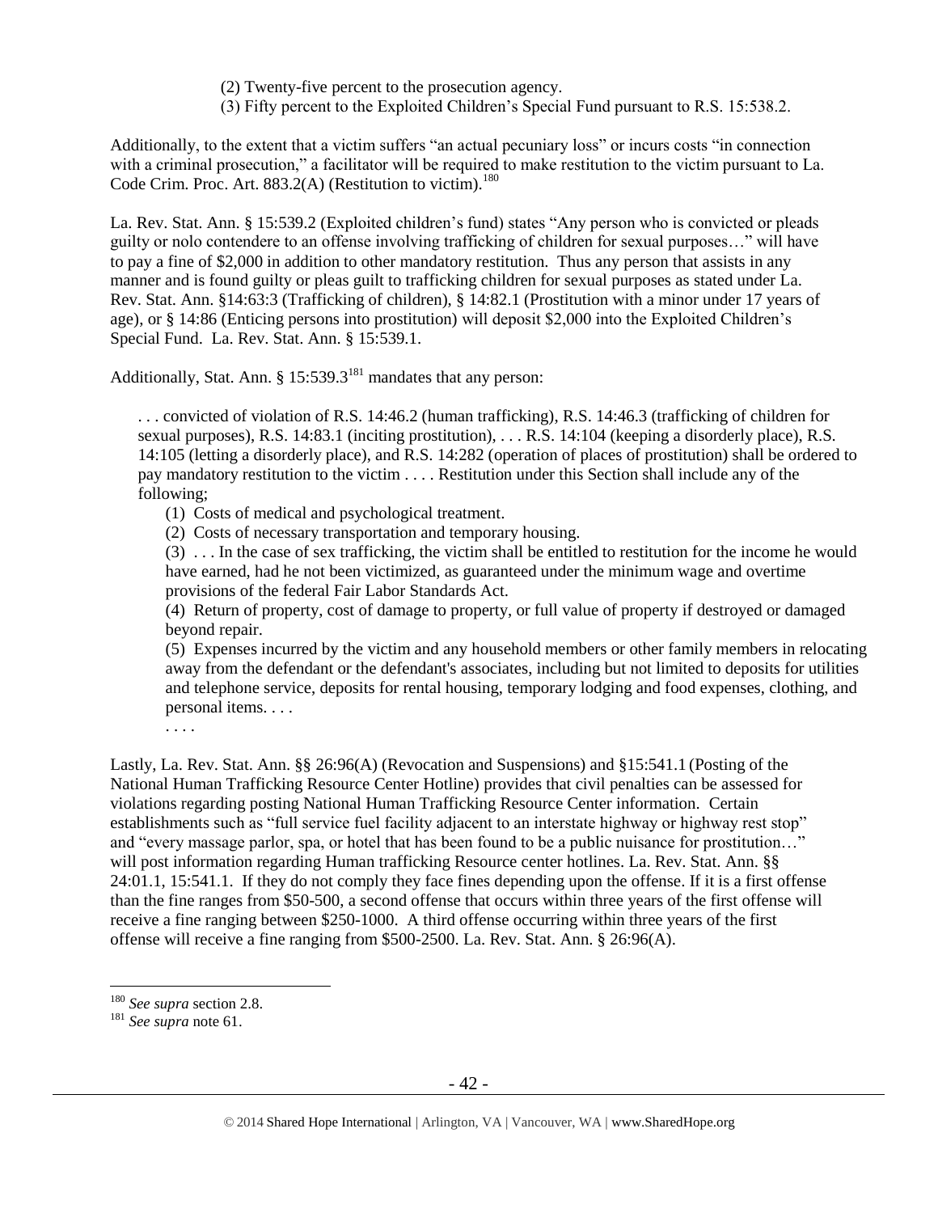(2) Twenty-five percent to the prosecution agency.
(3) Fifty percent to the Exploited Children's Special Fund pursuant to R.S. 15:538.2.

Additionally, to the extent that a victim suffers "an actual pecuniary loss" or incurs costs "in connection with a criminal prosecution," a facilitator will be required to make restitution to the victim pursuant to La. Code Crim. Proc. Art. 883.2(A) (Restitution to victim).[180]

La. Rev. Stat. Ann. § 15:539.2 (Exploited children's fund) states "Any person who is convicted or pleads guilty or nolo contendere to an offense involving trafficking of children for sexual purposes…" will have to pay a fine of $2,000 in addition to other mandatory restitution. Thus any person that assists in any manner and is found guilty or pleas guilt to trafficking children for sexual purposes as stated under La. Rev. Stat. Ann. §14:63:3 (Trafficking of children), § 14:82.1 (Prostitution with a minor under 17 years of age), or § 14:86 (Enticing persons into prostitution) will deposit $2,000 into the Exploited Children's Special Fund. La. Rev. Stat. Ann. § 15:539.1.

Additionally, Stat. Ann. § 15:539.3[181] mandates that any person:

> . . . convicted of violation of R.S. 14:46.2 (human trafficking), R.S. 14:46.3 (trafficking of children for sexual purposes), R.S. 14:83.1 (inciting prostitution), . . . R.S. 14:104 (keeping a disorderly place), R.S. 14:105 (letting a disorderly place), and R.S. 14:282 (operation of places of prostitution) shall be ordered to pay mandatory restitution to the victim . . . . Restitution under this Section shall include any of the following;
>
> (1) Costs of medical and psychological treatment.
>
> (2) Costs of necessary transportation and temporary housing.
>
> (3) . . . In the case of sex trafficking, the victim shall be entitled to restitution for the income he would have earned, had he not been victimized, as guaranteed under the minimum wage and overtime provisions of the federal Fair Labor Standards Act.
>
> (4) Return of property, cost of damage to property, or full value of property if destroyed or damaged beyond repair.
>
> (5) Expenses incurred by the victim and any household members or other family members in relocating away from the defendant or the defendant's associates, including but not limited to deposits for utilities and telephone service, deposits for rental housing, temporary lodging and food expenses, clothing, and personal items. . . .
>
> . . . .

Lastly, La. Rev. Stat. Ann. §§ 26:96(A) (Revocation and Suspensions) and §15:541.1 (Posting of the National Human Trafficking Resource Center Hotline) provides that civil penalties can be assessed for violations regarding posting National Human Trafficking Resource Center information. Certain establishments such as "full service fuel facility adjacent to an interstate highway or highway rest stop" and "every massage parlor, spa, or hotel that has been found to be a public nuisance for prostitution…" will post information regarding Human trafficking Resource center hotlines. La. Rev. Stat. Ann. §§ 24:01.1, 15:541.1. If they do not comply they face fines depending upon the offense. If it is a first offense than the fine ranges from $50-500, a second offense that occurs within three years of the first offense will receive a fine ranging between $250-1000. A third offense occurring within three years of the first offense will receive a fine ranging from $500-2500. La. Rev. Stat. Ann. § 26:96(A).

---

[180] *See supra* section 2.8.

[181] *See supra* note 61.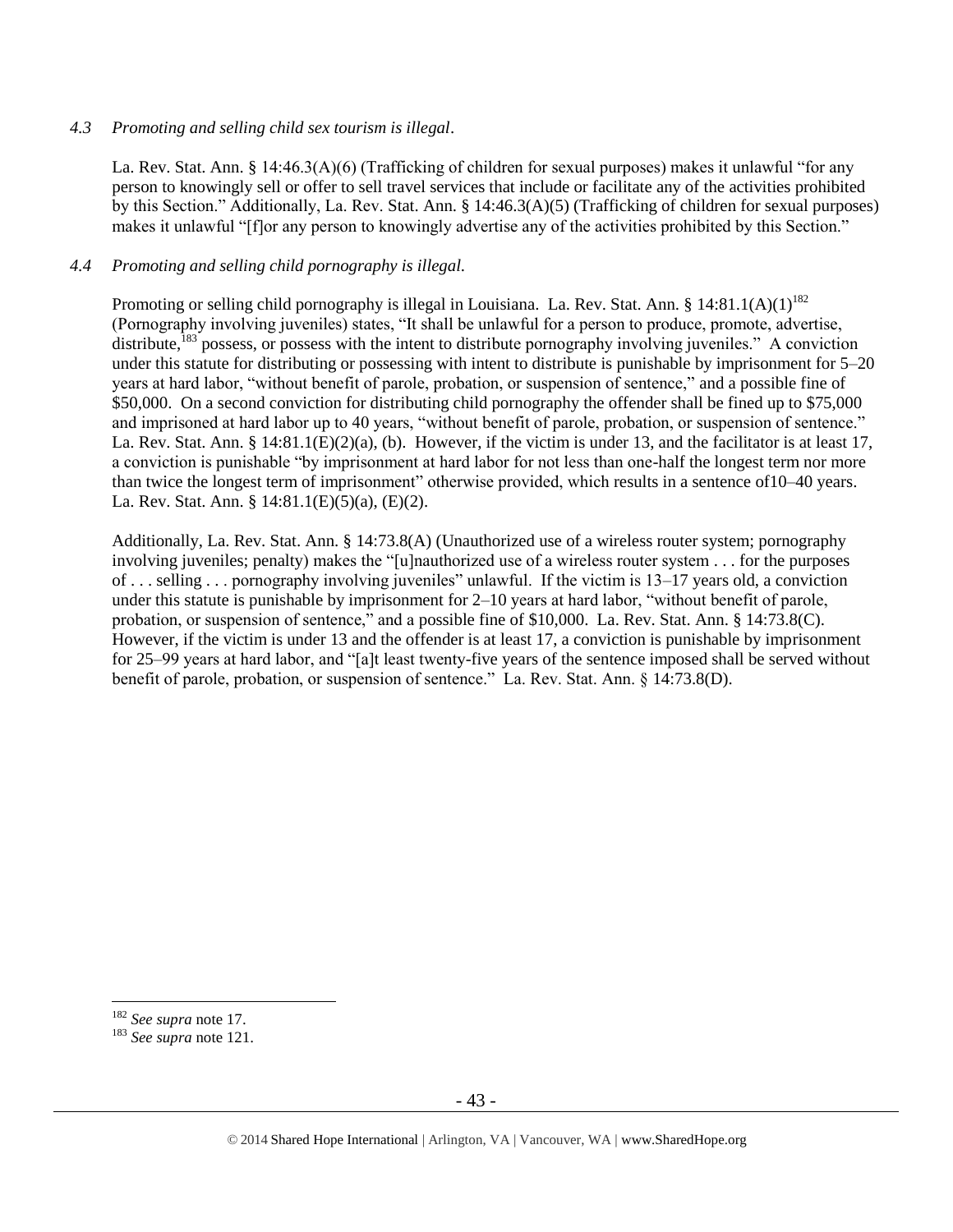*4.3 Promoting and selling child sex tourism is illegal*.

La. Rev. Stat. Ann. § 14:46.3(A)(6) (Trafficking of children for sexual purposes) makes it unlawful "for any person to knowingly sell or offer to sell travel services that include or facilitate any of the activities prohibited by this Section." Additionally, La. Rev. Stat. Ann. § 14:46.3(A)(5) (Trafficking of children for sexual purposes) makes it unlawful "[f]or any person to knowingly advertise any of the activities prohibited by this Section."

*4.4 Promoting and selling child pornography is illegal.*

Promoting or selling child pornography is illegal in Louisiana. La. Rev. Stat. Ann. § 14:81.1(A)(1)[182] (Pornography involving juveniles) states, "It shall be unlawful for a person to produce, promote, advertise, distribute,[183] possess, or possess with the intent to distribute pornography involving juveniles." A conviction under this statute for distributing or possessing with intent to distribute is punishable by imprisonment for 5–20 years at hard labor, "without benefit of parole, probation, or suspension of sentence," and a possible fine of $50,000. On a second conviction for distributing child pornography the offender shall be fined up to $75,000 and imprisoned at hard labor up to 40 years, "without benefit of parole, probation, or suspension of sentence." La. Rev. Stat. Ann. § 14:81.1(E)(2)(a), (b). However, if the victim is under 13, and the facilitator is at least 17, a conviction is punishable "by imprisonment at hard labor for not less than one-half the longest term nor more than twice the longest term of imprisonment" otherwise provided, which results in a sentence of10–40 years. La. Rev. Stat. Ann. § 14:81.1(E)(5)(a), (E)(2).

Additionally, La. Rev. Stat. Ann. § 14:73.8(A) (Unauthorized use of a wireless router system; pornography involving juveniles; penalty) makes the "[u]nauthorized use of a wireless router system . . . for the purposes of . . . selling . . . pornography involving juveniles" unlawful. If the victim is 13–17 years old, a conviction under this statute is punishable by imprisonment for 2–10 years at hard labor, "without benefit of parole, probation, or suspension of sentence," and a possible fine of $10,000. La. Rev. Stat. Ann. § 14:73.8(C). However, if the victim is under 13 and the offender is at least 17, a conviction is punishable by imprisonment for 25–99 years at hard labor, and "[a]t least twenty-five years of the sentence imposed shall be served without benefit of parole, probation, or suspension of sentence." La. Rev. Stat. Ann. § 14:73.8(D).

---

[182] *See supra* note 17.

[183] *See supra* note 121.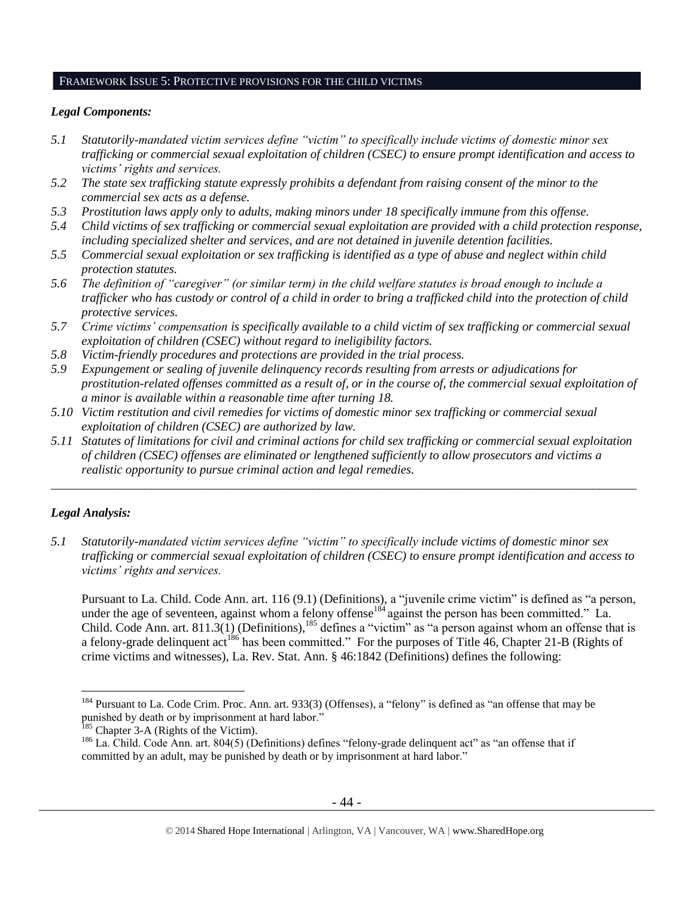## FRAMEWORK ISSUE 5: PROTECTIVE PROVISIONS FOR THE CHILD VICTIMS

### *Legal Components:*

*5.1 Statutorily-mandated victim services define "victim" to specifically include victims of domestic minor sex trafficking or commercial sexual exploitation of children (CSEC) to ensure prompt identification and access to victims' rights and services.*

*5.2 The state sex trafficking statute expressly prohibits a defendant from raising consent of the minor to the commercial sex acts as a defense.*

*5.3 Prostitution laws apply only to adults, making minors under 18 specifically immune from this offense.*

*5.4 Child victims of sex trafficking or commercial sexual exploitation are provided with a child protection response, including specialized shelter and services, and are not detained in juvenile detention facilities.*

*5.5 Commercial sexual exploitation or sex trafficking is identified as a type of abuse and neglect within child protection statutes.*

*5.6 The definition of "caregiver" (or similar term) in the child welfare statutes is broad enough to include a trafficker who has custody or control of a child in order to bring a trafficked child into the protection of child protective services.*

*5.7 Crime victims' compensation is specifically available to a child victim of sex trafficking or commercial sexual exploitation of children (CSEC) without regard to ineligibility factors.*

*5.8 Victim-friendly procedures and protections are provided in the trial process.*

*5.9 Expungement or sealing of juvenile delinquency records resulting from arrests or adjudications for prostitution-related offenses committed as a result of, or in the course of, the commercial sexual exploitation of a minor is available within a reasonable time after turning 18.*

*5.10 Victim restitution and civil remedies for victims of domestic minor sex trafficking or commercial sexual exploitation of children (CSEC) are authorized by law.*

*5.11 Statutes of limitations for civil and criminal actions for child sex trafficking or commercial sexual exploitation of children (CSEC) offenses are eliminated or lengthened sufficiently to allow prosecutors and victims a realistic opportunity to pursue criminal action and legal remedies.*

---

### *Legal Analysis:*

*5.1 Statutorily-mandated victim services define "victim" to specifically include victims of domestic minor sex trafficking or commercial sexual exploitation of children (CSEC) to ensure prompt identification and access to victims' rights and services.*

Pursuant to La. Child. Code Ann. art. 116 (9.1) (Definitions), a "juvenile crime victim" is defined as "a person, under the age of seventeen, against whom a felony offense[184] against the person has been committed." La. Child. Code Ann. art. 811.3(1) (Definitions),[185] defines a "victim" as "a person against whom an offense that is a felony-grade delinquent act[186] has been committed." For the purposes of Title 46, Chapter 21-B (Rights of crime victims and witnesses), La. Rev. Stat. Ann. § 46:1842 (Definitions) defines the following:

---

[184] Pursuant to La. Code Crim. Proc. Ann. art. 933(3) (Offenses), a "felony" is defined as "an offense that may be punished by death or by imprisonment at hard labor."

[185] Chapter 3-A (Rights of the Victim).

[186] La. Child. Code Ann. art. 804(5) (Definitions) defines "felony-grade delinquent act" as "an offense that if committed by an adult, may be punished by death or by imprisonment at hard labor."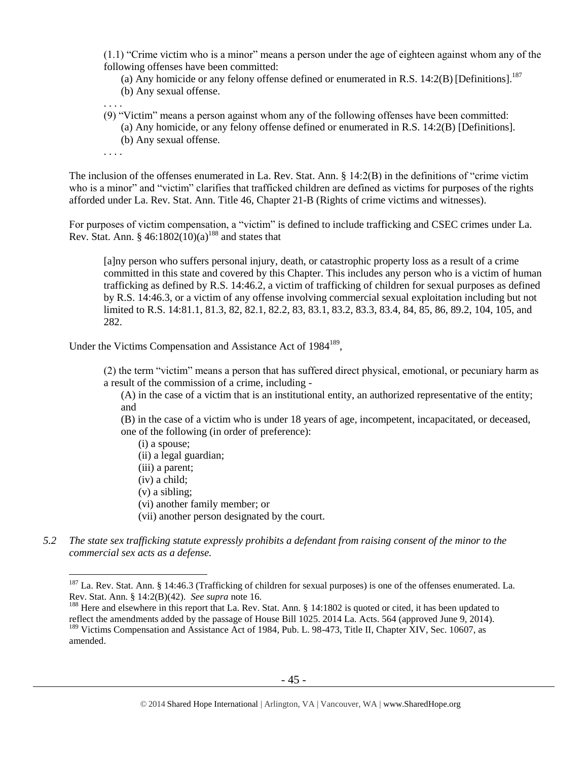(1.1) "Crime victim who is a minor" means a person under the age of eighteen against whom any of the following offenses have been committed:

(a) Any homicide or any felony offense defined or enumerated in R.S. 14:2(B) [Definitions].[187]

(b) Any sexual offense.

. . . .

(9) "Victim" means a person against whom any of the following offenses have been committed:

(a) Any homicide, or any felony offense defined or enumerated in R.S. 14:2(B) [Definitions].

(b) Any sexual offense.

. . . .

The inclusion of the offenses enumerated in La. Rev. Stat. Ann. § 14:2(B) in the definitions of "crime victim who is a minor" and "victim" clarifies that trafficked children are defined as victims for purposes of the rights afforded under La. Rev. Stat. Ann. Title 46, Chapter 21-B (Rights of crime victims and witnesses).

For purposes of victim compensation, a "victim" is defined to include trafficking and CSEC crimes under La. Rev. Stat. Ann. § 46:1802(10)(a)[188] and states that

> [a]ny person who suffers personal injury, death, or catastrophic property loss as a result of a crime committed in this state and covered by this Chapter. This includes any person who is a victim of human trafficking as defined by R.S. 14:46.2, a victim of trafficking of children for sexual purposes as defined by R.S. 14:46.3, or a victim of any offense involving commercial sexual exploitation including but not limited to R.S. 14:81.1, 81.3, 82, 82.1, 82.2, 83, 83.1, 83.2, 83.3, 83.4, 84, 85, 86, 89.2, 104, 105, and 282.

Under the Victims Compensation and Assistance Act of 1984[189],

> (2) the term "victim" means a person that has suffered direct physical, emotional, or pecuniary harm as a result of the commission of a crime, including -
>
> (A) in the case of a victim that is an institutional entity, an authorized representative of the entity; and
>
> (B) in the case of a victim who is under 18 years of age, incompetent, incapacitated, or deceased, one of the following (in order of preference):
>
> (i) a spouse;
> (ii) a legal guardian;
> (iii) a parent;
> (iv) a child;
> (v) a sibling;
> (vi) another family member; or
> (vii) another person designated by the court.

*5.2 The state sex trafficking statute expressly prohibits a defendant from raising consent of the minor to the commercial sex acts as a defense.*

---

[187] La. Rev. Stat. Ann. § 14:46.3 (Trafficking of children for sexual purposes) is one of the offenses enumerated. La. Rev. Stat. Ann. § 14:2(B)(42). *See supra* note 16.

[188] Here and elsewhere in this report that La. Rev. Stat. Ann. § 14:1802 is quoted or cited, it has been updated to reflect the amendments added by the passage of House Bill 1025. 2014 La. Acts. 564 (approved June 9, 2014).

[189] Victims Compensation and Assistance Act of 1984, Pub. L. 98-473, Title II, Chapter XIV, Sec. 10607, as amended.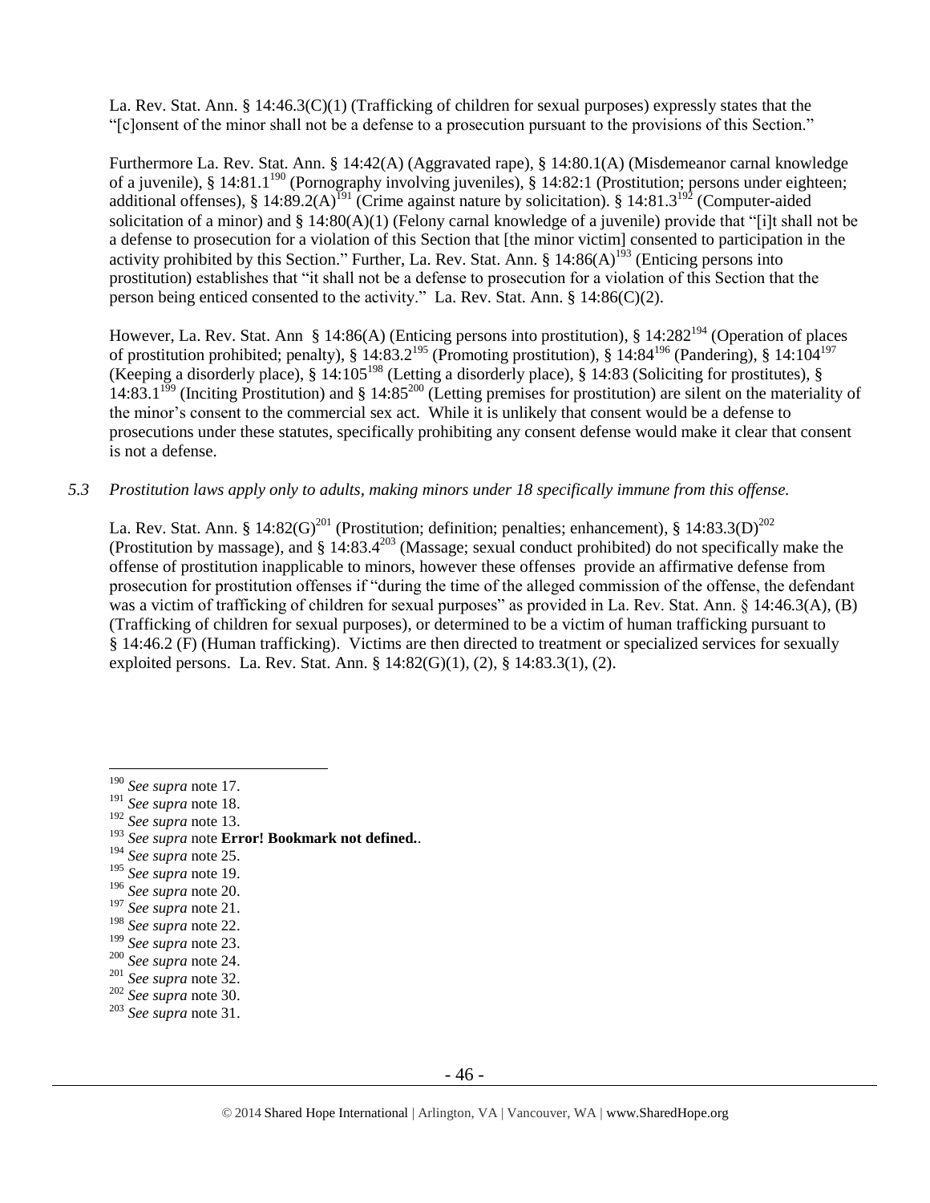La. Rev. Stat. Ann. § 14:46.3(C)(1) (Trafficking of children for sexual purposes) expressly states that the "[c]onsent of the minor shall not be a defense to a prosecution pursuant to the provisions of this Section."

Furthermore La. Rev. Stat. Ann. § 14:42(A) (Aggravated rape), § 14:80.1(A) (Misdemeanor carnal knowledge of a juvenile), § 14:81.1[190] (Pornography involving juveniles), § 14:82:1 (Prostitution; persons under eighteen; additional offenses), § 14:89.2(A)[191] (Crime against nature by solicitation). § 14:81.3[192] (Computer-aided solicitation of a minor) and § 14:80(A)(1) (Felony carnal knowledge of a juvenile) provide that "[i]t shall not be a defense to prosecution for a violation of this Section that [the minor victim] consented to participation in the activity prohibited by this Section." Further, La. Rev. Stat. Ann. § 14:86(A)[193] (Enticing persons into prostitution) establishes that "it shall not be a defense to prosecution for a violation of this Section that the person being enticed consented to the activity." La. Rev. Stat. Ann. § 14:86(C)(2).

However, La. Rev. Stat. Ann § 14:86(A) (Enticing persons into prostitution), § 14:282[194] (Operation of places of prostitution prohibited; penalty), § 14:83.2[195] (Promoting prostitution), § 14:84[196] (Pandering), § 14:104[197] (Keeping a disorderly place), § 14:105[198] (Letting a disorderly place), § 14:83 (Soliciting for prostitutes), § 14:83.1[199] (Inciting Prostitution) and § 14:85[200] (Letting premises for prostitution) are silent on the materiality of the minor's consent to the commercial sex act. While it is unlikely that consent would be a defense to prosecutions under these statutes, specifically prohibiting any consent defense would make it clear that consent is not a defense.

*5.3 Prostitution laws apply only to adults, making minors under 18 specifically immune from this offense.*

La. Rev. Stat. Ann. § 14:82(G)[201] (Prostitution; definition; penalties; enhancement), § 14:83.3(D)[202] (Prostitution by massage), and § 14:83.4[203] (Massage; sexual conduct prohibited) do not specifically make the offense of prostitution inapplicable to minors, however these offenses provide an affirmative defense from prosecution for prostitution offenses if "during the time of the alleged commission of the offense, the defendant was a victim of trafficking of children for sexual purposes" as provided in La. Rev. Stat. Ann. § 14:46.3(A), (B) (Trafficking of children for sexual purposes), or determined to be a victim of human trafficking pursuant to § 14:46.2 (F) (Human trafficking). Victims are then directed to treatment or specialized services for sexually exploited persons. La. Rev. Stat. Ann. § 14:82(G)(1), (2), § 14:83.3(1), (2).

---

[190] *See supra* note 17.
[191] *See supra* note 18.
[192] *See supra* note 13.
[193] *See supra* note **Error! Bookmark not defined.**.
[194] *See supra* note 25.
[195] *See supra* note 19.
[196] *See supra* note 20.
[197] *See supra* note 21.
[198] *See supra* note 22.
[199] *See supra* note 23.
[200] *See supra* note 24.
[201] *See supra* note 32.
[202] *See supra* note 30.
[203] *See supra* note 31.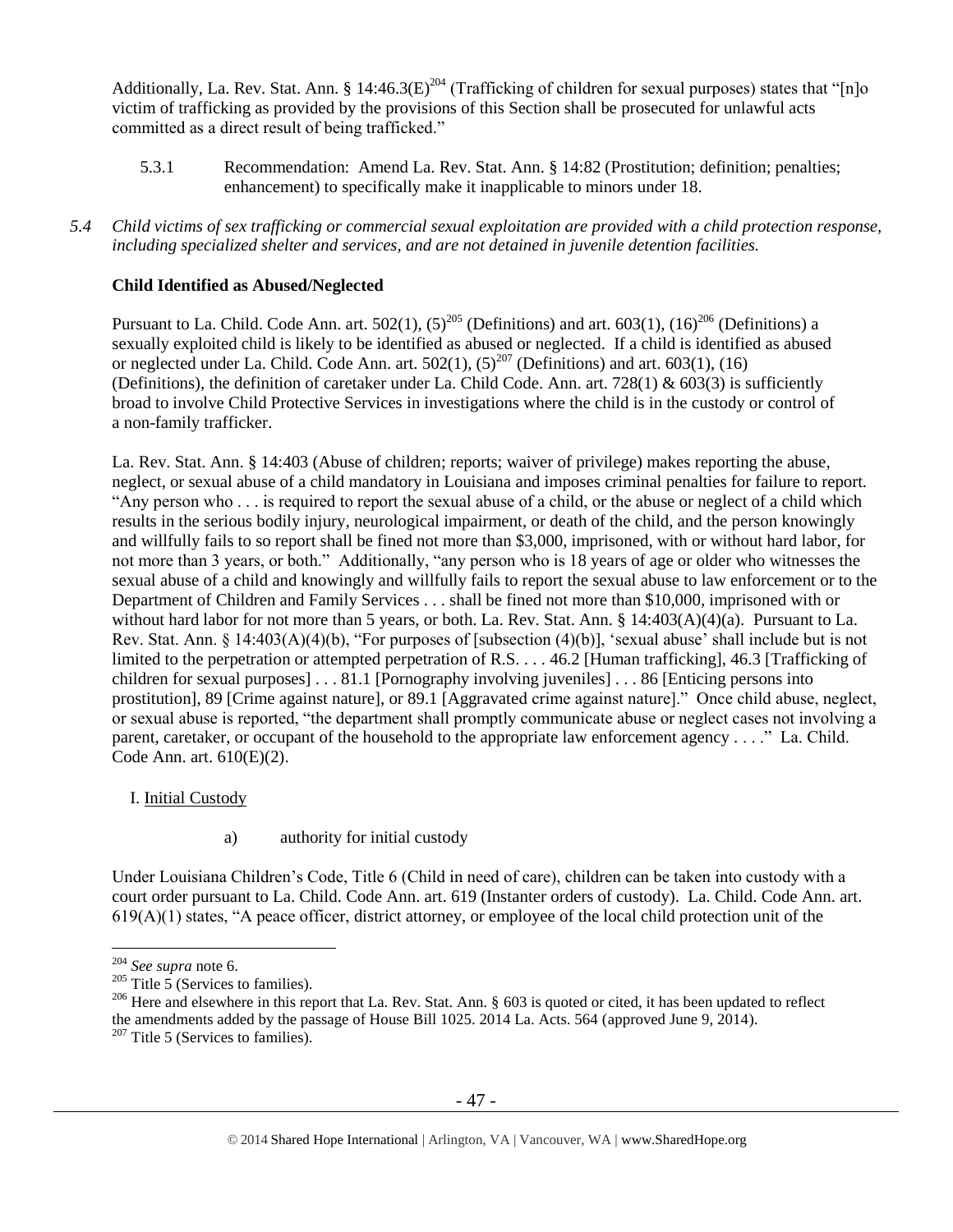Additionally, La. Rev. Stat. Ann. § 14:46.3(E)[204] (Trafficking of children for sexual purposes) states that "[n]o victim of trafficking as provided by the provisions of this Section shall be prosecuted for unlawful acts committed as a direct result of being trafficked."

5.3.1 Recommendation: Amend La. Rev. Stat. Ann. § 14:82 (Prostitution; definition; penalties; enhancement) to specifically make it inapplicable to minors under 18.

*5.4 Child victims of sex trafficking or commercial sexual exploitation are provided with a child protection response, including specialized shelter and services, and are not detained in juvenile detention facilities.*

**Child Identified as Abused/Neglected**

Pursuant to La. Child. Code Ann. art. 502(1), (5)[205] (Definitions) and art. 603(1), (16)[206] (Definitions) a sexually exploited child is likely to be identified as abused or neglected. If a child is identified as abused or neglected under La. Child. Code Ann. art. 502(1), (5)[207] (Definitions) and art. 603(1), (16) (Definitions), the definition of caretaker under La. Child Code. Ann. art. 728(1) & 603(3) is sufficiently broad to involve Child Protective Services in investigations where the child is in the custody or control of a non-family trafficker.

La. Rev. Stat. Ann. § 14:403 (Abuse of children; reports; waiver of privilege) makes reporting the abuse, neglect, or sexual abuse of a child mandatory in Louisiana and imposes criminal penalties for failure to report. "Any person who . . . is required to report the sexual abuse of a child, or the abuse or neglect of a child which results in the serious bodily injury, neurological impairment, or death of the child, and the person knowingly and willfully fails to so report shall be fined not more than $3,000, imprisoned, with or without hard labor, for not more than 3 years, or both." Additionally, "any person who is 18 years of age or older who witnesses the sexual abuse of a child and knowingly and willfully fails to report the sexual abuse to law enforcement or to the Department of Children and Family Services . . . shall be fined not more than $10,000, imprisoned with or without hard labor for not more than 5 years, or both. La. Rev. Stat. Ann. § 14:403(A)(4)(a). Pursuant to La. Rev. Stat. Ann. § 14:403(A)(4)(b), "For purposes of [subsection (4)(b)], 'sexual abuse' shall include but is not limited to the perpetration or attempted perpetration of R.S. . . . 46.2 [Human trafficking], 46.3 [Trafficking of children for sexual purposes] . . . 81.1 [Pornography involving juveniles] . . . 86 [Enticing persons into prostitution], 89 [Crime against nature], or 89.1 [Aggravated crime against nature]." Once child abuse, neglect, or sexual abuse is reported, "the department shall promptly communicate abuse or neglect cases not involving a parent, caretaker, or occupant of the household to the appropriate law enforcement agency . . . ." La. Child. Code Ann. art. 610(E)(2).

I. Initial Custody

a) authority for initial custody

Under Louisiana Children's Code, Title 6 (Child in need of care), children can be taken into custody with a court order pursuant to La. Child. Code Ann. art. 619 (Instanter orders of custody). La. Child. Code Ann. art. 619(A)(1) states, "A peace officer, district attorney, or employee of the local child protection unit of the

[204] *See supra* note 6.

[205] Title 5 (Services to families).

[206] Here and elsewhere in this report that La. Rev. Stat. Ann. § 603 is quoted or cited, it has been updated to reflect the amendments added by the passage of House Bill 1025. 2014 La. Acts. 564 (approved June 9, 2014).

[207] Title 5 (Services to families).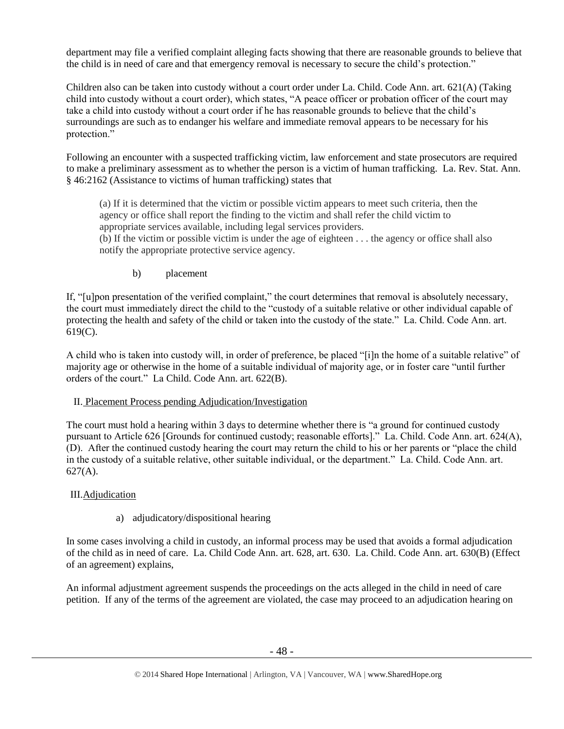department may file a verified complaint alleging facts showing that there are reasonable grounds to believe that the child is in need of care and that emergency removal is necessary to secure the child's protection."

Children also can be taken into custody without a court order under La. Child. Code Ann. art. 621(A) (Taking child into custody without a court order), which states, "A peace officer or probation officer of the court may take a child into custody without a court order if he has reasonable grounds to believe that the child's surroundings are such as to endanger his welfare and immediate removal appears to be necessary for his protection."

Following an encounter with a suspected trafficking victim, law enforcement and state prosecutors are required to make a preliminary assessment as to whether the person is a victim of human trafficking. La. Rev. Stat. Ann. § 46:2162 (Assistance to victims of human trafficking) states that

> (a) If it is determined that the victim or possible victim appears to meet such criteria, then the agency or office shall report the finding to the victim and shall refer the child victim to appropriate services available, including legal services providers.
> (b) If the victim or possible victim is under the age of eighteen . . . the agency or office shall also notify the appropriate protective service agency.

b) placement

If, "[u]pon presentation of the verified complaint," the court determines that removal is absolutely necessary, the court must immediately direct the child to the "custody of a suitable relative or other individual capable of protecting the health and safety of the child or taken into the custody of the state." La. Child. Code Ann. art. 619(C).

A child who is taken into custody will, in order of preference, be placed "[i]n the home of a suitable relative" of majority age or otherwise in the home of a suitable individual of majority age, or in foster care "until further orders of the court." La Child. Code Ann. art. 622(B).

II. Placement Process pending Adjudication/Investigation

The court must hold a hearing within 3 days to determine whether there is "a ground for continued custody pursuant to Article 626 [Grounds for continued custody; reasonable efforts]." La. Child. Code Ann. art. 624(A), (D). After the continued custody hearing the court may return the child to his or her parents or "place the child in the custody of a suitable relative, other suitable individual, or the department." La. Child. Code Ann. art. 627(A).

III. Adjudication

a) adjudicatory/dispositional hearing

In some cases involving a child in custody, an informal process may be used that avoids a formal adjudication of the child as in need of care. La. Child Code Ann. art. 628, art. 630. La. Child. Code Ann. art. 630(B) (Effect of an agreement) explains,

An informal adjustment agreement suspends the proceedings on the acts alleged in the child in need of care petition. If any of the terms of the agreement are violated, the case may proceed to an adjudication hearing on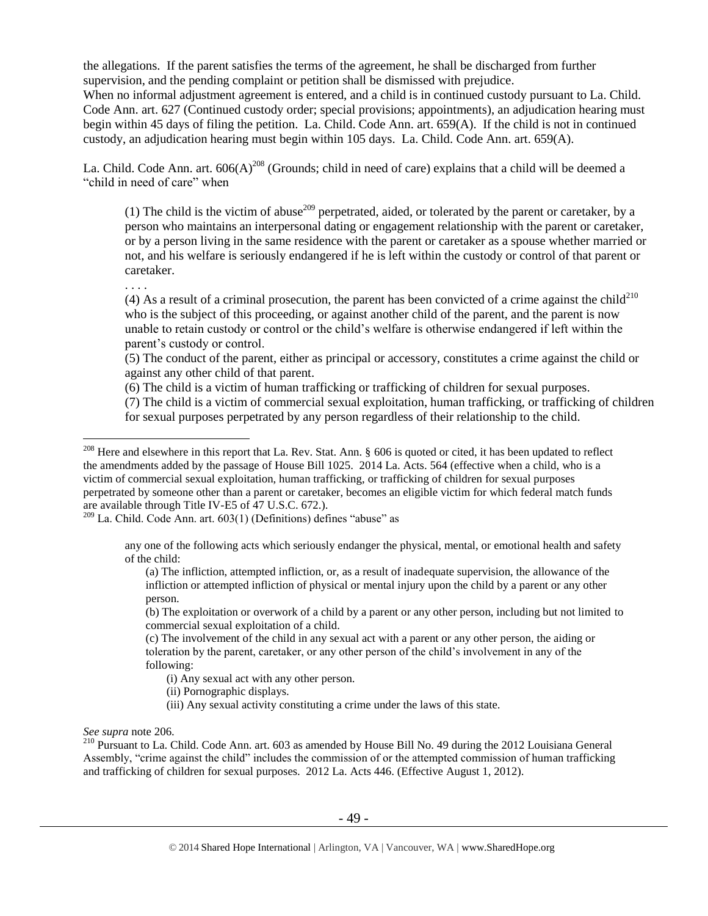the allegations. If the parent satisfies the terms of the agreement, he shall be discharged from further supervision, and the pending complaint or petition shall be dismissed with prejudice.
When no informal adjustment agreement is entered, and a child is in continued custody pursuant to La. Child. Code Ann. art. 627 (Continued custody order; special provisions; appointments), an adjudication hearing must begin within 45 days of filing the petition. La. Child. Code Ann. art. 659(A). If the child is not in continued custody, an adjudication hearing must begin within 105 days. La. Child. Code Ann. art. 659(A).

La. Child. Code Ann. art. 606(A)[208] (Grounds; child in need of care) explains that a child will be deemed a "child in need of care" when

> (1) The child is the victim of abuse[209] perpetrated, aided, or tolerated by the parent or caretaker, by a person who maintains an interpersonal dating or engagement relationship with the parent or caretaker, or by a person living in the same residence with the parent or caretaker as a spouse whether married or not, and his welfare is seriously endangered if he is left within the custody or control of that parent or caretaker.
>
> . . . .
>
> (4) As a result of a criminal prosecution, the parent has been convicted of a crime against the child[210] who is the subject of this proceeding, or against another child of the parent, and the parent is now unable to retain custody or control or the child's welfare is otherwise endangered if left within the parent's custody or control.
>
> (5) The conduct of the parent, either as principal or accessory, constitutes a crime against the child or against any other child of that parent.
>
> (6) The child is a victim of human trafficking or trafficking of children for sexual purposes.
>
> (7) The child is a victim of commercial sexual exploitation, human trafficking, or trafficking of children for sexual purposes perpetrated by any person regardless of their relationship to the child.

---

[208] Here and elsewhere in this report that La. Rev. Stat. Ann. § 606 is quoted or cited, it has been updated to reflect the amendments added by the passage of House Bill 1025. 2014 La. Acts. 564 (effective when a child, who is a victim of commercial sexual exploitation, human trafficking, or trafficking of children for sexual purposes perpetrated by someone other than a parent or caretaker, becomes an eligible victim for which federal match funds are available through Title IV-E5 of 47 U.S.C. 672.).

[209] La. Child. Code Ann. art. 603(1) (Definitions) defines "abuse" as

> any one of the following acts which seriously endanger the physical, mental, or emotional health and safety of the child:
>
> (a) The infliction, attempted infliction, or, as a result of inadequate supervision, the allowance of the infliction or attempted infliction of physical or mental injury upon the child by a parent or any other person.
>
> (b) The exploitation or overwork of a child by a parent or any other person, including but not limited to commercial sexual exploitation of a child.
>
> (c) The involvement of the child in any sexual act with a parent or any other person, the aiding or toleration by the parent, caretaker, or any other person of the child's involvement in any of the following:
>
> (i) Any sexual act with any other person.
>
> (ii) Pornographic displays.
>
> (iii) Any sexual activity constituting a crime under the laws of this state.

*See supra* note 206.

[210] Pursuant to La. Child. Code Ann. art. 603 as amended by House Bill No. 49 during the 2012 Louisiana General Assembly, "crime against the child" includes the commission of or the attempted commission of human trafficking and trafficking of children for sexual purposes. 2012 La. Acts 446. (Effective August 1, 2012).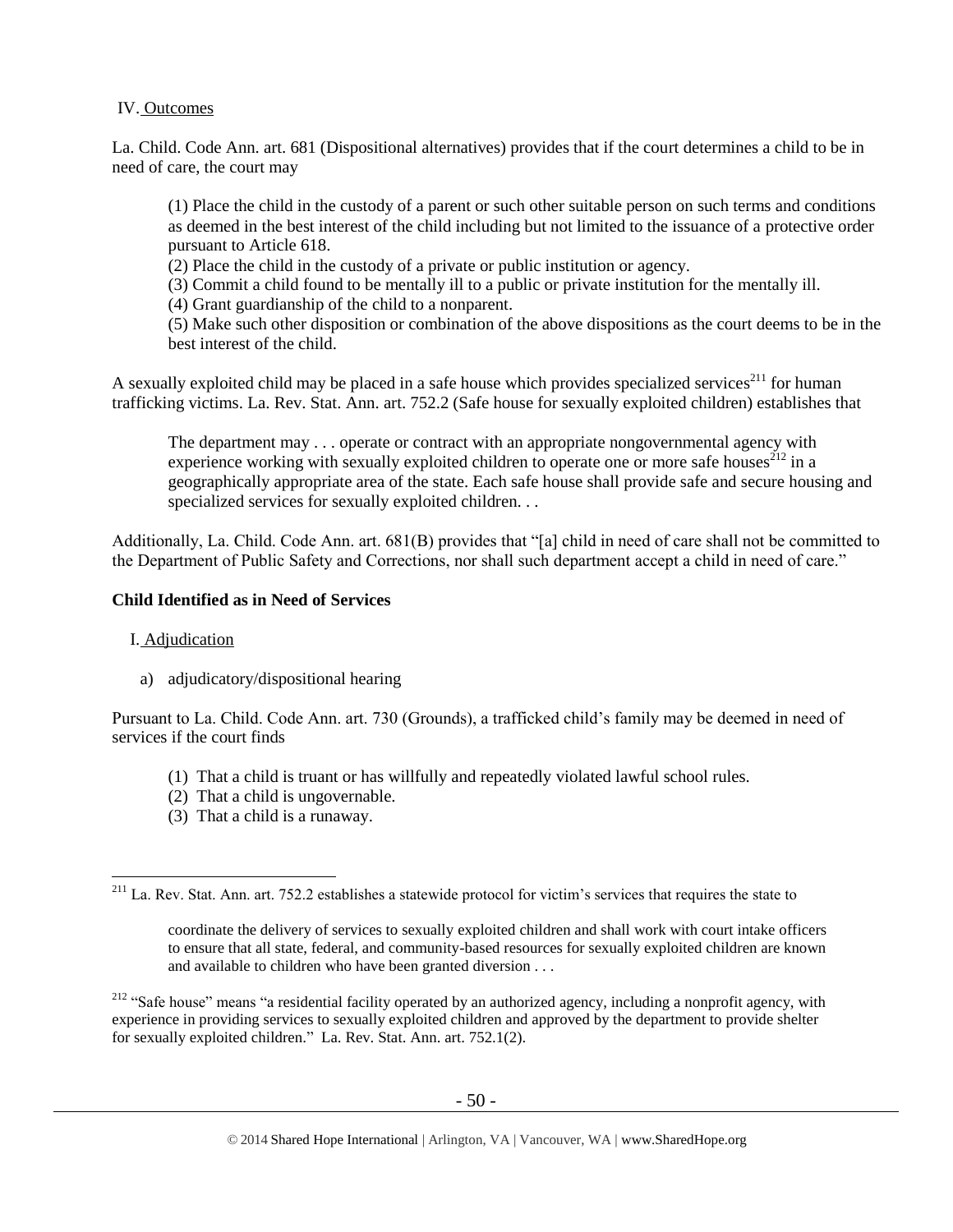IV. Outcomes

La. Child. Code Ann. art. 681 (Dispositional alternatives) provides that if the court determines a child to be in need of care, the court may

> (1) Place the child in the custody of a parent or such other suitable person on such terms and conditions as deemed in the best interest of the child including but not limited to the issuance of a protective order pursuant to Article 618.
> (2) Place the child in the custody of a private or public institution or agency.
> (3) Commit a child found to be mentally ill to a public or private institution for the mentally ill.
> (4) Grant guardianship of the child to a nonparent.
> (5) Make such other disposition or combination of the above dispositions as the court deems to be in the best interest of the child.

A sexually exploited child may be placed in a safe house which provides specialized services[211] for human trafficking victims. La. Rev. Stat. Ann. art. 752.2 (Safe house for sexually exploited children) establishes that

> The department may . . . operate or contract with an appropriate nongovernmental agency with experience working with sexually exploited children to operate one or more safe houses[212] in a geographically appropriate area of the state. Each safe house shall provide safe and secure housing and specialized services for sexually exploited children. . .

Additionally, La. Child. Code Ann. art. 681(B) provides that "[a] child in need of care shall not be committed to the Department of Public Safety and Corrections, nor shall such department accept a child in need of care."

**Child Identified as in Need of Services**

I. Adjudication

a) adjudicatory/dispositional hearing

Pursuant to La. Child. Code Ann. art. 730 (Grounds), a trafficked child's family may be deemed in need of services if the court finds

> (1) That a child is truant or has willfully and repeatedly violated lawful school rules.
> (2) That a child is ungovernable.
> (3) That a child is a runaway.

---

[211] La. Rev. Stat. Ann. art. 752.2 establishes a statewide protocol for victim's services that requires the state to

> coordinate the delivery of services to sexually exploited children and shall work with court intake officers to ensure that all state, federal, and community-based resources for sexually exploited children are known and available to children who have been granted diversion . . .

[212] "Safe house" means "a residential facility operated by an authorized agency, including a nonprofit agency, with experience in providing services to sexually exploited children and approved by the department to provide shelter for sexually exploited children." La. Rev. Stat. Ann. art. 752.1(2).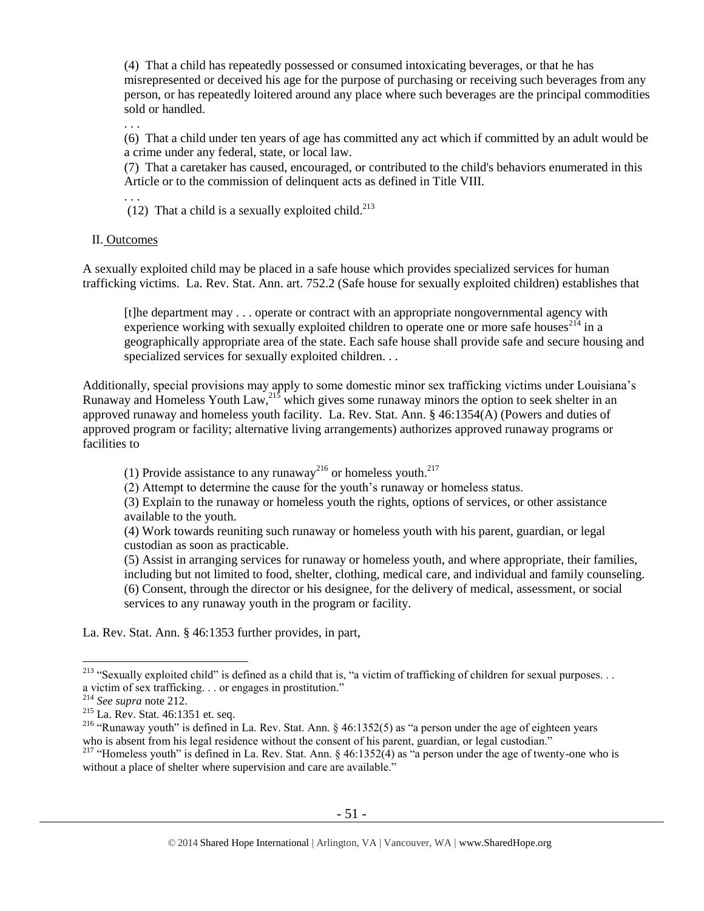(4) That a child has repeatedly possessed or consumed intoxicating beverages, or that he has misrepresented or deceived his age for the purpose of purchasing or receiving such beverages from any person, or has repeatedly loitered around any place where such beverages are the principal commodities sold or handled.

. . .

(6) That a child under ten years of age has committed any act which if committed by an adult would be a crime under any federal, state, or local law.

(7) That a caretaker has caused, encouraged, or contributed to the child's behaviors enumerated in this Article or to the commission of delinquent acts as defined in Title VIII.

. . .

(12) That a child is a sexually exploited child.[213]

II. Outcomes

A sexually exploited child may be placed in a safe house which provides specialized services for human trafficking victims. La. Rev. Stat. Ann. art. 752.2 (Safe house for sexually exploited children) establishes that

> [t]he department may . . . operate or contract with an appropriate nongovernmental agency with experience working with sexually exploited children to operate one or more safe houses[214] in a geographically appropriate area of the state. Each safe house shall provide safe and secure housing and specialized services for sexually exploited children. . .

Additionally, special provisions may apply to some domestic minor sex trafficking victims under Louisiana's Runaway and Homeless Youth Law,[215] which gives some runaway minors the option to seek shelter in an approved runaway and homeless youth facility. La. Rev. Stat. Ann. § 46:1354(A) (Powers and duties of approved program or facility; alternative living arrangements) authorizes approved runaway programs or facilities to

> (1) Provide assistance to any runaway[216] or homeless youth.[217]
>
> (2) Attempt to determine the cause for the youth's runaway or homeless status.
>
> (3) Explain to the runaway or homeless youth the rights, options of services, or other assistance available to the youth.
>
> (4) Work towards reuniting such runaway or homeless youth with his parent, guardian, or legal custodian as soon as practicable.
>
> (5) Assist in arranging services for runaway or homeless youth, and where appropriate, their families, including but not limited to food, shelter, clothing, medical care, and individual and family counseling.
>
> (6) Consent, through the director or his designee, for the delivery of medical, assessment, or social services to any runaway youth in the program or facility.

La. Rev. Stat. Ann. § 46:1353 further provides, in part,

---

[213] "Sexually exploited child" is defined as a child that is, "a victim of trafficking of children for sexual purposes. . . a victim of sex trafficking. . . or engages in prostitution."

[214] *See supra* note 212.

[215] La. Rev. Stat. 46:1351 et. seq.

[216] "Runaway youth" is defined in La. Rev. Stat. Ann. § 46:1352(5) as "a person under the age of eighteen years who is absent from his legal residence without the consent of his parent, guardian, or legal custodian."

[217] "Homeless youth" is defined in La. Rev. Stat. Ann. § 46:1352(4) as "a person under the age of twenty-one who is without a place of shelter where supervision and care are available."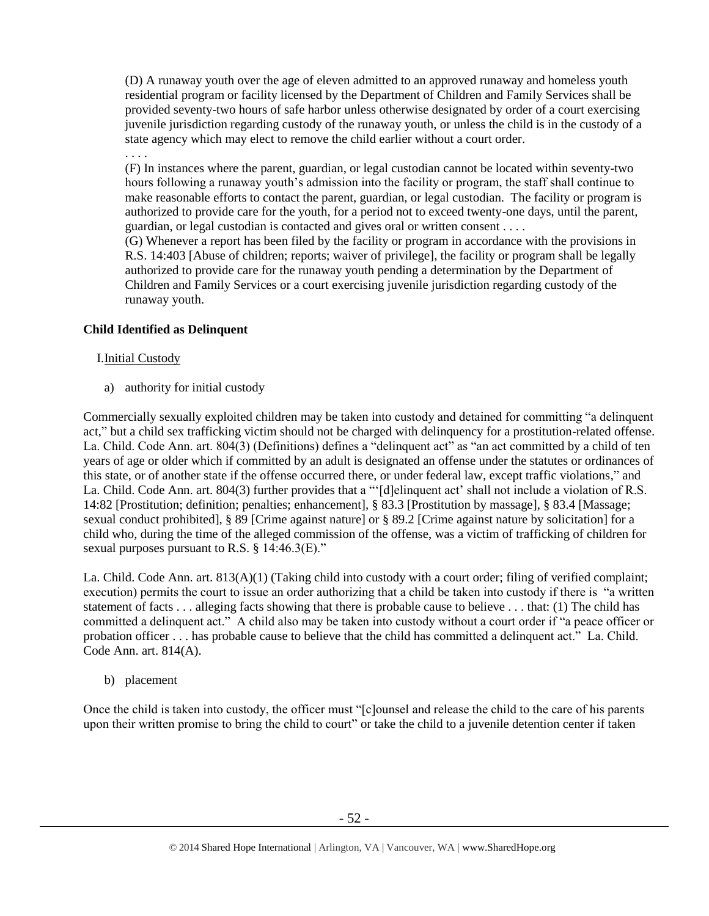(D) A runaway youth over the age of eleven admitted to an approved runaway and homeless youth residential program or facility licensed by the Department of Children and Family Services shall be provided seventy-two hours of safe harbor unless otherwise designated by order of a court exercising juvenile jurisdiction regarding custody of the runaway youth, or unless the child is in the custody of a state agency which may elect to remove the child earlier without a court order.

. . . .

(F) In instances where the parent, guardian, or legal custodian cannot be located within seventy-two hours following a runaway youth's admission into the facility or program, the staff shall continue to make reasonable efforts to contact the parent, guardian, or legal custodian. The facility or program is authorized to provide care for the youth, for a period not to exceed twenty-one days, until the parent, guardian, or legal custodian is contacted and gives oral or written consent . . . .

(G) Whenever a report has been filed by the facility or program in accordance with the provisions in R.S. 14:403 [Abuse of children; reports; waiver of privilege], the facility or program shall be legally authorized to provide care for the runaway youth pending a determination by the Department of Children and Family Services or a court exercising juvenile jurisdiction regarding custody of the runaway youth.

**Child Identified as Delinquent**

I. Initial Custody

a) authority for initial custody

Commercially sexually exploited children may be taken into custody and detained for committing "a delinquent act," but a child sex trafficking victim should not be charged with delinquency for a prostitution-related offense. La. Child. Code Ann. art. 804(3) (Definitions) defines a "delinquent act" as "an act committed by a child of ten years of age or older which if committed by an adult is designated an offense under the statutes or ordinances of this state, or of another state if the offense occurred there, or under federal law, except traffic violations," and La. Child. Code Ann. art. 804(3) further provides that a "'[d]elinquent act' shall not include a violation of R.S. 14:82 [Prostitution; definition; penalties; enhancement], § 83.3 [Prostitution by massage], § 83.4 [Massage; sexual conduct prohibited], § 89 [Crime against nature] or § 89.2 [Crime against nature by solicitation] for a child who, during the time of the alleged commission of the offense, was a victim of trafficking of children for sexual purposes pursuant to R.S. § 14:46.3(E)."

La. Child. Code Ann. art. 813(A)(1) (Taking child into custody with a court order; filing of verified complaint; execution) permits the court to issue an order authorizing that a child be taken into custody if there is "a written statement of facts . . . alleging facts showing that there is probable cause to believe . . . that: (1) The child has committed a delinquent act." A child also may be taken into custody without a court order if "a peace officer or probation officer . . . has probable cause to believe that the child has committed a delinquent act." La. Child. Code Ann. art. 814(A).

b) placement

Once the child is taken into custody, the officer must "[c]ounsel and release the child to the care of his parents upon their written promise to bring the child to court" or take the child to a juvenile detention center if taken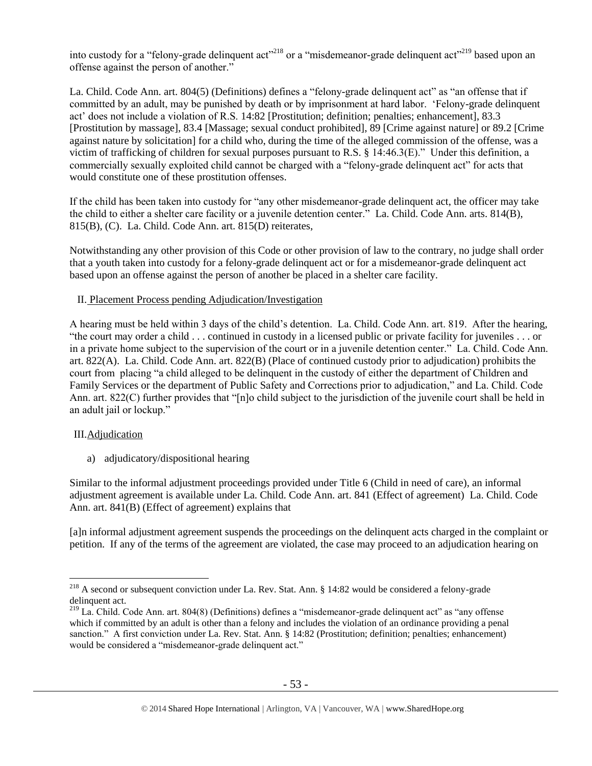into custody for a "felony-grade delinquent act"[218] or a "misdemeanor-grade delinquent act"[219] based upon an offense against the person of another."

La. Child. Code Ann. art. 804(5) (Definitions) defines a "felony-grade delinquent act" as "an offense that if committed by an adult, may be punished by death or by imprisonment at hard labor. 'Felony-grade delinquent act' does not include a violation of R.S. 14:82 [Prostitution; definition; penalties; enhancement], 83.3 [Prostitution by massage], 83.4 [Massage; sexual conduct prohibited], 89 [Crime against nature] or 89.2 [Crime against nature by solicitation] for a child who, during the time of the alleged commission of the offense, was a victim of trafficking of children for sexual purposes pursuant to R.S. § 14:46.3(E)." Under this definition, a commercially sexually exploited child cannot be charged with a "felony-grade delinquent act" for acts that would constitute one of these prostitution offenses.

If the child has been taken into custody for "any other misdemeanor-grade delinquent act, the officer may take the child to either a shelter care facility or a juvenile detention center." La. Child. Code Ann. arts. 814(B), 815(B), (C). La. Child. Code Ann. art. 815(D) reiterates,

Notwithstanding any other provision of this Code or other provision of law to the contrary, no judge shall order that a youth taken into custody for a felony-grade delinquent act or for a misdemeanor-grade delinquent act based upon an offense against the person of another be placed in a shelter care facility.

II. Placement Process pending Adjudication/Investigation

A hearing must be held within 3 days of the child's detention. La. Child. Code Ann. art. 819. After the hearing, "the court may order a child . . . continued in custody in a licensed public or private facility for juveniles . . . or in a private home subject to the supervision of the court or in a juvenile detention center." La. Child. Code Ann. art. 822(A). La. Child. Code Ann. art. 822(B) (Place of continued custody prior to adjudication) prohibits the court from placing "a child alleged to be delinquent in the custody of either the department of Children and Family Services or the department of Public Safety and Corrections prior to adjudication," and La. Child. Code Ann. art. 822(C) further provides that "[n]o child subject to the jurisdiction of the juvenile court shall be held in an adult jail or lockup."

III. Adjudication

a) adjudicatory/dispositional hearing

Similar to the informal adjustment proceedings provided under Title 6 (Child in need of care), an informal adjustment agreement is available under La. Child. Code Ann. art. 841 (Effect of agreement) La. Child. Code Ann. art. 841(B) (Effect of agreement) explains that

[a]n informal adjustment agreement suspends the proceedings on the delinquent acts charged in the complaint or petition. If any of the terms of the agreement are violated, the case may proceed to an adjudication hearing on

---

[218] A second or subsequent conviction under La. Rev. Stat. Ann. § 14:82 would be considered a felony-grade delinquent act.

[219] La. Child. Code Ann. art. 804(8) (Definitions) defines a "misdemeanor-grade delinquent act" as "any offense which if committed by an adult is other than a felony and includes the violation of an ordinance providing a penal sanction." A first conviction under La. Rev. Stat. Ann. § 14:82 (Prostitution; definition; penalties; enhancement) would be considered a "misdemeanor-grade delinquent act."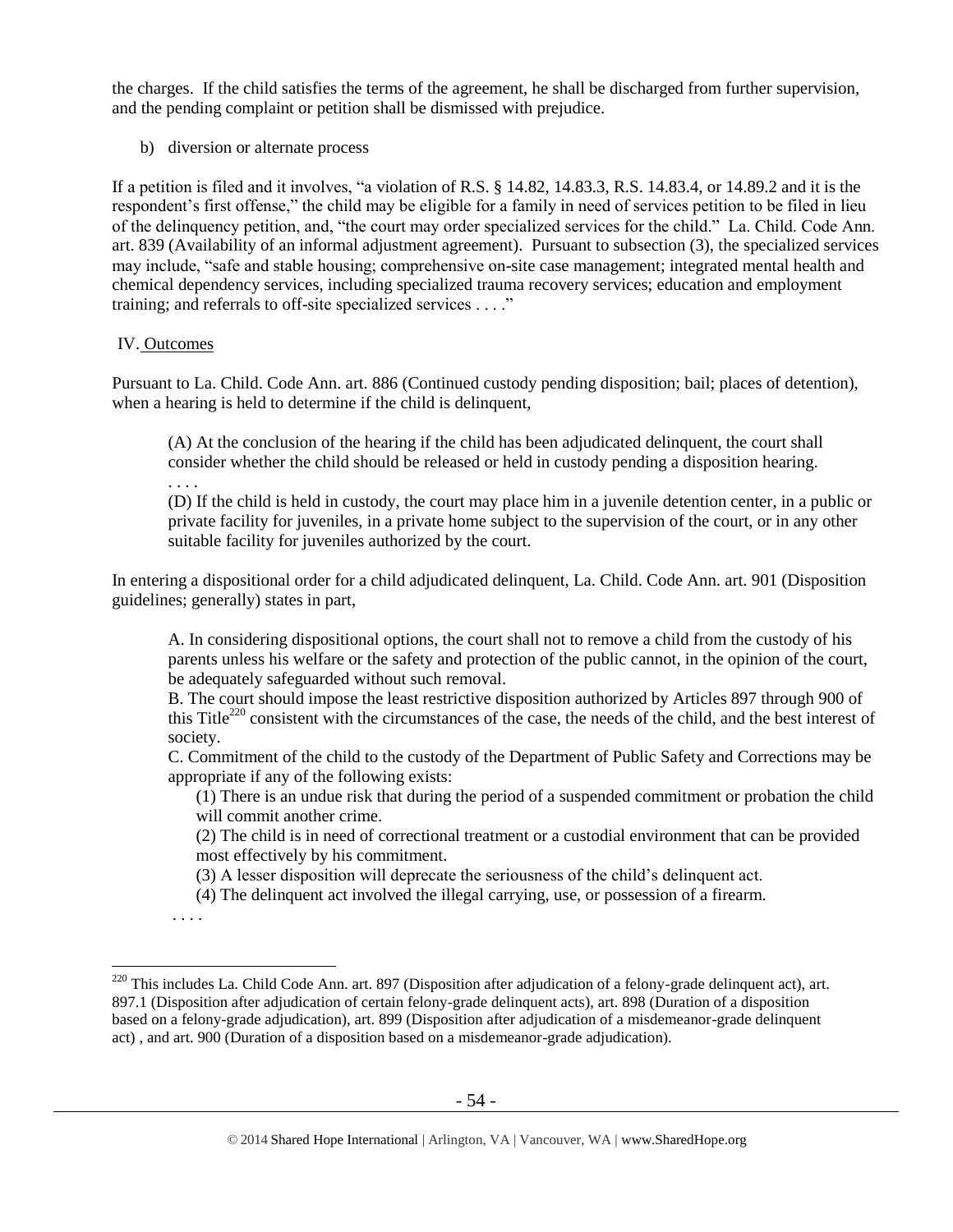the charges. If the child satisfies the terms of the agreement, he shall be discharged from further supervision, and the pending complaint or petition shall be dismissed with prejudice.

b) diversion or alternate process

If a petition is filed and it involves, "a violation of R.S. § 14.82, 14.83.3, R.S. 14.83.4, or 14.89.2 and it is the respondent's first offense," the child may be eligible for a family in need of services petition to be filed in lieu of the delinquency petition, and, "the court may order specialized services for the child." La. Child. Code Ann. art. 839 (Availability of an informal adjustment agreement). Pursuant to subsection (3), the specialized services may include, "safe and stable housing; comprehensive on-site case management; integrated mental health and chemical dependency services, including specialized trauma recovery services; education and employment training; and referrals to off-site specialized services . . . ."

IV. Outcomes

Pursuant to La. Child. Code Ann. art. 886 (Continued custody pending disposition; bail; places of detention), when a hearing is held to determine if the child is delinquent,

> (A) At the conclusion of the hearing if the child has been adjudicated delinquent, the court shall consider whether the child should be released or held in custody pending a disposition hearing.
> . . . .
> (D) If the child is held in custody, the court may place him in a juvenile detention center, in a public or private facility for juveniles, in a private home subject to the supervision of the court, or in any other suitable facility for juveniles authorized by the court.

In entering a dispositional order for a child adjudicated delinquent, La. Child. Code Ann. art. 901 (Disposition guidelines; generally) states in part,

> A. In considering dispositional options, the court shall not to remove a child from the custody of his parents unless his welfare or the safety and protection of the public cannot, in the opinion of the court, be adequately safeguarded without such removal.
> B. The court should impose the least restrictive disposition authorized by Articles 897 through 900 of this Title[220] consistent with the circumstances of the case, the needs of the child, and the best interest of society.
> C. Commitment of the child to the custody of the Department of Public Safety and Corrections may be appropriate if any of the following exists:
> (1) There is an undue risk that during the period of a suspended commitment or probation the child will commit another crime.
> (2) The child is in need of correctional treatment or a custodial environment that can be provided most effectively by his commitment.
> (3) A lesser disposition will deprecate the seriousness of the child's delinquent act.
> (4) The delinquent act involved the illegal carrying, use, or possession of a firearm.
> . . . .

[220] This includes La. Child Code Ann. art. 897 (Disposition after adjudication of a felony-grade delinquent act), art. 897.1 (Disposition after adjudication of certain felony-grade delinquent acts), art. 898 (Duration of a disposition based on a felony-grade adjudication), art. 899 (Disposition after adjudication of a misdemeanor-grade delinquent act) , and art. 900 (Duration of a disposition based on a misdemeanor-grade adjudication).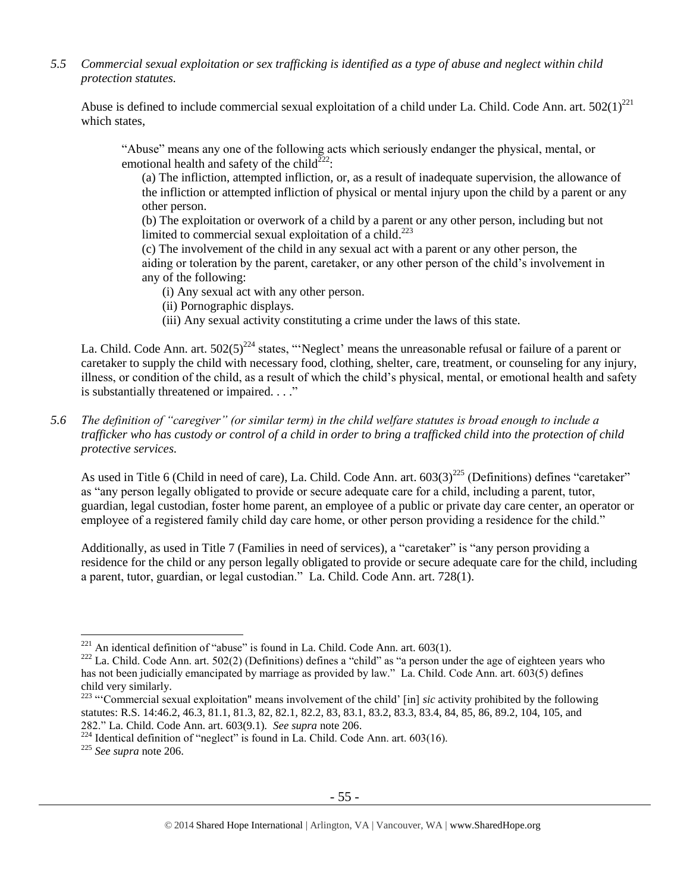*5.5 Commercial sexual exploitation or sex trafficking is identified as a type of abuse and neglect within child protection statutes.*

Abuse is defined to include commercial sexual exploitation of a child under La. Child. Code Ann. art. 502(1)[221] which states,

> "Abuse" means any one of the following acts which seriously endanger the physical, mental, or emotional health and safety of the child[222]:
>
> (a) The infliction, attempted infliction, or, as a result of inadequate supervision, the allowance of the infliction or attempted infliction of physical or mental injury upon the child by a parent or any other person.
>
> (b) The exploitation or overwork of a child by a parent or any other person, including but not limited to commercial sexual exploitation of a child.[223]
>
> (c) The involvement of the child in any sexual act with a parent or any other person, the aiding or toleration by the parent, caretaker, or any other person of the child's involvement in any of the following:
>
> (i) Any sexual act with any other person.
>
> (ii) Pornographic displays.
>
> (iii) Any sexual activity constituting a crime under the laws of this state.

La. Child. Code Ann. art. 502(5)[224] states, "'Neglect' means the unreasonable refusal or failure of a parent or caretaker to supply the child with necessary food, clothing, shelter, care, treatment, or counseling for any injury, illness, or condition of the child, as a result of which the child's physical, mental, or emotional health and safety is substantially threatened or impaired. . . ."

*5.6 The definition of "caregiver" (or similar term) in the child welfare statutes is broad enough to include a trafficker who has custody or control of a child in order to bring a trafficked child into the protection of child protective services.*

As used in Title 6 (Child in need of care), La. Child. Code Ann. art. 603(3)[225] (Definitions) defines "caretaker" as "any person legally obligated to provide or secure adequate care for a child, including a parent, tutor, guardian, legal custodian, foster home parent, an employee of a public or private day care center, an operator or employee of a registered family child day care home, or other person providing a residence for the child."

Additionally, as used in Title 7 (Families in need of services), a "caretaker" is "any person providing a residence for the child or any person legally obligated to provide or secure adequate care for the child, including a parent, tutor, guardian, or legal custodian." La. Child. Code Ann. art. 728(1).

---

[221] An identical definition of "abuse" is found in La. Child. Code Ann. art. 603(1).

[222] La. Child. Code Ann. art. 502(2) (Definitions) defines a "child" as "a person under the age of eighteen years who has not been judicially emancipated by marriage as provided by law." La. Child. Code Ann. art. 603(5) defines child very similarly.

[223] "'Commercial sexual exploitation" means involvement of the child' [in] *sic* activity prohibited by the following statutes: R.S. 14:46.2, 46.3, 81.1, 81.3, 82, 82.1, 82.2, 83, 83.1, 83.2, 83.3, 83.4, 84, 85, 86, 89.2, 104, 105, and 282." La. Child. Code Ann. art. 603(9.1). *See supra* note 206.

[224] Identical definition of "neglect" is found in La. Child. Code Ann. art. 603(16).

[225] *See supra* note 206.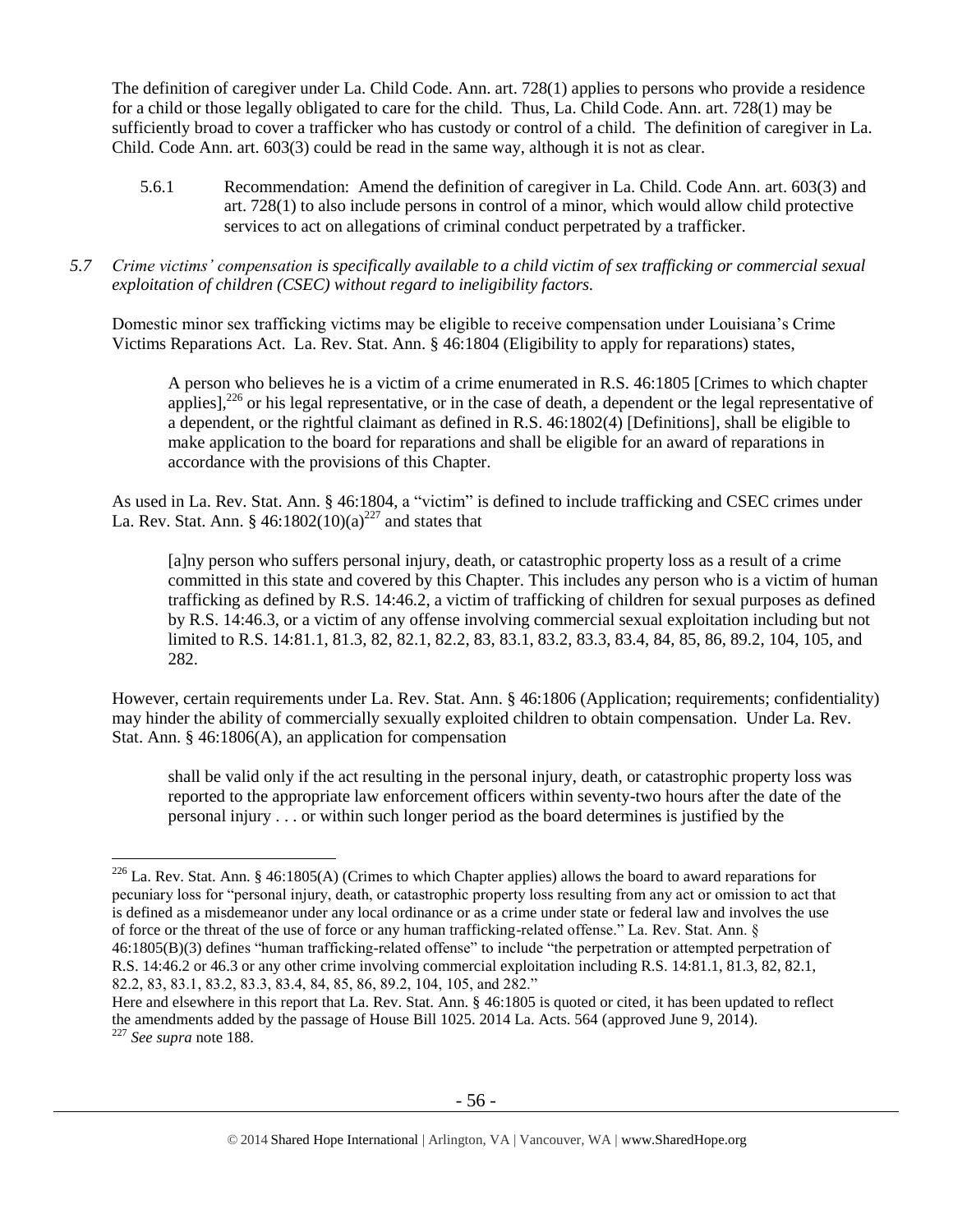The definition of caregiver under La. Child Code. Ann. art. 728(1) applies to persons who provide a residence for a child or those legally obligated to care for the child. Thus, La. Child Code. Ann. art. 728(1) may be sufficiently broad to cover a trafficker who has custody or control of a child. The definition of caregiver in La. Child. Code Ann. art. 603(3) could be read in the same way, although it is not as clear.

5.6.1 Recommendation: Amend the definition of caregiver in La. Child. Code Ann. art. 603(3) and art. 728(1) to also include persons in control of a minor, which would allow child protective services to act on allegations of criminal conduct perpetrated by a trafficker.

*5.7 Crime victims' compensation is specifically available to a child victim of sex trafficking or commercial sexual exploitation of children (CSEC) without regard to ineligibility factors.*

Domestic minor sex trafficking victims may be eligible to receive compensation under Louisiana's Crime Victims Reparations Act. La. Rev. Stat. Ann. § 46:1804 (Eligibility to apply for reparations) states,

> A person who believes he is a victim of a crime enumerated in R.S. 46:1805 [Crimes to which chapter applies],[226] or his legal representative, or in the case of death, a dependent or the legal representative of a dependent, or the rightful claimant as defined in R.S. 46:1802(4) [Definitions], shall be eligible to make application to the board for reparations and shall be eligible for an award of reparations in accordance with the provisions of this Chapter.

As used in La. Rev. Stat. Ann. § 46:1804, a "victim" is defined to include trafficking and CSEC crimes under La. Rev. Stat. Ann. § 46:1802(10)(a)[227] and states that

> [a]ny person who suffers personal injury, death, or catastrophic property loss as a result of a crime committed in this state and covered by this Chapter. This includes any person who is a victim of human trafficking as defined by R.S. 14:46.2, a victim of trafficking of children for sexual purposes as defined by R.S. 14:46.3, or a victim of any offense involving commercial sexual exploitation including but not limited to R.S. 14:81.1, 81.3, 82, 82.1, 82.2, 83, 83.1, 83.2, 83.3, 83.4, 84, 85, 86, 89.2, 104, 105, and 282.

However, certain requirements under La. Rev. Stat. Ann. § 46:1806 (Application; requirements; confidentiality) may hinder the ability of commercially sexually exploited children to obtain compensation. Under La. Rev. Stat. Ann. § 46:1806(A), an application for compensation

> shall be valid only if the act resulting in the personal injury, death, or catastrophic property loss was reported to the appropriate law enforcement officers within seventy-two hours after the date of the personal injury . . . or within such longer period as the board determines is justified by the

---

[226] La. Rev. Stat. Ann. § 46:1805(A) (Crimes to which Chapter applies) allows the board to award reparations for pecuniary loss for "personal injury, death, or catastrophic property loss resulting from any act or omission to act that is defined as a misdemeanor under any local ordinance or as a crime under state or federal law and involves the use of force or the threat of the use of force or any human trafficking-related offense." La. Rev. Stat. Ann. § 46:1805(B)(3) defines "human trafficking-related offense" to include "the perpetration or attempted perpetration of R.S. 14:46.2 or 46.3 or any other crime involving commercial exploitation including R.S. 14:81.1, 81.3, 82, 82.1, 82.2, 83, 83.1, 83.2, 83.3, 83.4, 84, 85, 86, 89.2, 104, 105, and 282."

Here and elsewhere in this report that La. Rev. Stat. Ann. § 46:1805 is quoted or cited, it has been updated to reflect the amendments added by the passage of House Bill 1025. 2014 La. Acts. 564 (approved June 9, 2014).

[227] *See supra* note 188.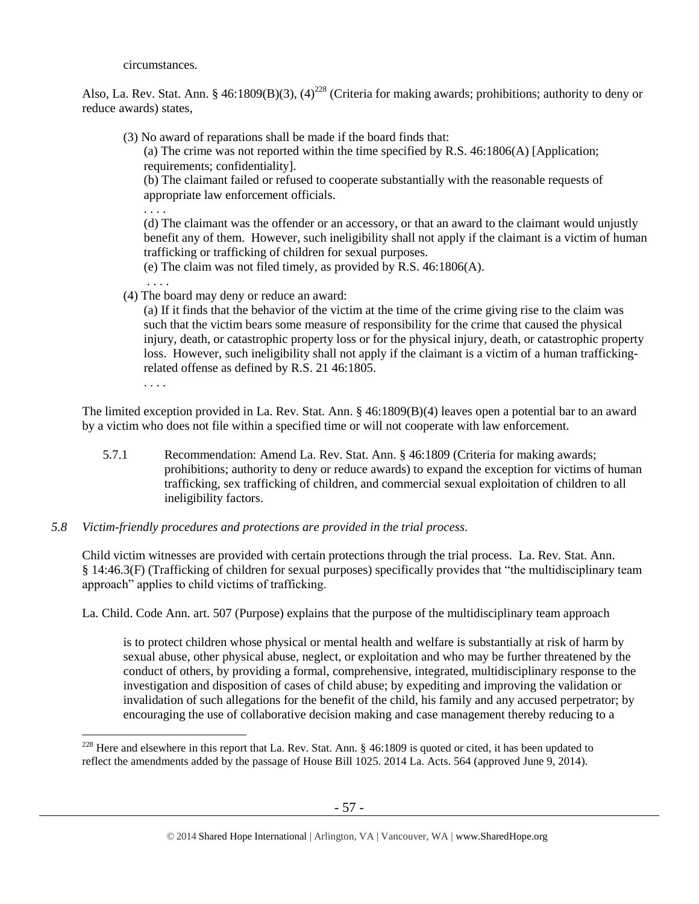circumstances.

Also, La. Rev. Stat. Ann. § 46:1809(B)(3), (4)[228] (Criteria for making awards; prohibitions; authority to deny or reduce awards) states,

> (3) No award of reparations shall be made if the board finds that:
>
> > (a) The crime was not reported within the time specified by R.S. 46:1806(A) [Application; requirements; confidentiality].
> >
> > (b) The claimant failed or refused to cooperate substantially with the reasonable requests of appropriate law enforcement officials.
> >
> > . . . .
> >
> > (d) The claimant was the offender or an accessory, or that an award to the claimant would unjustly benefit any of them. However, such ineligibility shall not apply if the claimant is a victim of human trafficking or trafficking of children for sexual purposes.
> >
> > (e) The claim was not filed timely, as provided by R.S. 46:1806(A).
> >
> > . . . .
>
> (4) The board may deny or reduce an award:
>
> > (a) If it finds that the behavior of the victim at the time of the crime giving rise to the claim was such that the victim bears some measure of responsibility for the crime that caused the physical injury, death, or catastrophic property loss or for the physical injury, death, or catastrophic property loss. However, such ineligibility shall not apply if the claimant is a victim of a human trafficking-related offense as defined by R.S. 21 46:1805.
> >
> > . . . .

The limited exception provided in La. Rev. Stat. Ann. § 46:1809(B)(4) leaves open a potential bar to an award by a victim who does not file within a specified time or will not cooperate with law enforcement.

5.7.1 Recommendation: Amend La. Rev. Stat. Ann. § 46:1809 (Criteria for making awards; prohibitions; authority to deny or reduce awards) to expand the exception for victims of human trafficking, sex trafficking of children, and commercial sexual exploitation of children to all ineligibility factors.

### *5.8 Victim-friendly procedures and protections are provided in the trial process.*

Child victim witnesses are provided with certain protections through the trial process. La. Rev. Stat. Ann. § 14:46.3(F) (Trafficking of children for sexual purposes) specifically provides that "the multidisciplinary team approach" applies to child victims of trafficking.

La. Child. Code Ann. art. 507 (Purpose) explains that the purpose of the multidisciplinary team approach

> is to protect children whose physical or mental health and welfare is substantially at risk of harm by sexual abuse, other physical abuse, neglect, or exploitation and who may be further threatened by the conduct of others, by providing a formal, comprehensive, integrated, multidisciplinary response to the investigation and disposition of cases of child abuse; by expediting and improving the validation or invalidation of such allegations for the benefit of the child, his family and any accused perpetrator; by encouraging the use of collaborative decision making and case management thereby reducing to a

---

[228] Here and elsewhere in this report that La. Rev. Stat. Ann. § 46:1809 is quoted or cited, it has been updated to reflect the amendments added by the passage of House Bill 1025. 2014 La. Acts. 564 (approved June 9, 2014).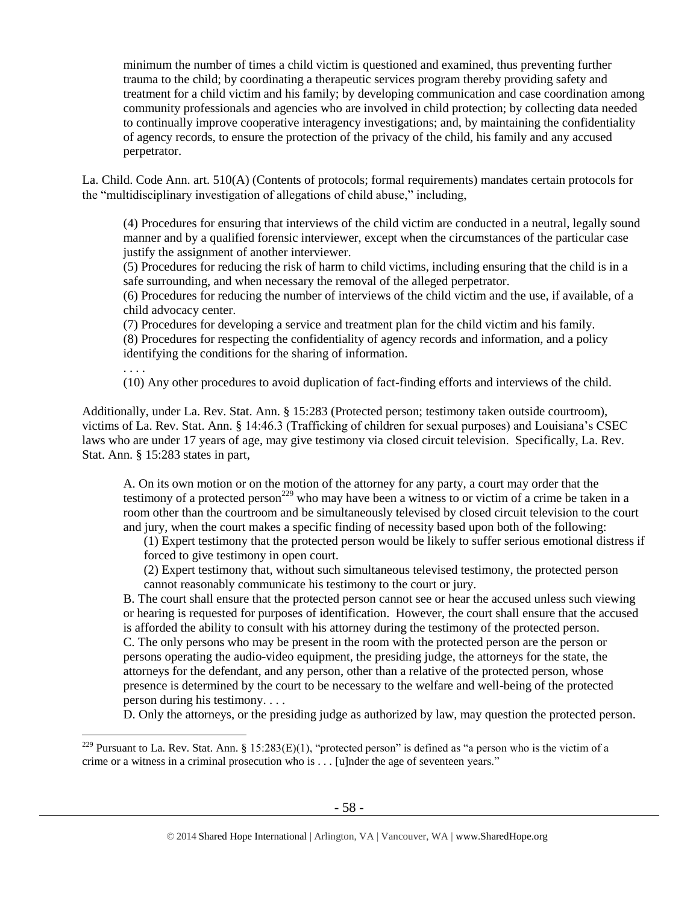minimum the number of times a child victim is questioned and examined, thus preventing further trauma to the child; by coordinating a therapeutic services program thereby providing safety and treatment for a child victim and his family; by developing communication and case coordination among community professionals and agencies who are involved in child protection; by collecting data needed to continually improve cooperative interagency investigations; and, by maintaining the confidentiality of agency records, to ensure the protection of the privacy of the child, his family and any accused perpetrator.

La. Child. Code Ann. art. 510(A) (Contents of protocols; formal requirements) mandates certain protocols for the "multidisciplinary investigation of allegations of child abuse," including,

> (4) Procedures for ensuring that interviews of the child victim are conducted in a neutral, legally sound manner and by a qualified forensic interviewer, except when the circumstances of the particular case justify the assignment of another interviewer.
> (5) Procedures for reducing the risk of harm to child victims, including ensuring that the child is in a safe surrounding, and when necessary the removal of the alleged perpetrator.
> (6) Procedures for reducing the number of interviews of the child victim and the use, if available, of a child advocacy center.
> (7) Procedures for developing a service and treatment plan for the child victim and his family.
> (8) Procedures for respecting the confidentiality of agency records and information, and a policy identifying the conditions for the sharing of information.
> . . . .
> (10) Any other procedures to avoid duplication of fact-finding efforts and interviews of the child.

Additionally, under La. Rev. Stat. Ann. § 15:283 (Protected person; testimony taken outside courtroom), victims of La. Rev. Stat. Ann. § 14:46.3 (Trafficking of children for sexual purposes) and Louisiana's CSEC laws who are under 17 years of age, may give testimony via closed circuit television. Specifically, La. Rev. Stat. Ann. § 15:283 states in part,

> A. On its own motion or on the motion of the attorney for any party, a court may order that the testimony of a protected person[229] who may have been a witness to or victim of a crime be taken in a room other than the courtroom and be simultaneously televised by closed circuit television to the court and jury, when the court makes a specific finding of necessity based upon both of the following:
>
> (1) Expert testimony that the protected person would be likely to suffer serious emotional distress if forced to give testimony in open court.
> (2) Expert testimony that, without such simultaneous televised testimony, the protected person cannot reasonably communicate his testimony to the court or jury.
>
> B. The court shall ensure that the protected person cannot see or hear the accused unless such viewing or hearing is requested for purposes of identification. However, the court shall ensure that the accused is afforded the ability to consult with his attorney during the testimony of the protected person.
> C. The only persons who may be present in the room with the protected person are the person or persons operating the audio-video equipment, the presiding judge, the attorneys for the state, the attorneys for the defendant, and any person, other than a relative of the protected person, whose presence is determined by the court to be necessary to the welfare and well-being of the protected person during his testimony. . . .
> D. Only the attorneys, or the presiding judge as authorized by law, may question the protected person.

[229] Pursuant to La. Rev. Stat. Ann. § 15:283(E)(1), "protected person" is defined as "a person who is the victim of a crime or a witness in a criminal prosecution who is . . . [u]nder the age of seventeen years."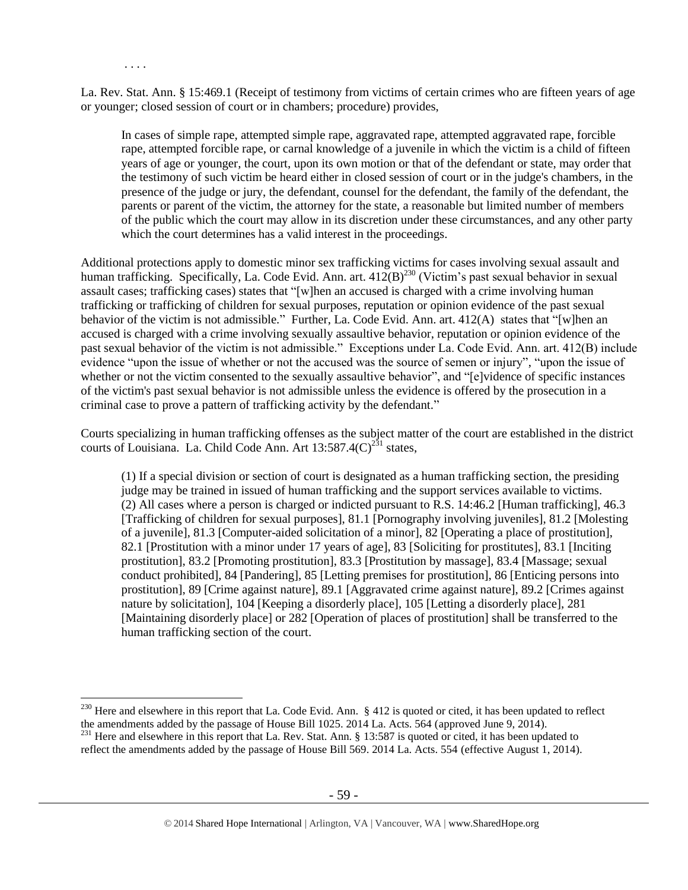. . . .

La. Rev. Stat. Ann. § 15:469.1 (Receipt of testimony from victims of certain crimes who are fifteen years of age or younger; closed session of court or in chambers; procedure) provides,

> In cases of simple rape, attempted simple rape, aggravated rape, attempted aggravated rape, forcible rape, attempted forcible rape, or carnal knowledge of a juvenile in which the victim is a child of fifteen years of age or younger, the court, upon its own motion or that of the defendant or state, may order that the testimony of such victim be heard either in closed session of court or in the judge's chambers, in the presence of the judge or jury, the defendant, counsel for the defendant, the family of the defendant, the parents or parent of the victim, the attorney for the state, a reasonable but limited number of members of the public which the court may allow in its discretion under these circumstances, and any other party which the court determines has a valid interest in the proceedings.

Additional protections apply to domestic minor sex trafficking victims for cases involving sexual assault and human trafficking. Specifically, La. Code Evid. Ann. art. 412(B)[230] (Victim's past sexual behavior in sexual assault cases; trafficking cases) states that "[w]hen an accused is charged with a crime involving human trafficking or trafficking of children for sexual purposes, reputation or opinion evidence of the past sexual behavior of the victim is not admissible." Further, La. Code Evid. Ann. art. 412(A) states that "[w]hen an accused is charged with a crime involving sexually assaultive behavior, reputation or opinion evidence of the past sexual behavior of the victim is not admissible." Exceptions under La. Code Evid. Ann. art. 412(B) include evidence "upon the issue of whether or not the accused was the source of semen or injury", "upon the issue of whether or not the victim consented to the sexually assaultive behavior", and "[e]vidence of specific instances of the victim's past sexual behavior is not admissible unless the evidence is offered by the prosecution in a criminal case to prove a pattern of trafficking activity by the defendant."

Courts specializing in human trafficking offenses as the subject matter of the court are established in the district courts of Louisiana. La. Child Code Ann. Art 13:587.4(C)[231] states,

> (1) If a special division or section of court is designated as a human trafficking section, the presiding judge may be trained in issued of human trafficking and the support services available to victims.
> (2) All cases where a person is charged or indicted pursuant to R.S. 14:46.2 [Human trafficking], 46.3 [Trafficking of children for sexual purposes], 81.1 [Pornography involving juveniles], 81.2 [Molesting of a juvenile], 81.3 [Computer-aided solicitation of a minor], 82 [Operating a place of prostitution], 82.1 [Prostitution with a minor under 17 years of age], 83 [Soliciting for prostitutes], 83.1 [Inciting prostitution], 83.2 [Promoting prostitution], 83.3 [Prostitution by massage], 83.4 [Massage; sexual conduct prohibited], 84 [Pandering], 85 [Letting premises for prostitution], 86 [Enticing persons into prostitution], 89 [Crime against nature], 89.1 [Aggravated crime against nature], 89.2 [Crimes against nature by solicitation], 104 [Keeping a disorderly place], 105 [Letting a disorderly place], 281 [Maintaining disorderly place] or 282 [Operation of places of prostitution] shall be transferred to the human trafficking section of the court.

---

[230] Here and elsewhere in this report that La. Code Evid. Ann. § 412 is quoted or cited, it has been updated to reflect the amendments added by the passage of House Bill 1025. 2014 La. Acts. 564 (approved June 9, 2014).

[231] Here and elsewhere in this report that La. Rev. Stat. Ann. § 13:587 is quoted or cited, it has been updated to reflect the amendments added by the passage of House Bill 569. 2014 La. Acts. 554 (effective August 1, 2014).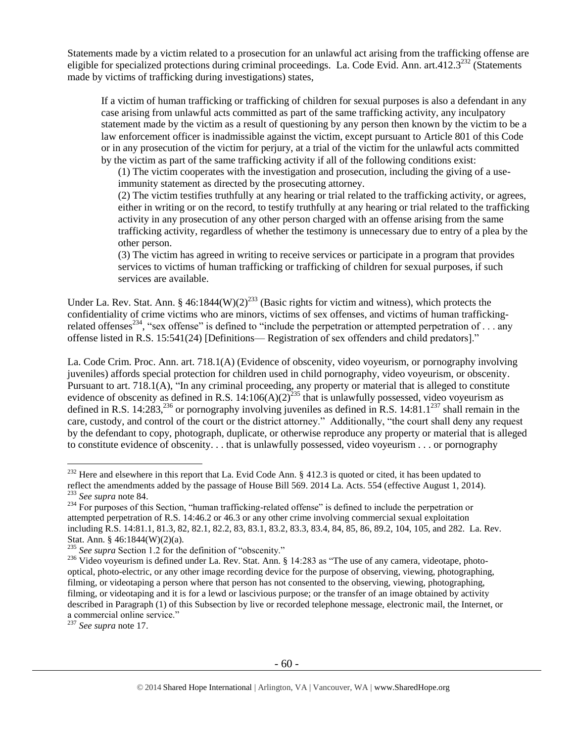Statements made by a victim related to a prosecution for an unlawful act arising from the trafficking offense are eligible for specialized protections during criminal proceedings. La. Code Evid. Ann. art.412.3[232] (Statements made by victims of trafficking during investigations) states,

> If a victim of human trafficking or trafficking of children for sexual purposes is also a defendant in any case arising from unlawful acts committed as part of the same trafficking activity, any inculpatory statement made by the victim as a result of questioning by any person then known by the victim to be a law enforcement officer is inadmissible against the victim, except pursuant to Article 801 of this Code or in any prosecution of the victim for perjury, at a trial of the victim for the unlawful acts committed by the victim as part of the same trafficking activity if all of the following conditions exist:
>
> (1) The victim cooperates with the investigation and prosecution, including the giving of a use-immunity statement as directed by the prosecuting attorney.
>
> (2) The victim testifies truthfully at any hearing or trial related to the trafficking activity, or agrees, either in writing or on the record, to testify truthfully at any hearing or trial related to the trafficking activity in any prosecution of any other person charged with an offense arising from the same trafficking activity, regardless of whether the testimony is unnecessary due to entry of a plea by the other person.
>
> (3) The victim has agreed in writing to receive services or participate in a program that provides services to victims of human trafficking or trafficking of children for sexual purposes, if such services are available.

Under La. Rev. Stat. Ann. § 46:1844(W)(2)[233] (Basic rights for victim and witness), which protects the confidentiality of crime victims who are minors, victims of sex offenses, and victims of human trafficking-related offenses[234], "sex offense" is defined to "include the perpetration or attempted perpetration of . . . any offense listed in R.S. 15:541(24) [Definitions— Registration of sex offenders and child predators]."

La. Code Crim. Proc. Ann. art. 718.1(A) (Evidence of obscenity, video voyeurism, or pornography involving juveniles) affords special protection for children used in child pornography, video voyeurism, or obscenity. Pursuant to art. 718.1(A), "In any criminal proceeding, any property or material that is alleged to constitute evidence of obscenity as defined in R.S. 14:106(A)(2)[235] that is unlawfully possessed, video voyeurism as defined in R.S. 14:283,[236] or pornography involving juveniles as defined in R.S. 14:81.1[237] shall remain in the care, custody, and control of the court or the district attorney." Additionally, "the court shall deny any request by the defendant to copy, photograph, duplicate, or otherwise reproduce any property or material that is alleged to constitute evidence of obscenity. . . that is unlawfully possessed, video voyeurism . . . or pornography

---

[232] Here and elsewhere in this report that La. Evid Code Ann. § 412.3 is quoted or cited, it has been updated to reflect the amendments added by the passage of House Bill 569. 2014 La. Acts. 554 (effective August 1, 2014).

[233] *See supra* note 84.

[234] For purposes of this Section, "human trafficking-related offense" is defined to include the perpetration or attempted perpetration of R.S. 14:46.2 or 46.3 or any other crime involving commercial sexual exploitation including R.S. 14:81.1, 81.3, 82, 82.1, 82.2, 83, 83.1, 83.2, 83.3, 83.4, 84, 85, 86, 89.2, 104, 105, and 282. La. Rev. Stat. Ann. § 46:1844(W)(2)(a).

[235] *See supra* Section 1.2 for the definition of "obscenity."

[236] Video voyeurism is defined under La. Rev. Stat. Ann. § 14:283 as "The use of any camera, videotape, photo-optical, photo-electric, or any other image recording device for the purpose of observing, viewing, photographing, filming, or videotaping a person where that person has not consented to the observing, viewing, photographing, filming, or videotaping and it is for a lewd or lascivious purpose; or the transfer of an image obtained by activity described in Paragraph (1) of this Subsection by live or recorded telephone message, electronic mail, the Internet, or a commercial online service."

[237] *See supra* note 17.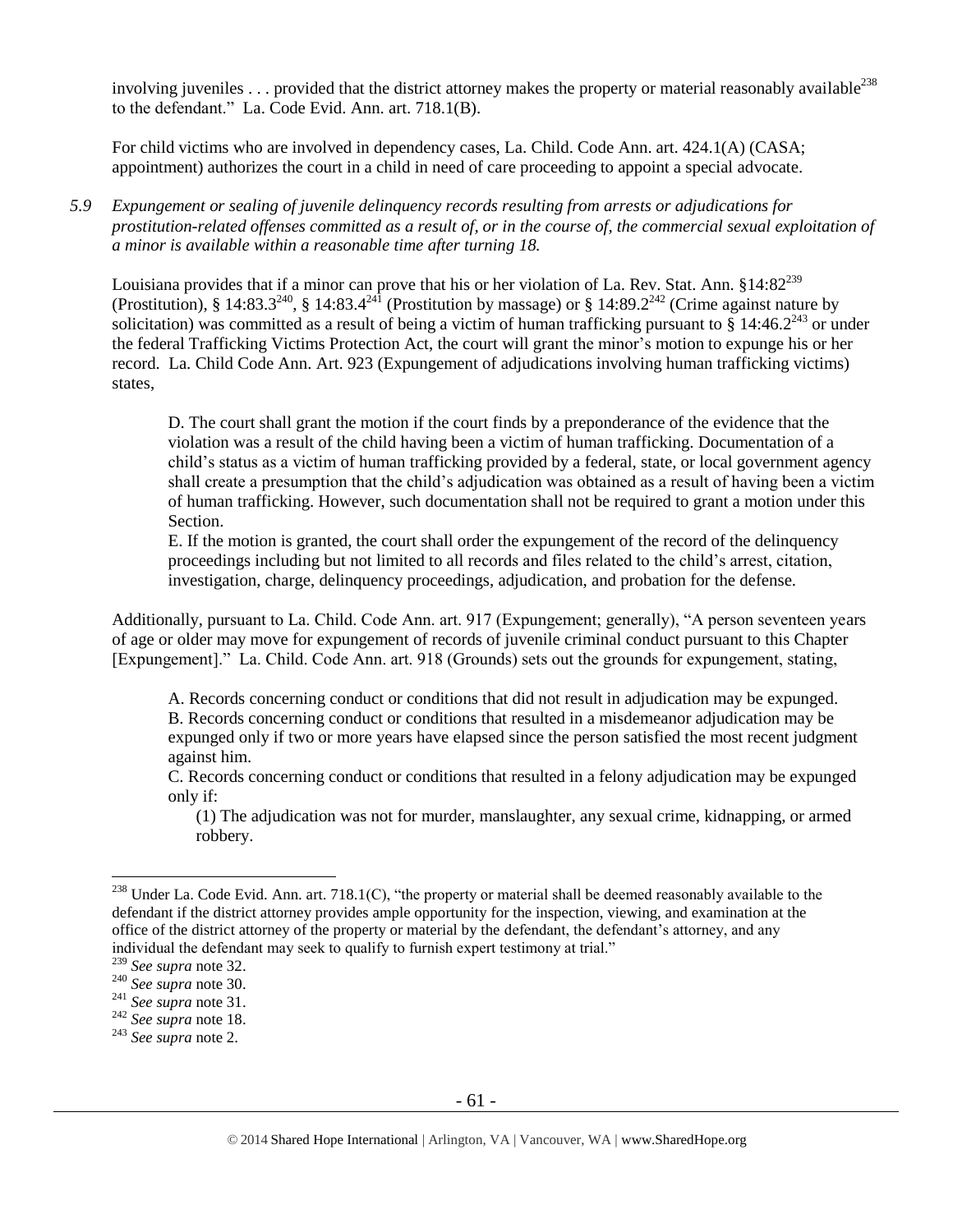involving juveniles . . . provided that the district attorney makes the property or material reasonably available[238] to the defendant." La. Code Evid. Ann. art. 718.1(B).

For child victims who are involved in dependency cases, La. Child. Code Ann. art. 424.1(A) (CASA; appointment) authorizes the court in a child in need of care proceeding to appoint a special advocate.

*5.9 Expungement or sealing of juvenile delinquency records resulting from arrests or adjudications for prostitution-related offenses committed as a result of, or in the course of, the commercial sexual exploitation of a minor is available within a reasonable time after turning 18.*

Louisiana provides that if a minor can prove that his or her violation of La. Rev. Stat. Ann. §14:82[239] (Prostitution), § 14:83.3[240], § 14:83.4[241] (Prostitution by massage) or § 14:89.2[242] (Crime against nature by solicitation) was committed as a result of being a victim of human trafficking pursuant to § 14:46.2[243] or under the federal Trafficking Victims Protection Act, the court will grant the minor's motion to expunge his or her record. La. Child Code Ann. Art. 923 (Expungement of adjudications involving human trafficking victims) states,

> D. The court shall grant the motion if the court finds by a preponderance of the evidence that the violation was a result of the child having been a victim of human trafficking. Documentation of a child's status as a victim of human trafficking provided by a federal, state, or local government agency shall create a presumption that the child's adjudication was obtained as a result of having been a victim of human trafficking. However, such documentation shall not be required to grant a motion under this Section.
>
> E. If the motion is granted, the court shall order the expungement of the record of the delinquency proceedings including but not limited to all records and files related to the child's arrest, citation, investigation, charge, delinquency proceedings, adjudication, and probation for the defense.

Additionally, pursuant to La. Child. Code Ann. art. 917 (Expungement; generally), "A person seventeen years of age or older may move for expungement of records of juvenile criminal conduct pursuant to this Chapter [Expungement]." La. Child. Code Ann. art. 918 (Grounds) sets out the grounds for expungement, stating,

> A. Records concerning conduct or conditions that did not result in adjudication may be expunged.
>
> B. Records concerning conduct or conditions that resulted in a misdemeanor adjudication may be expunged only if two or more years have elapsed since the person satisfied the most recent judgment against him.
>
> C. Records concerning conduct or conditions that resulted in a felony adjudication may be expunged only if:
>
> (1) The adjudication was not for murder, manslaughter, any sexual crime, kidnapping, or armed robbery.

---

[238] Under La. Code Evid. Ann. art. 718.1(C), "the property or material shall be deemed reasonably available to the defendant if the district attorney provides ample opportunity for the inspection, viewing, and examination at the office of the district attorney of the property or material by the defendant, the defendant's attorney, and any individual the defendant may seek to qualify to furnish expert testimony at trial."

[239] *See supra* note 32.

[240] *See supra* note 30.

[241] *See supra* note 31.

[242] *See supra* note 18.

[243] *See supra* note 2.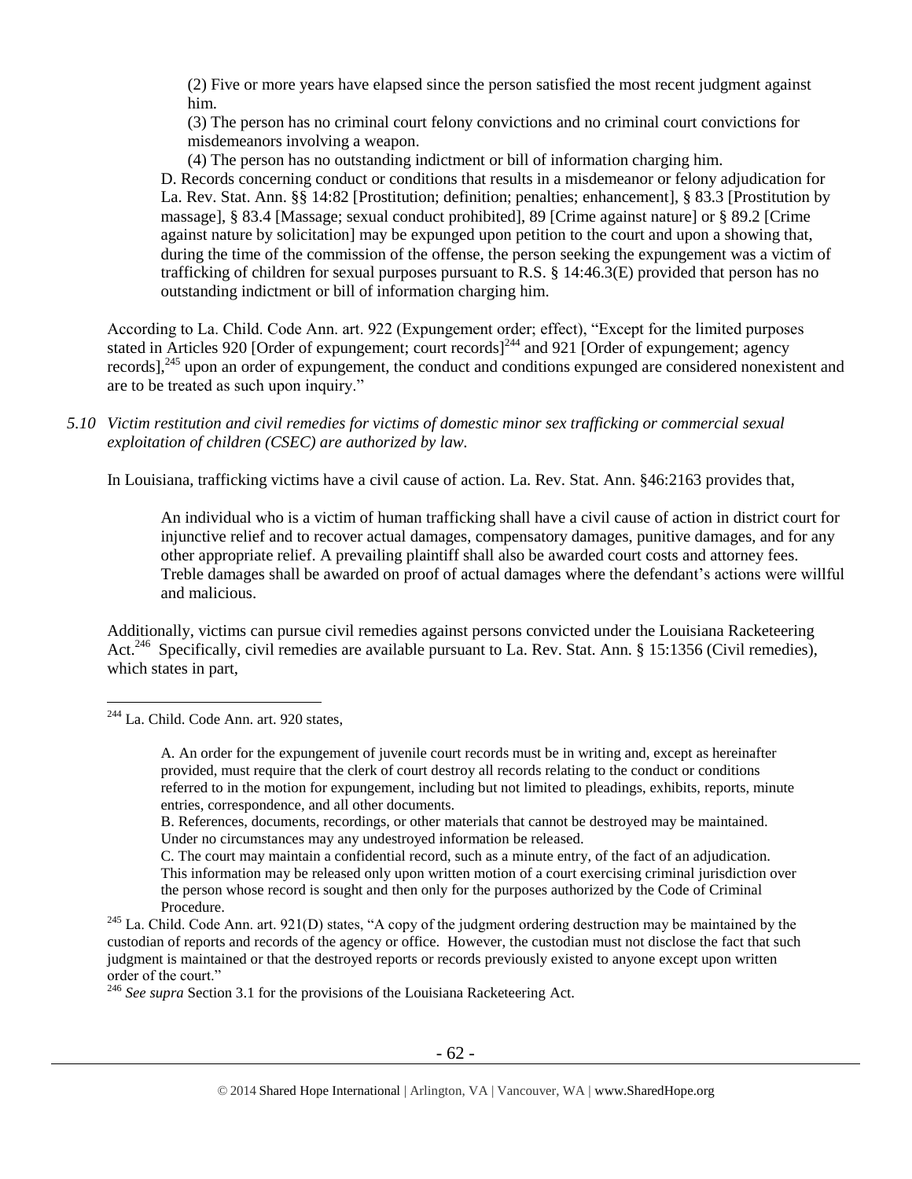> (2) Five or more years have elapsed since the person satisfied the most recent judgment against him.
>
> (3) The person has no criminal court felony convictions and no criminal court convictions for misdemeanors involving a weapon.
>
> (4) The person has no outstanding indictment or bill of information charging him.
>
> D. Records concerning conduct or conditions that results in a misdemeanor or felony adjudication for La. Rev. Stat. Ann. §§ 14:82 [Prostitution; definition; penalties; enhancement], § 83.3 [Prostitution by massage], § 83.4 [Massage; sexual conduct prohibited], 89 [Crime against nature] or § 89.2 [Crime against nature by solicitation] may be expunged upon petition to the court and upon a showing that, during the time of the commission of the offense, the person seeking the expungement was a victim of trafficking of children for sexual purposes pursuant to R.S. § 14:46.3(E) provided that person has no outstanding indictment or bill of information charging him.

According to La. Child. Code Ann. art. 922 (Expungement order; effect), "Except for the limited purposes stated in Articles 920 [Order of expungement; court records][244] and 921 [Order of expungement; agency records],[245] upon an order of expungement, the conduct and conditions expunged are considered nonexistent and are to be treated as such upon inquiry."

*5.10 Victim restitution and civil remedies for victims of domestic minor sex trafficking or commercial sexual exploitation of children (CSEC) are authorized by law.*

In Louisiana, trafficking victims have a civil cause of action. La. Rev. Stat. Ann. §46:2163 provides that,

> An individual who is a victim of human trafficking shall have a civil cause of action in district court for injunctive relief and to recover actual damages, compensatory damages, punitive damages, and for any other appropriate relief. A prevailing plaintiff shall also be awarded court costs and attorney fees. Treble damages shall be awarded on proof of actual damages where the defendant's actions were willful and malicious.

Additionally, victims can pursue civil remedies against persons convicted under the Louisiana Racketeering Act.[246] Specifically, civil remedies are available pursuant to La. Rev. Stat. Ann. § 15:1356 (Civil remedies), which states in part,

---

[244] La. Child. Code Ann. art. 920 states,

> A. An order for the expungement of juvenile court records must be in writing and, except as hereinafter provided, must require that the clerk of court destroy all records relating to the conduct or conditions referred to in the motion for expungement, including but not limited to pleadings, exhibits, reports, minute entries, correspondence, and all other documents.
>
> B. References, documents, recordings, or other materials that cannot be destroyed may be maintained. Under no circumstances may any undestroyed information be released.
>
> C. The court may maintain a confidential record, such as a minute entry, of the fact of an adjudication. This information may be released only upon written motion of a court exercising criminal jurisdiction over the person whose record is sought and then only for the purposes authorized by the Code of Criminal Procedure.

[245] La. Child. Code Ann. art. 921(D) states, "A copy of the judgment ordering destruction may be maintained by the custodian of reports and records of the agency or office. However, the custodian must not disclose the fact that such judgment is maintained or that the destroyed reports or records previously existed to anyone except upon written order of the court."

[246] *See supra* Section 3.1 for the provisions of the Louisiana Racketeering Act.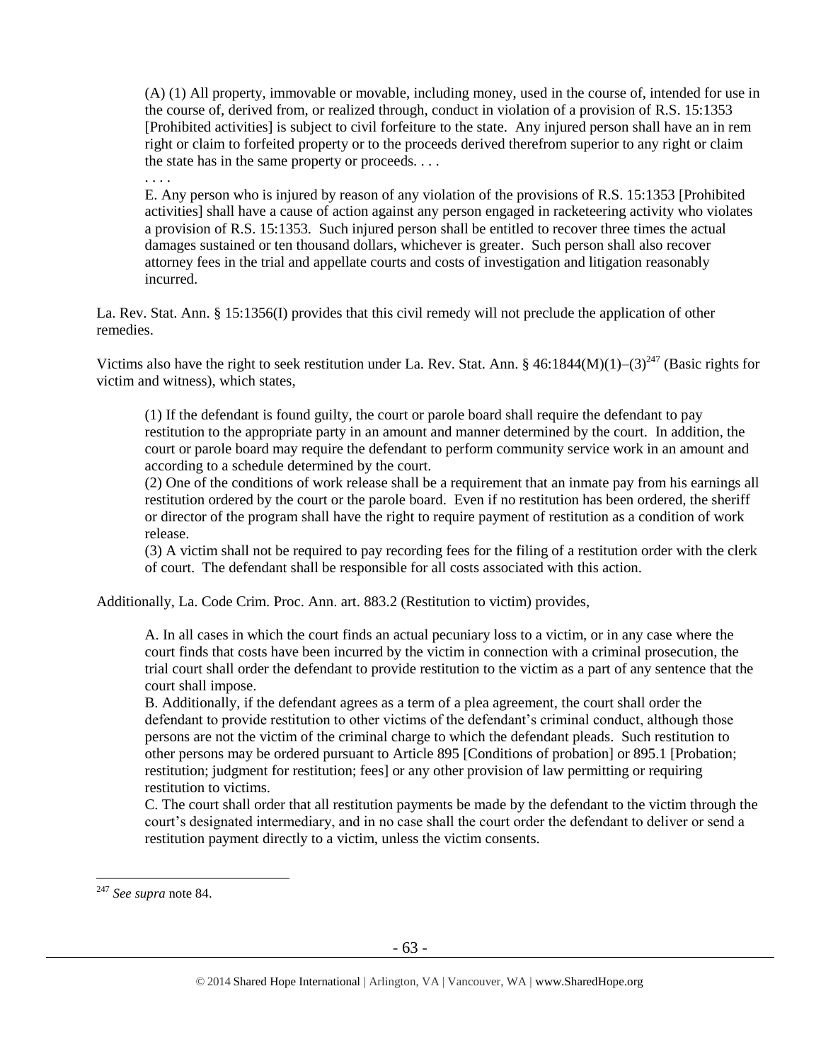> (A) (1) All property, immovable or movable, including money, used in the course of, intended for use in the course of, derived from, or realized through, conduct in violation of a provision of R.S. 15:1353 [Prohibited activities] is subject to civil forfeiture to the state. Any injured person shall have an in rem right or claim to forfeited property or to the proceeds derived therefrom superior to any right or claim the state has in the same property or proceeds. . . .
>
> . . . .
>
> E. Any person who is injured by reason of any violation of the provisions of R.S. 15:1353 [Prohibited activities] shall have a cause of action against any person engaged in racketeering activity who violates a provision of R.S. 15:1353. Such injured person shall be entitled to recover three times the actual damages sustained or ten thousand dollars, whichever is greater. Such person shall also recover attorney fees in the trial and appellate courts and costs of investigation and litigation reasonably incurred.

La. Rev. Stat. Ann. § 15:1356(I) provides that this civil remedy will not preclude the application of other remedies.

Victims also have the right to seek restitution under La. Rev. Stat. Ann. § 46:1844(M)(1)–(3)[247] (Basic rights for victim and witness), which states,

> (1) If the defendant is found guilty, the court or parole board shall require the defendant to pay restitution to the appropriate party in an amount and manner determined by the court. In addition, the court or parole board may require the defendant to perform community service work in an amount and according to a schedule determined by the court.
>
> (2) One of the conditions of work release shall be a requirement that an inmate pay from his earnings all restitution ordered by the court or the parole board. Even if no restitution has been ordered, the sheriff or director of the program shall have the right to require payment of restitution as a condition of work release.
>
> (3) A victim shall not be required to pay recording fees for the filing of a restitution order with the clerk of court. The defendant shall be responsible for all costs associated with this action.

Additionally, La. Code Crim. Proc. Ann. art. 883.2 (Restitution to victim) provides,

> A. In all cases in which the court finds an actual pecuniary loss to a victim, or in any case where the court finds that costs have been incurred by the victim in connection with a criminal prosecution, the trial court shall order the defendant to provide restitution to the victim as a part of any sentence that the court shall impose.
>
> B. Additionally, if the defendant agrees as a term of a plea agreement, the court shall order the defendant to provide restitution to other victims of the defendant's criminal conduct, although those persons are not the victim of the criminal charge to which the defendant pleads. Such restitution to other persons may be ordered pursuant to Article 895 [Conditions of probation] or 895.1 [Probation; restitution; judgment for restitution; fees] or any other provision of law permitting or requiring restitution to victims.
>
> C. The court shall order that all restitution payments be made by the defendant to the victim through the court's designated intermediary, and in no case shall the court order the defendant to deliver or send a restitution payment directly to a victim, unless the victim consents.

---

[247] *See supra* note 84.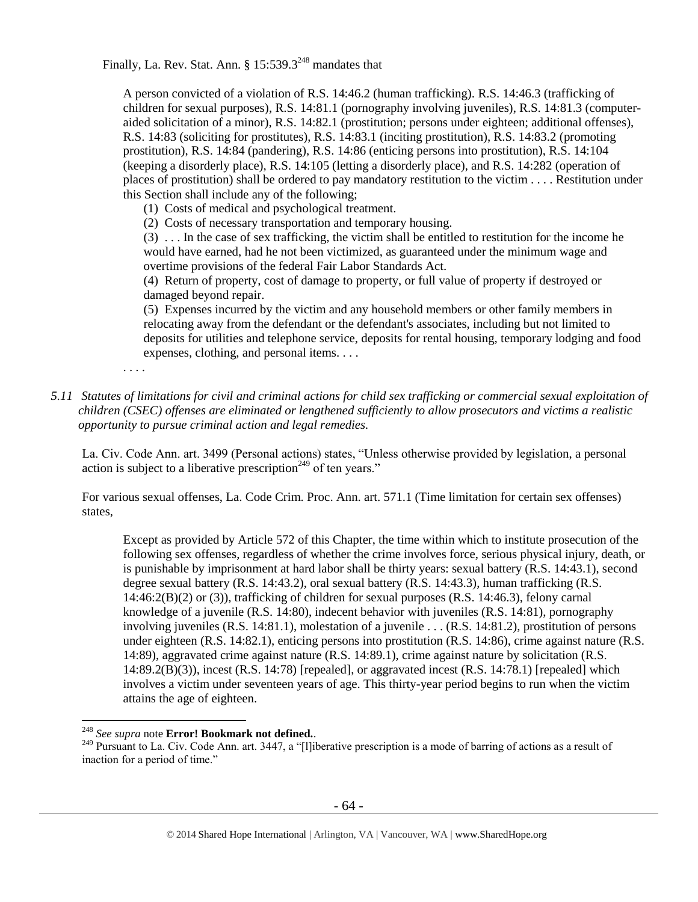Finally, La. Rev. Stat. Ann. § 15:539.3[248] mandates that

> A person convicted of a violation of R.S. 14:46.2 (human trafficking). R.S. 14:46.3 (trafficking of children for sexual purposes), R.S. 14:81.1 (pornography involving juveniles), R.S. 14:81.3 (computer-aided solicitation of a minor), R.S. 14:82.1 (prostitution; persons under eighteen; additional offenses), R.S. 14:83 (soliciting for prostitutes), R.S. 14:83.1 (inciting prostitution), R.S. 14:83.2 (promoting prostitution), R.S. 14:84 (pandering), R.S. 14:86 (enticing persons into prostitution), R.S. 14:104 (keeping a disorderly place), R.S. 14:105 (letting a disorderly place), and R.S. 14:282 (operation of places of prostitution) shall be ordered to pay mandatory restitution to the victim . . . . Restitution under this Section shall include any of the following;
>
> (1) Costs of medical and psychological treatment.
>
> (2) Costs of necessary transportation and temporary housing.
>
> (3) . . . In the case of sex trafficking, the victim shall be entitled to restitution for the income he would have earned, had he not been victimized, as guaranteed under the minimum wage and overtime provisions of the federal Fair Labor Standards Act.
>
> (4) Return of property, cost of damage to property, or full value of property if destroyed or damaged beyond repair.
>
> (5) Expenses incurred by the victim and any household members or other family members in relocating away from the defendant or the defendant's associates, including but not limited to deposits for utilities and telephone service, deposits for rental housing, temporary lodging and food expenses, clothing, and personal items. . . .
>
> . . . .

*5.11 Statutes of limitations for civil and criminal actions for child sex trafficking or commercial sexual exploitation of children (CSEC) offenses are eliminated or lengthened sufficiently to allow prosecutors and victims a realistic opportunity to pursue criminal action and legal remedies.*

La. Civ. Code Ann. art. 3499 (Personal actions) states, "Unless otherwise provided by legislation, a personal action is subject to a liberative prescription[249] of ten years."

For various sexual offenses, La. Code Crim. Proc. Ann. art. 571.1 (Time limitation for certain sex offenses) states,

> Except as provided by Article 572 of this Chapter, the time within which to institute prosecution of the following sex offenses, regardless of whether the crime involves force, serious physical injury, death, or is punishable by imprisonment at hard labor shall be thirty years: sexual battery (R.S. 14:43.1), second degree sexual battery (R.S. 14:43.2), oral sexual battery (R.S. 14:43.3), human trafficking (R.S. 14:46:2(B)(2) or (3)), trafficking of children for sexual purposes (R.S. 14:46.3), felony carnal knowledge of a juvenile (R.S. 14:80), indecent behavior with juveniles (R.S. 14:81), pornography involving juveniles (R.S. 14:81.1), molestation of a juvenile . . . (R.S. 14:81.2), prostitution of persons under eighteen (R.S. 14:82.1), enticing persons into prostitution (R.S. 14:86), crime against nature (R.S. 14:89), aggravated crime against nature (R.S. 14:89.1), crime against nature by solicitation (R.S. 14:89.2(B)(3)), incest (R.S. 14:78) [repealed], or aggravated incest (R.S. 14:78.1) [repealed] which involves a victim under seventeen years of age. This thirty-year period begins to run when the victim attains the age of eighteen.

---

[248] *See supra* note **Error! Bookmark not defined.**.

[249] Pursuant to La. Civ. Code Ann. art. 3447, a "[l]iberative prescription is a mode of barring of actions as a result of inaction for a period of time."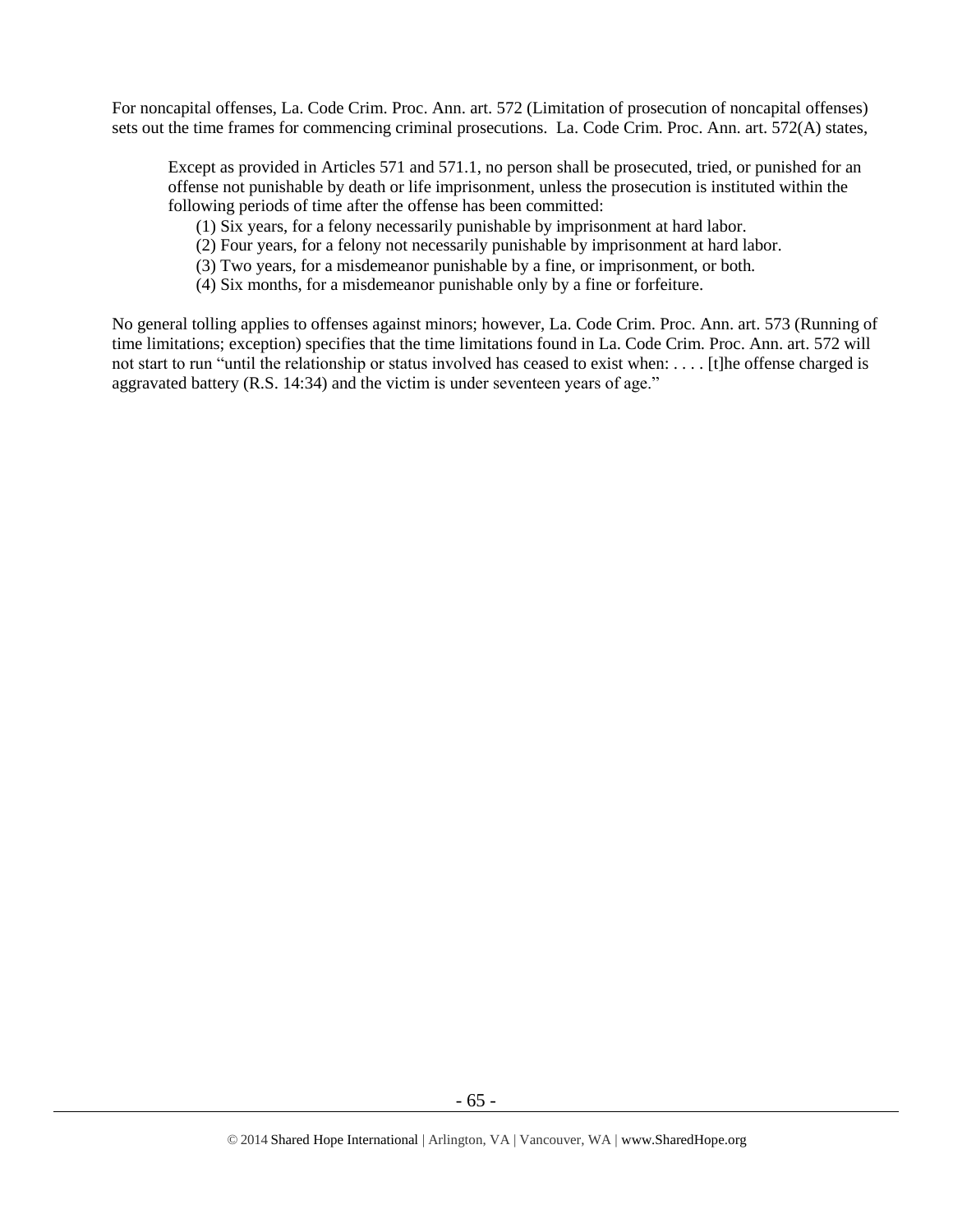For noncapital offenses, La. Code Crim. Proc. Ann. art. 572 (Limitation of prosecution of noncapital offenses) sets out the time frames for commencing criminal prosecutions. La. Code Crim. Proc. Ann. art. 572(A) states,

> Except as provided in Articles 571 and 571.1, no person shall be prosecuted, tried, or punished for an offense not punishable by death or life imprisonment, unless the prosecution is instituted within the following periods of time after the offense has been committed:
>
> (1) Six years, for a felony necessarily punishable by imprisonment at hard labor.
> (2) Four years, for a felony not necessarily punishable by imprisonment at hard labor.
> (3) Two years, for a misdemeanor punishable by a fine, or imprisonment, or both.
> (4) Six months, for a misdemeanor punishable only by a fine or forfeiture.

No general tolling applies to offenses against minors; however, La. Code Crim. Proc. Ann. art. 573 (Running of time limitations; exception) specifies that the time limitations found in La. Code Crim. Proc. Ann. art. 572 will not start to run "until the relationship or status involved has ceased to exist when: . . . . [t]he offense charged is aggravated battery (R.S. 14:34) and the victim is under seventeen years of age."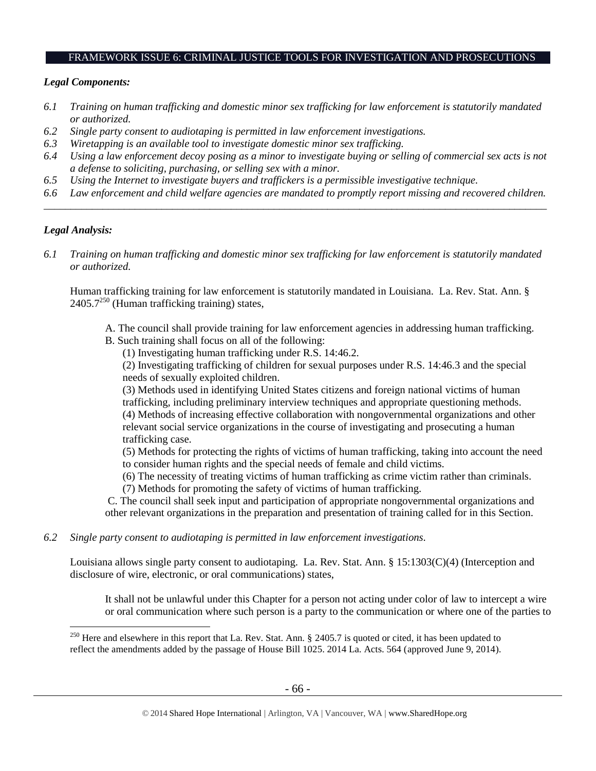## FRAMEWORK ISSUE 6: CRIMINAL JUSTICE TOOLS FOR INVESTIGATION AND PROSECUTIONS

***Legal Components:***

*6.1 Training on human trafficking and domestic minor sex trafficking for law enforcement is statutorily mandated or authorized.*
*6.2 Single party consent to audiotaping is permitted in law enforcement investigations.*
*6.3 Wiretapping is an available tool to investigate domestic minor sex trafficking.*
*6.4 Using a law enforcement decoy posing as a minor to investigate buying or selling of commercial sex acts is not a defense to soliciting, purchasing, or selling sex with a minor.*
*6.5 Using the Internet to investigate buyers and traffickers is a permissible investigative technique.*
*6.6 Law enforcement and child welfare agencies are mandated to promptly report missing and recovered children.*

---

***Legal Analysis:***

*6.1 Training on human trafficking and domestic minor sex trafficking for law enforcement is statutorily mandated or authorized.*

Human trafficking training for law enforcement is statutorily mandated in Louisiana. La. Rev. Stat. Ann. § 2405.7[250] (Human trafficking training) states,

> A. The council shall provide training for law enforcement agencies in addressing human trafficking.
> B. Such training shall focus on all of the following:
> (1) Investigating human trafficking under R.S. 14:46.2.
> (2) Investigating trafficking of children for sexual purposes under R.S. 14:46.3 and the special needs of sexually exploited children.
> (3) Methods used in identifying United States citizens and foreign national victims of human trafficking, including preliminary interview techniques and appropriate questioning methods.
> (4) Methods of increasing effective collaboration with nongovernmental organizations and other relevant social service organizations in the course of investigating and prosecuting a human trafficking case.
> (5) Methods for protecting the rights of victims of human trafficking, taking into account the need to consider human rights and the special needs of female and child victims.
> (6) The necessity of treating victims of human trafficking as crime victim rather than criminals.
> (7) Methods for promoting the safety of victims of human trafficking.
> C. The council shall seek input and participation of appropriate nongovernmental organizations and other relevant organizations in the preparation and presentation of training called for in this Section.

*6.2 Single party consent to audiotaping is permitted in law enforcement investigations.*

Louisiana allows single party consent to audiotaping. La. Rev. Stat. Ann. § 15:1303(C)(4) (Interception and disclosure of wire, electronic, or oral communications) states,

> It shall not be unlawful under this Chapter for a person not acting under color of law to intercept a wire or oral communication where such person is a party to the communication or where one of the parties to

---

[250] Here and elsewhere in this report that La. Rev. Stat. Ann. § 2405.7 is quoted or cited, it has been updated to reflect the amendments added by the passage of House Bill 1025. 2014 La. Acts. 564 (approved June 9, 2014).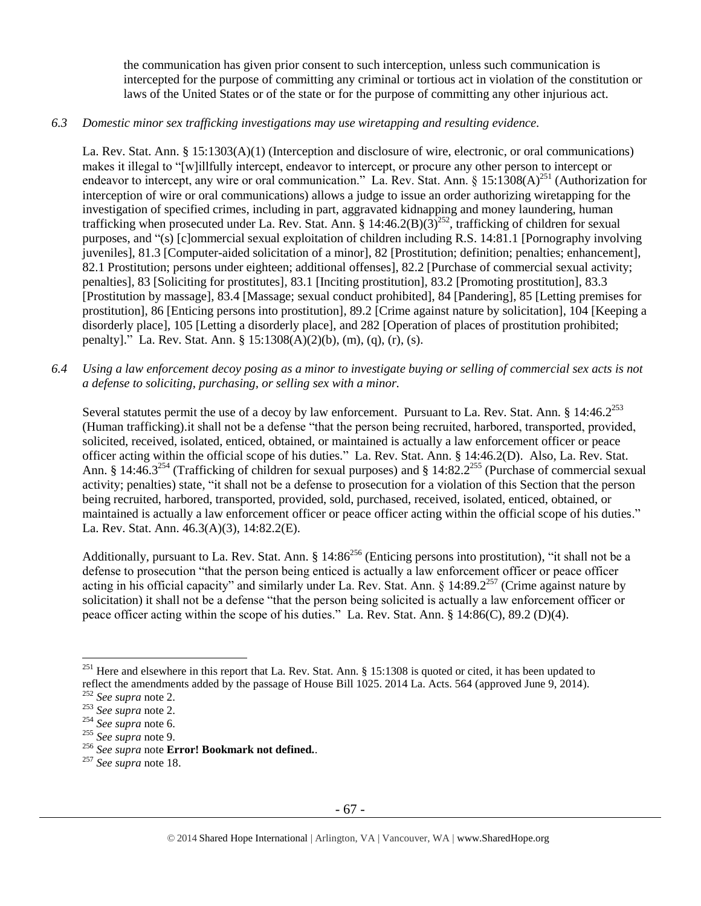the communication has given prior consent to such interception, unless such communication is intercepted for the purpose of committing any criminal or tortious act in violation of the constitution or laws of the United States or of the state or for the purpose of committing any other injurious act.

*6.3 Domestic minor sex trafficking investigations may use wiretapping and resulting evidence.*

La. Rev. Stat. Ann. § 15:1303(A)(1) (Interception and disclosure of wire, electronic, or oral communications) makes it illegal to "[w]illfully intercept, endeavor to intercept, or procure any other person to intercept or endeavor to intercept, any wire or oral communication." La. Rev. Stat. Ann. § 15:1308(A)[251] (Authorization for interception of wire or oral communications) allows a judge to issue an order authorizing wiretapping for the investigation of specified crimes, including in part, aggravated kidnapping and money laundering, human trafficking when prosecuted under La. Rev. Stat. Ann. § 14:46.2(B)(3)[252], trafficking of children for sexual purposes, and "(s) [c]ommercial sexual exploitation of children including R.S. 14:81.1 [Pornography involving juveniles], 81.3 [Computer-aided solicitation of a minor], 82 [Prostitution; definition; penalties; enhancement], 82.1 Prostitution; persons under eighteen; additional offenses], 82.2 [Purchase of commercial sexual activity; penalties], 83 [Soliciting for prostitutes], 83.1 [Inciting prostitution], 83.2 [Promoting prostitution], 83.3 [Prostitution by massage], 83.4 [Massage; sexual conduct prohibited], 84 [Pandering], 85 [Letting premises for prostitution], 86 [Enticing persons into prostitution], 89.2 [Crime against nature by solicitation], 104 [Keeping a disorderly place], 105 [Letting a disorderly place], and 282 [Operation of places of prostitution prohibited; penalty]." La. Rev. Stat. Ann. § 15:1308(A)(2)(b), (m), (q), (r), (s).

*6.4 Using a law enforcement decoy posing as a minor to investigate buying or selling of commercial sex acts is not a defense to soliciting, purchasing, or selling sex with a minor.*

Several statutes permit the use of a decoy by law enforcement. Pursuant to La. Rev. Stat. Ann. § 14:46.2[253] (Human trafficking).it shall not be a defense "that the person being recruited, harbored, transported, provided, solicited, received, isolated, enticed, obtained, or maintained is actually a law enforcement officer or peace officer acting within the official scope of his duties." La. Rev. Stat. Ann. § 14:46.2(D). Also, La. Rev. Stat. Ann. § 14:46.3[254] (Trafficking of children for sexual purposes) and § 14:82.2[255] (Purchase of commercial sexual activity; penalties) state, "it shall not be a defense to prosecution for a violation of this Section that the person being recruited, harbored, transported, provided, sold, purchased, received, isolated, enticed, obtained, or maintained is actually a law enforcement officer or peace officer acting within the official scope of his duties." La. Rev. Stat. Ann. 46.3(A)(3), 14:82.2(E).

Additionally, pursuant to La. Rev. Stat. Ann. § 14:86[256] (Enticing persons into prostitution), "it shall not be a defense to prosecution "that the person being enticed is actually a law enforcement officer or peace officer acting in his official capacity" and similarly under La. Rev. Stat. Ann. § 14:89.2[257] (Crime against nature by solicitation) it shall not be a defense "that the person being solicited is actually a law enforcement officer or peace officer acting within the scope of his duties." La. Rev. Stat. Ann. § 14:86(C), 89.2 (D)(4).

---

[251] Here and elsewhere in this report that La. Rev. Stat. Ann. § 15:1308 is quoted or cited, it has been updated to reflect the amendments added by the passage of House Bill 1025. 2014 La. Acts. 564 (approved June 9, 2014).

[252] *See supra* note 2.

[253] *See supra* note 2.

[254] *See supra* note 6.

[255] *See supra* note 9.

[256] *See supra* note **Error! Bookmark not defined.**.

[257] *See supra* note 18.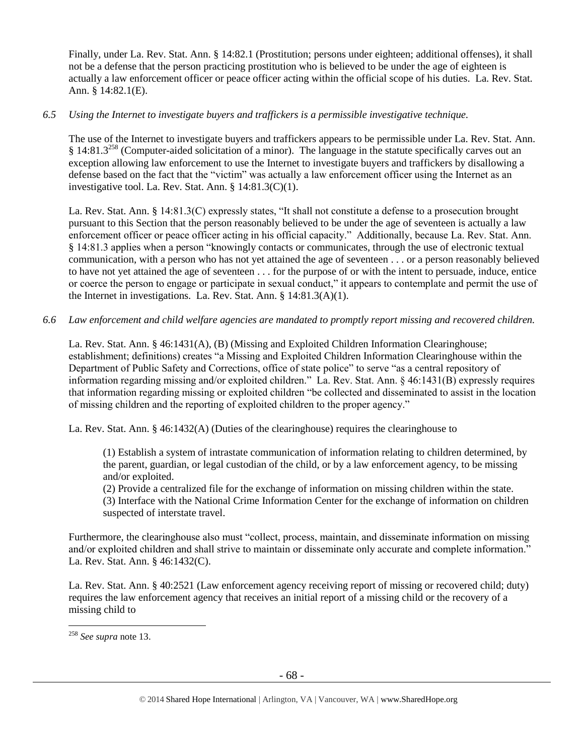Finally, under La. Rev. Stat. Ann. § 14:82.1 (Prostitution; persons under eighteen; additional offenses), it shall not be a defense that the person practicing prostitution who is believed to be under the age of eighteen is actually a law enforcement officer or peace officer acting within the official scope of his duties. La. Rev. Stat. Ann. § 14:82.1(E).

*6.5 Using the Internet to investigate buyers and traffickers is a permissible investigative technique.*

The use of the Internet to investigate buyers and traffickers appears to be permissible under La. Rev. Stat. Ann. § 14:81.3[258] (Computer-aided solicitation of a minor). The language in the statute specifically carves out an exception allowing law enforcement to use the Internet to investigate buyers and traffickers by disallowing a defense based on the fact that the "victim" was actually a law enforcement officer using the Internet as an investigative tool. La. Rev. Stat. Ann. § 14:81.3(C)(1).

La. Rev. Stat. Ann. § 14:81.3(C) expressly states, "It shall not constitute a defense to a prosecution brought pursuant to this Section that the person reasonably believed to be under the age of seventeen is actually a law enforcement officer or peace officer acting in his official capacity." Additionally, because La. Rev. Stat. Ann. § 14:81.3 applies when a person "knowingly contacts or communicates, through the use of electronic textual communication, with a person who has not yet attained the age of seventeen . . . or a person reasonably believed to have not yet attained the age of seventeen . . . for the purpose of or with the intent to persuade, induce, entice or coerce the person to engage or participate in sexual conduct," it appears to contemplate and permit the use of the Internet in investigations. La. Rev. Stat. Ann. § 14:81.3(A)(1).

*6.6 Law enforcement and child welfare agencies are mandated to promptly report missing and recovered children.*

La. Rev. Stat. Ann. § 46:1431(A), (B) (Missing and Exploited Children Information Clearinghouse; establishment; definitions) creates "a Missing and Exploited Children Information Clearinghouse within the Department of Public Safety and Corrections, office of state police" to serve "as a central repository of information regarding missing and/or exploited children." La. Rev. Stat. Ann. § 46:1431(B) expressly requires that information regarding missing or exploited children "be collected and disseminated to assist in the location of missing children and the reporting of exploited children to the proper agency."

La. Rev. Stat. Ann. § 46:1432(A) (Duties of the clearinghouse) requires the clearinghouse to

> (1) Establish a system of intrastate communication of information relating to children determined, by the parent, guardian, or legal custodian of the child, or by a law enforcement agency, to be missing and/or exploited.
> (2) Provide a centralized file for the exchange of information on missing children within the state.
> (3) Interface with the National Crime Information Center for the exchange of information on children suspected of interstate travel.

Furthermore, the clearinghouse also must "collect, process, maintain, and disseminate information on missing and/or exploited children and shall strive to maintain or disseminate only accurate and complete information." La. Rev. Stat. Ann. § 46:1432(C).

La. Rev. Stat. Ann. § 40:2521 (Law enforcement agency receiving report of missing or recovered child; duty) requires the law enforcement agency that receives an initial report of a missing child or the recovery of a missing child to

---

[258] *See supra* note 13.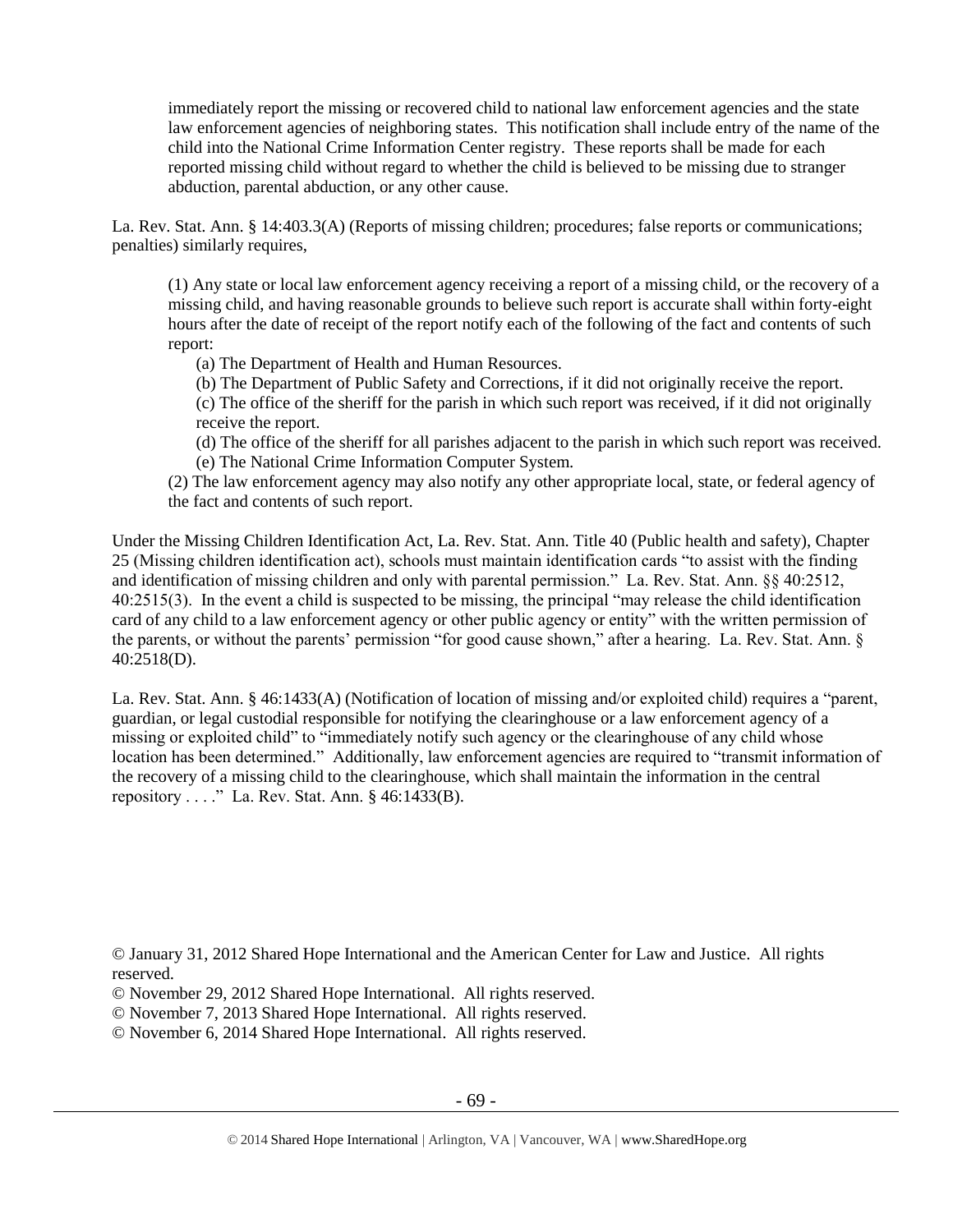> immediately report the missing or recovered child to national law enforcement agencies and the state law enforcement agencies of neighboring states. This notification shall include entry of the name of the child into the National Crime Information Center registry. These reports shall be made for each reported missing child without regard to whether the child is believed to be missing due to stranger abduction, parental abduction, or any other cause.

La. Rev. Stat. Ann. § 14:403.3(A) (Reports of missing children; procedures; false reports or communications; penalties) similarly requires,

> (1) Any state or local law enforcement agency receiving a report of a missing child, or the recovery of a missing child, and having reasonable grounds to believe such report is accurate shall within forty-eight hours after the date of receipt of the report notify each of the following of the fact and contents of such report:
>
> (a) The Department of Health and Human Resources.
>
> (b) The Department of Public Safety and Corrections, if it did not originally receive the report.
>
> (c) The office of the sheriff for the parish in which such report was received, if it did not originally receive the report.
>
> (d) The office of the sheriff for all parishes adjacent to the parish in which such report was received.
>
> (e) The National Crime Information Computer System.
>
> (2) The law enforcement agency may also notify any other appropriate local, state, or federal agency of the fact and contents of such report.

Under the Missing Children Identification Act, La. Rev. Stat. Ann. Title 40 (Public health and safety), Chapter 25 (Missing children identification act), schools must maintain identification cards "to assist with the finding and identification of missing children and only with parental permission." La. Rev. Stat. Ann. §§ 40:2512, 40:2515(3). In the event a child is suspected to be missing, the principal "may release the child identification card of any child to a law enforcement agency or other public agency or entity" with the written permission of the parents, or without the parents' permission "for good cause shown," after a hearing. La. Rev. Stat. Ann. § 40:2518(D).

La. Rev. Stat. Ann. § 46:1433(A) (Notification of location of missing and/or exploited child) requires a "parent, guardian, or legal custodial responsible for notifying the clearinghouse or a law enforcement agency of a missing or exploited child" to "immediately notify such agency or the clearinghouse of any child whose location has been determined." Additionally, law enforcement agencies are required to "transmit information of the recovery of a missing child to the clearinghouse, which shall maintain the information in the central repository . . . ." La. Rev. Stat. Ann. § 46:1433(B).

© January 31, 2012 Shared Hope International and the American Center for Law and Justice. All rights reserved.
© November 29, 2012 Shared Hope International. All rights reserved.
© November 7, 2013 Shared Hope International. All rights reserved.
© November 6, 2014 Shared Hope International. All rights reserved.